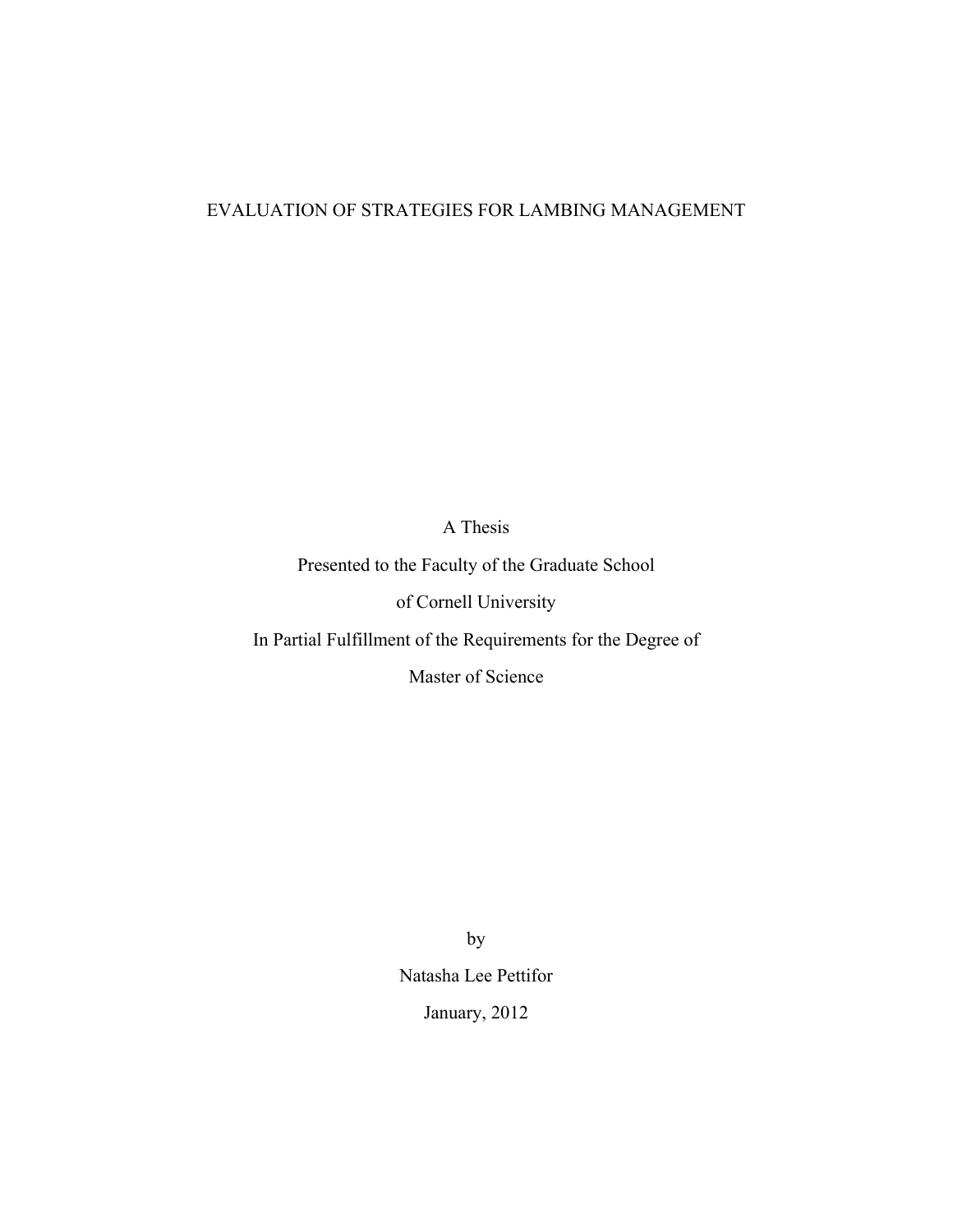# EVALUATION OF STRATEGIES FOR LAMBING MANAGEMENT

A Thesis

Presented to the Faculty of the Graduate School

of Cornell University

In Partial Fulfillment of the Requirements for the Degree of

Master of Science

by

Natasha Lee Pettifor

January, 2012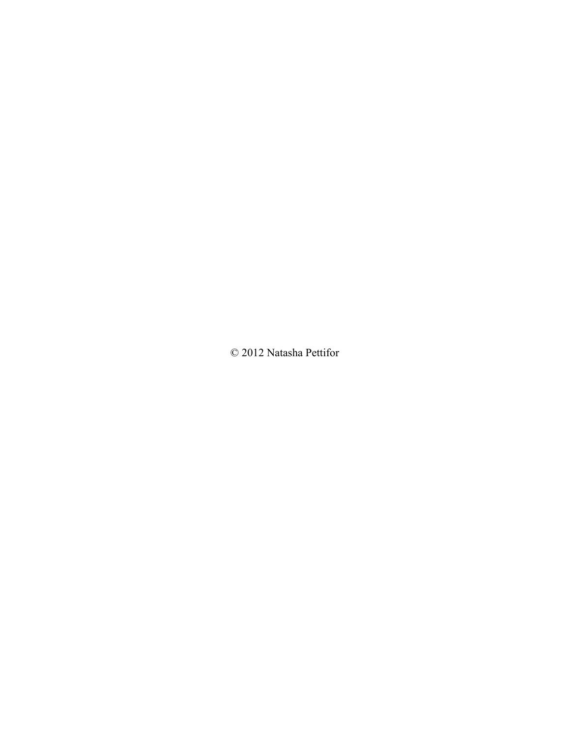© 2012 Natasha Pettifor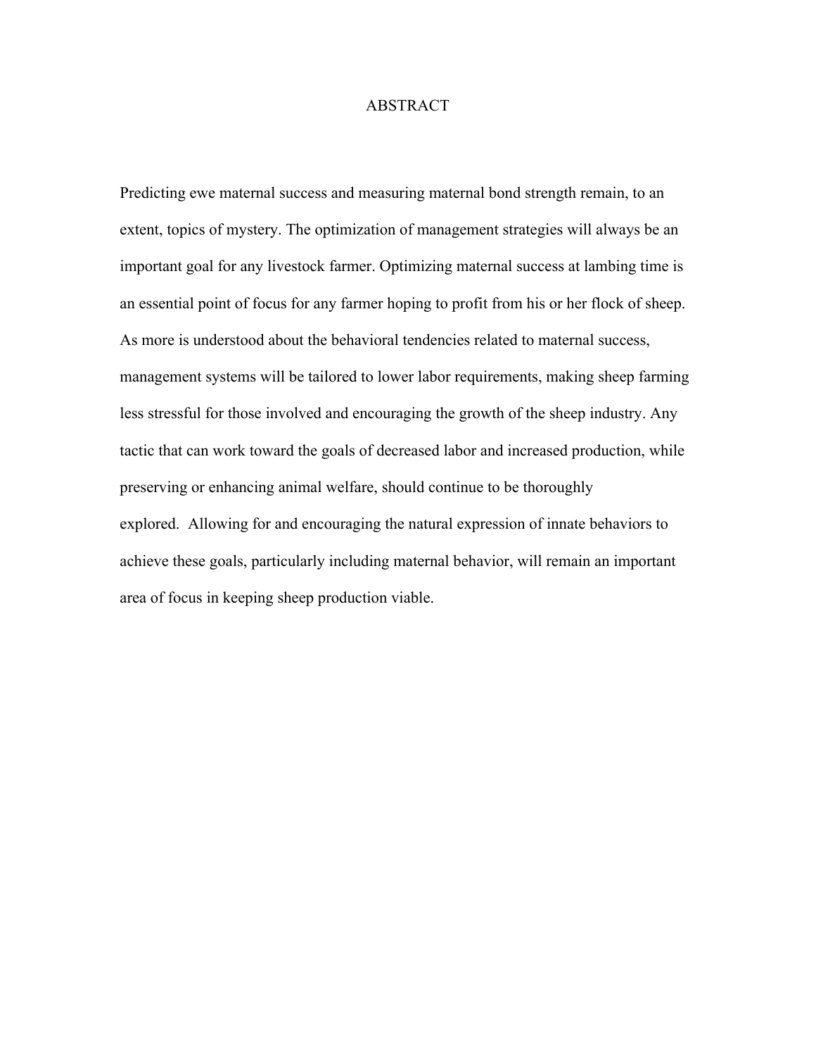# ABSTRACT

Predicting ewe maternal success and measuring maternal bond strength remain, to an extent, topics of mystery. The optimization of management strategies will always be an important goal for any livestock farmer. Optimizing maternal success at lambing time is an essential point of focus for any farmer hoping to profit from his or her flock of sheep. As more is understood about the behavioral tendencies related to maternal success, management systems will be tailored to lower labor requirements, making sheep farming less stressful for those involved and encouraging the growth of the sheep industry. Any tactic that can work toward the goals of decreased labor and increased production, while preserving or enhancing animal welfare, should continue to be thoroughly explored. Allowing for and encouraging the natural expression of innate behaviors to achieve these goals, particularly including maternal behavior, will remain an important area of focus in keeping sheep production viable.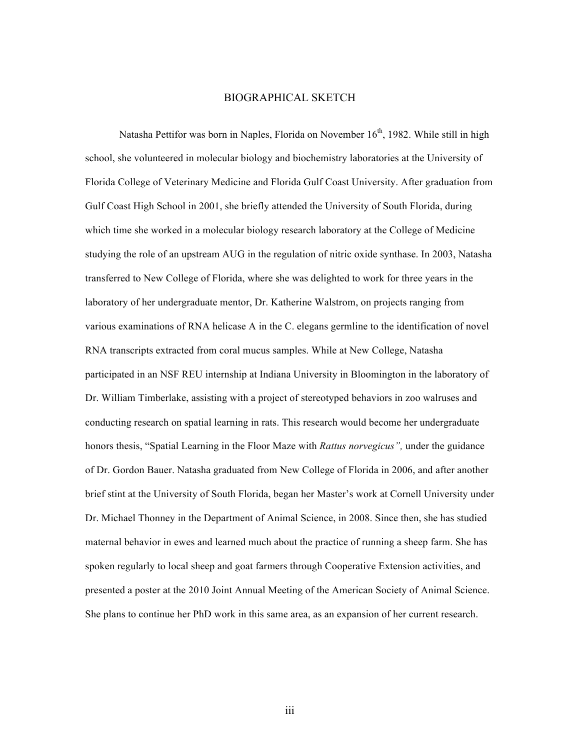# BIOGRAPHICAL SKETCH

Natasha Pettifor was born in Naples, Florida on November 16$^{th}$, 1982. While still in high school, she volunteered in molecular biology and biochemistry laboratories at the University of Florida College of Veterinary Medicine and Florida Gulf Coast University. After graduation from Gulf Coast High School in 2001, she briefly attended the University of South Florida, during which time she worked in a molecular biology research laboratory at the College of Medicine studying the role of an upstream AUG in the regulation of nitric oxide synthase. In 2003, Natasha transferred to New College of Florida, where she was delighted to work for three years in the laboratory of her undergraduate mentor, Dr. Katherine Walstrom, on projects ranging from various examinations of RNA helicase A in the C. elegans germline to the identification of novel RNA transcripts extracted from coral mucus samples. While at New College, Natasha participated in an NSF REU internship at Indiana University in Bloomington in the laboratory of Dr. William Timberlake, assisting with a project of stereotyped behaviors in zoo walruses and conducting research on spatial learning in rats. This research would become her undergraduate honors thesis, "Spatial Learning in the Floor Maze with *Rattus norvegicus*", under the guidance of Dr. Gordon Bauer. Natasha graduated from New College of Florida in 2006, and after another brief stint at the University of South Florida, began her Master's work at Cornell University under Dr. Michael Thonney in the Department of Animal Science, in 2008. Since then, she has studied maternal behavior in ewes and learned much about the practice of running a sheep farm. She has spoken regularly to local sheep and goat farmers through Cooperative Extension activities, and presented a poster at the 2010 Joint Annual Meeting of the American Society of Animal Science. She plans to continue her PhD work in this same area, as an expansion of her current research.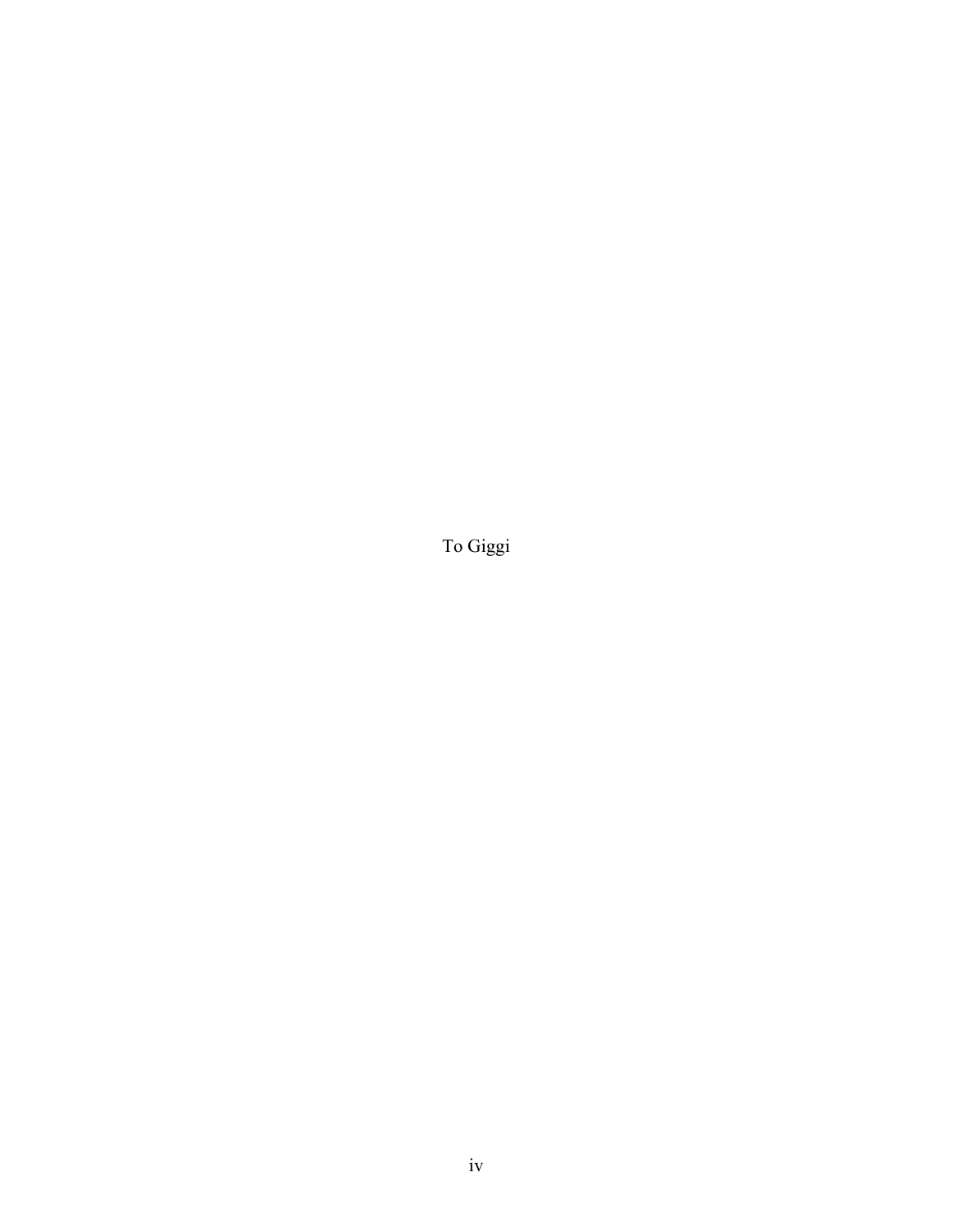To Giggi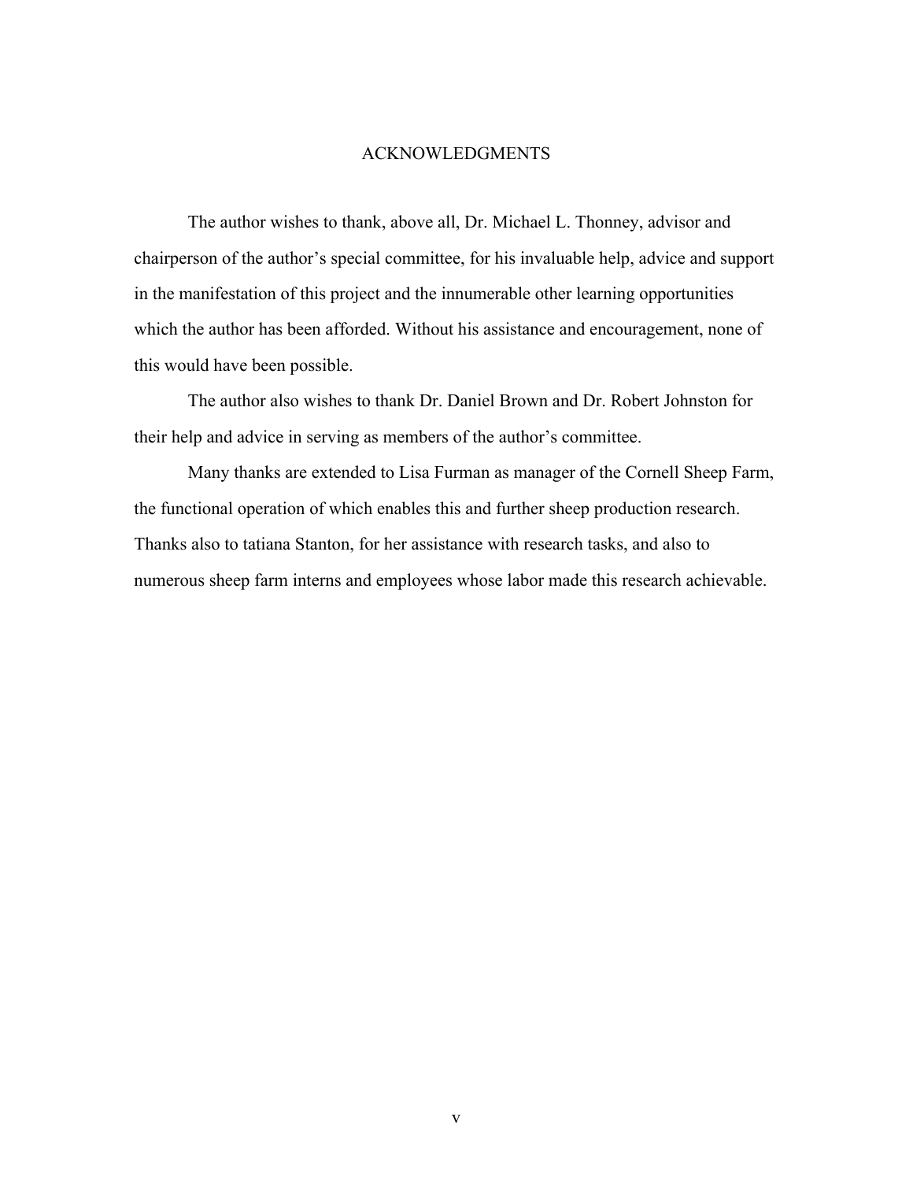# ACKNOWLEDGMENTS

The author wishes to thank, above all, Dr. Michael L. Thonney, advisor and chairperson of the author's special committee, for his invaluable help, advice and support in the manifestation of this project and the innumerable other learning opportunities which the author has been afforded. Without his assistance and encouragement, none of this would have been possible.

The author also wishes to thank Dr. Daniel Brown and Dr. Robert Johnston for their help and advice in serving as members of the author's committee.

Many thanks are extended to Lisa Furman as manager of the Cornell Sheep Farm, the functional operation of which enables this and further sheep production research. Thanks also to tatiana Stanton, for her assistance with research tasks, and also to numerous sheep farm interns and employees whose labor made this research achievable.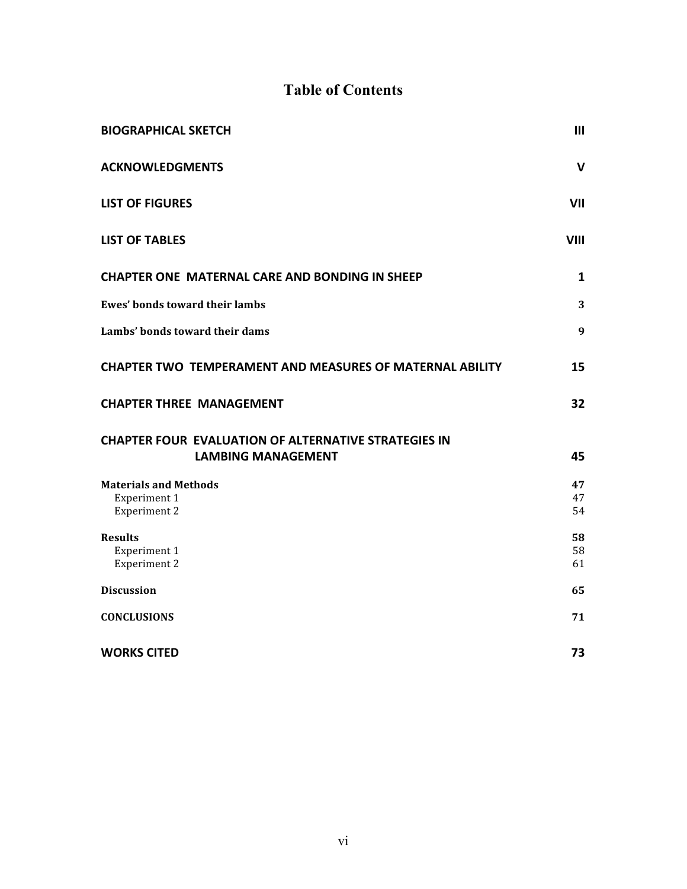# Table of Contents

| | |
|---|---|
| **BIOGRAPHICAL SKETCH** | **III** |
| **ACKNOWLEDGMENTS** | **V** |
| **LIST OF FIGURES** | **VII** |
| **LIST OF TABLES** | **VIII** |
| **CHAPTER ONE MATERNAL CARE AND BONDING IN SHEEP** | **1** |
| **Ewes' bonds toward their lambs** | **3** |
| **Lambs' bonds toward their dams** | **9** |
| **CHAPTER TWO TEMPERAMENT AND MEASURES OF MATERNAL ABILITY** | **15** |
| **CHAPTER THREE MANAGEMENT** | **32** |
| **CHAPTER FOUR EVALUATION OF ALTERNATIVE STRATEGIES IN LAMBING MANAGEMENT** | **45** |
| **Materials and Methods** | **47** |
| Experiment 1 | 47 |
| Experiment 2 | 54 |
| **Results** | **58** |
| Experiment 1 | 58 |
| Experiment 2 | 61 |
| **Discussion** | **65** |
| **CONCLUSIONS** | **71** |
| **WORKS CITED** | **73** |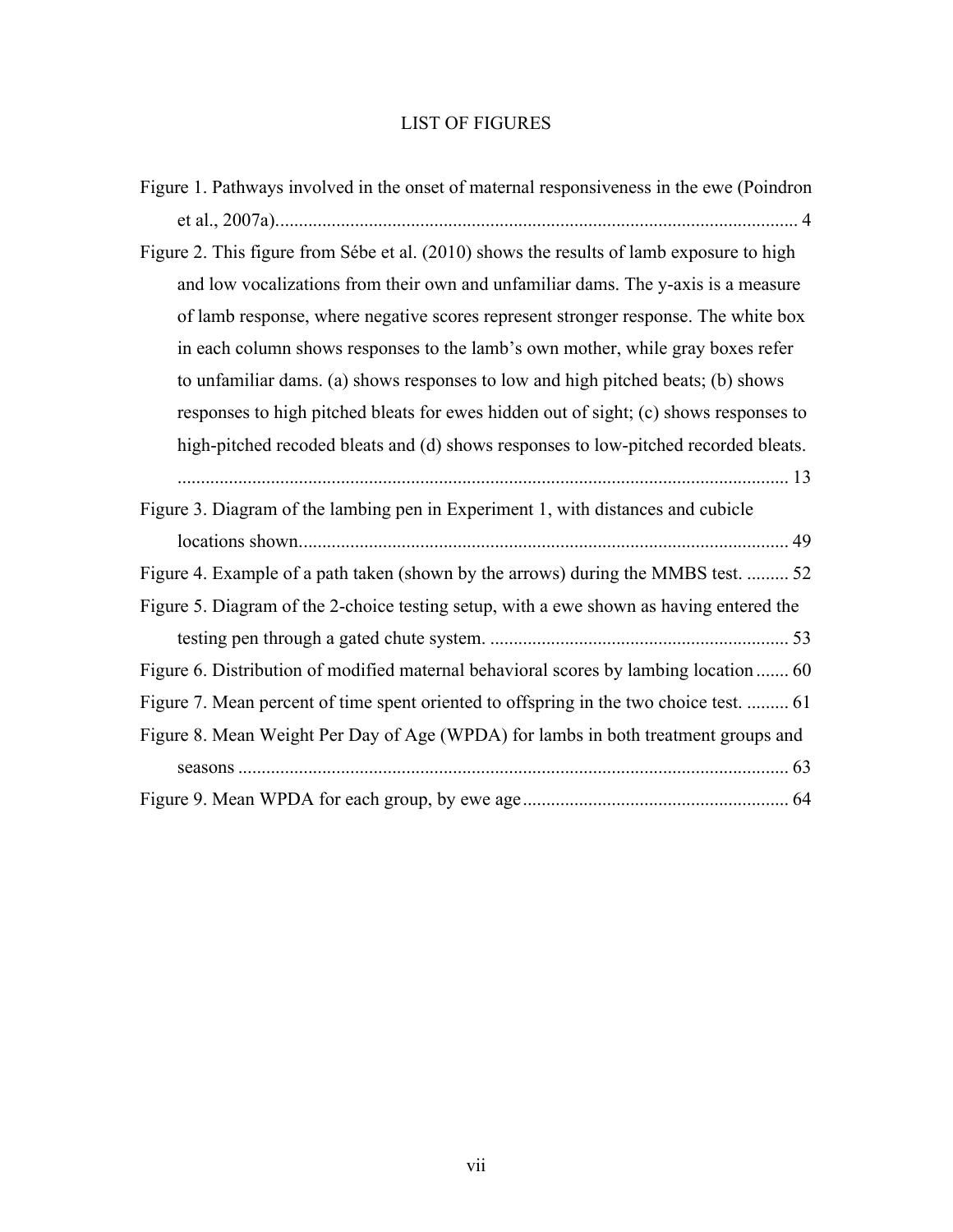# LIST OF FIGURES

Figure 1. Pathways involved in the onset of maternal responsiveness in the ewe (Poindron et al., 2007a)................................................................................................................ 4

Figure 2. This figure from Sébe et al. (2010) shows the results of lamb exposure to high and low vocalizations from their own and unfamiliar dams. The y-axis is a measure of lamb response, where negative scores represent stronger response. The white box in each column shows responses to the lamb's own mother, while gray boxes refer to unfamiliar dams. (a) shows responses to low and high pitched beats; (b) shows responses to high pitched bleats for ewes hidden out of sight; (c) shows responses to high-pitched recoded bleats and (d) shows responses to low-pitched recorded bleats. ................................................................................................................................ 13

Figure 3. Diagram of the lambing pen in Experiment 1, with distances and cubicle locations shown......................................................................................................... 49

Figure 4. Example of a path taken (shown by the arrows) during the MMBS test. ......... 52

Figure 5. Diagram of the 2-choice testing setup, with a ewe shown as having entered the testing pen through a gated chute system. ................................................................ 53

Figure 6. Distribution of modified maternal behavioral scores by lambing location ....... 60

Figure 7. Mean percent of time spent oriented to offspring in the two choice test. ......... 61

Figure 8. Mean Weight Per Day of Age (WPDA) for lambs in both treatment groups and seasons ...................................................................................................................... 63

Figure 9. Mean WPDA for each group, by ewe age ......................................................... 64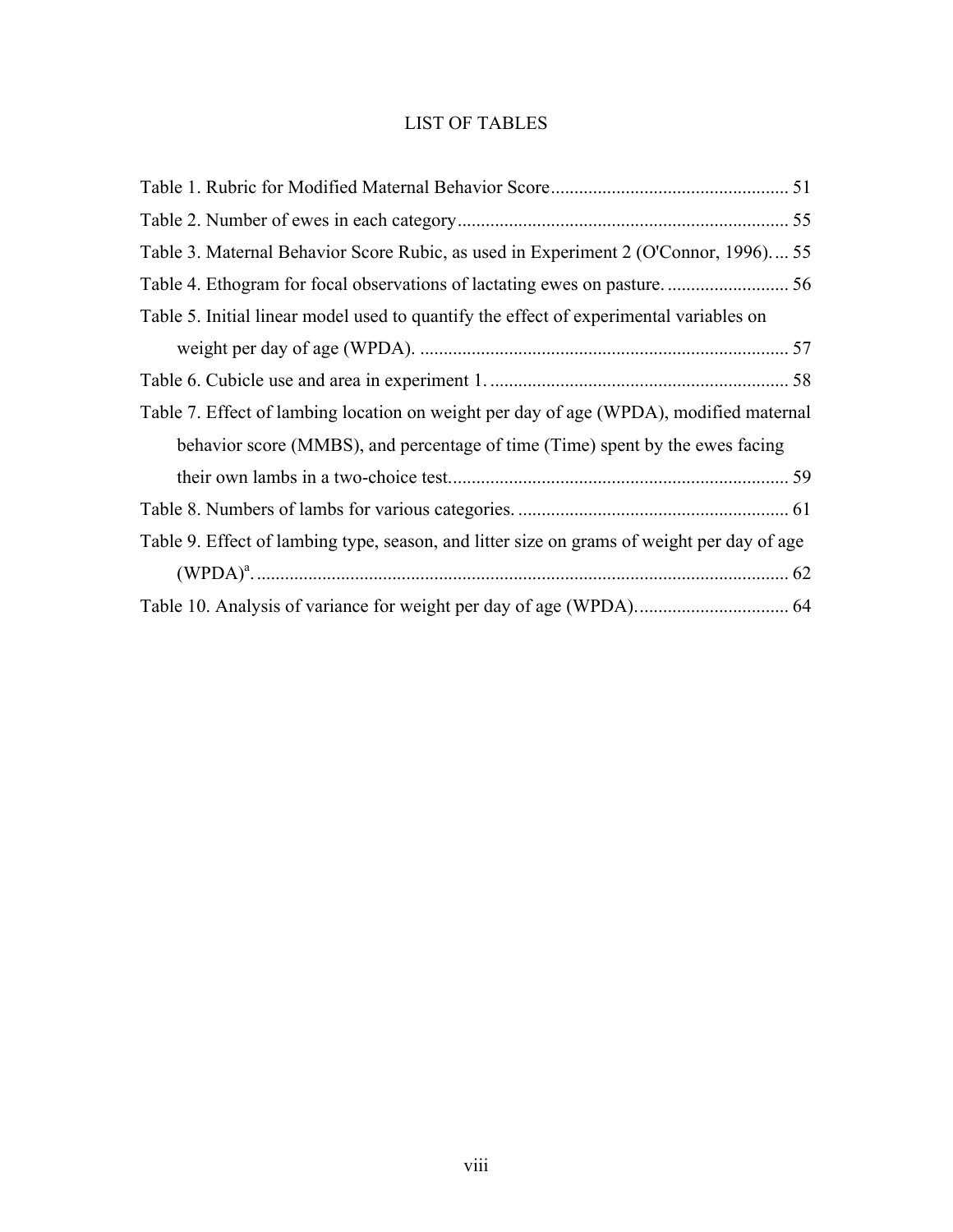# LIST OF TABLES

Table 1. Rubric for Modified Maternal Behavior Score .................................................. 51

Table 2. Number of ewes in each category ...................................................................... 55

Table 3. Maternal Behavior Score Rubic, as used in Experiment 2 (O'Connor, 1996) .... 55

Table 4. Ethogram for focal observations of lactating ewes on pasture. .......................... 56

Table 5. Initial linear model used to quantify the effect of experimental variables on weight per day of age (WPDA). .............................................................................. 57

Table 6. Cubicle use and area in experiment 1. ................................................................ 58

Table 7. Effect of lambing location on weight per day of age (WPDA), modified maternal behavior score (MMBS), and percentage of time (Time) spent by the ewes facing their own lambs in a two-choice test........................................................................ 59

Table 8. Numbers of lambs for various categories. .......................................................... 61

Table 9. Effect of lambing type, season, and litter size on grams of weight per day of age (WPDA)[a]. ................................................................................................................. 62

Table 10. Analysis of variance for weight per day of age (WPDA)................................. 64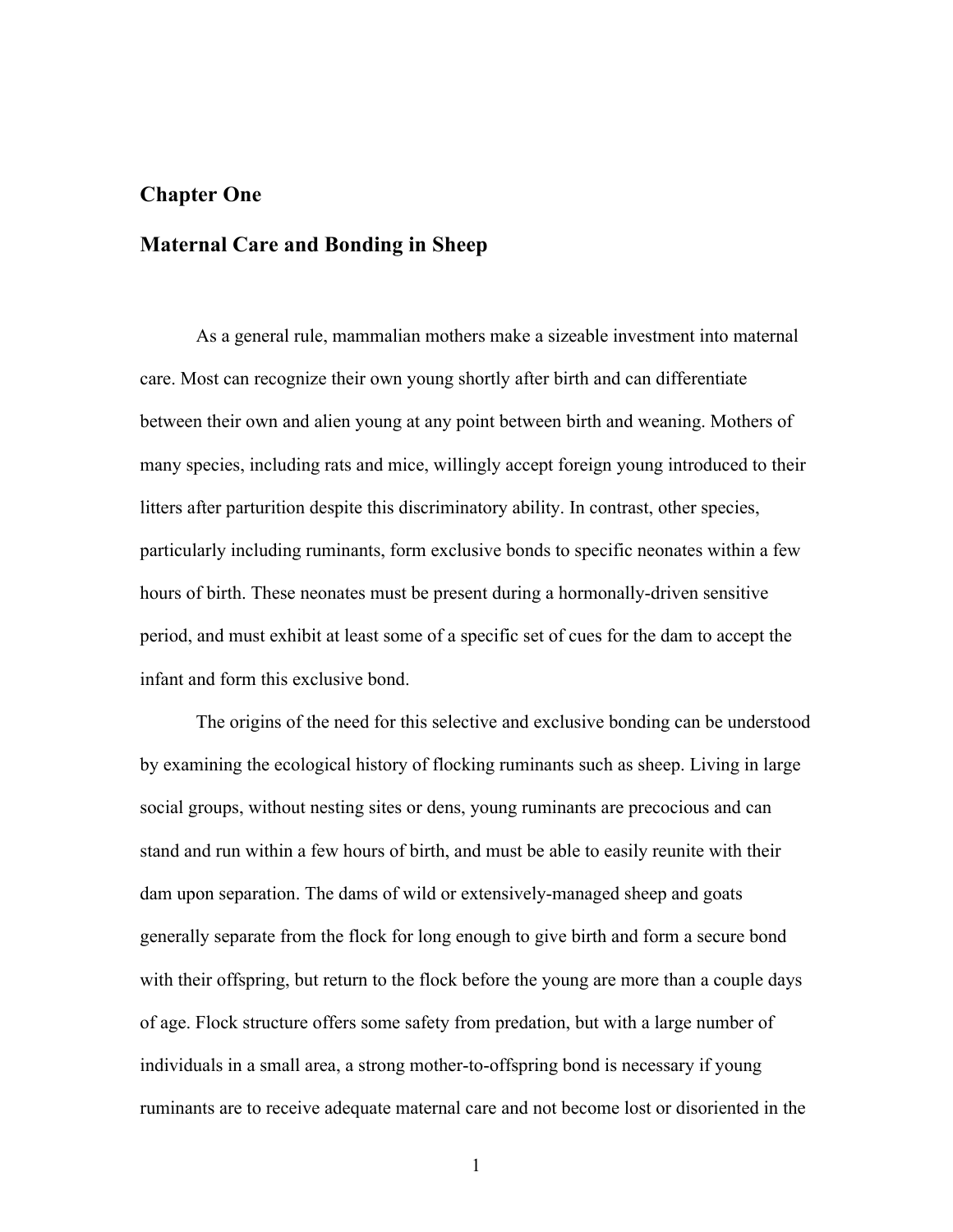# Chapter One

## Maternal Care and Bonding in Sheep

As a general rule, mammalian mothers make a sizeable investment into maternal care. Most can recognize their own young shortly after birth and can differentiate between their own and alien young at any point between birth and weaning. Mothers of many species, including rats and mice, willingly accept foreign young introduced to their litters after parturition despite this discriminatory ability. In contrast, other species, particularly including ruminants, form exclusive bonds to specific neonates within a few hours of birth. These neonates must be present during a hormonally-driven sensitive period, and must exhibit at least some of a specific set of cues for the dam to accept the infant and form this exclusive bond.

The origins of the need for this selective and exclusive bonding can be understood by examining the ecological history of flocking ruminants such as sheep. Living in large social groups, without nesting sites or dens, young ruminants are precocious and can stand and run within a few hours of birth, and must be able to easily reunite with their dam upon separation. The dams of wild or extensively-managed sheep and goats generally separate from the flock for long enough to give birth and form a secure bond with their offspring, but return to the flock before the young are more than a couple days of age. Flock structure offers some safety from predation, but with a large number of individuals in a small area, a strong mother-to-offspring bond is necessary if young ruminants are to receive adequate maternal care and not become lost or disoriented in the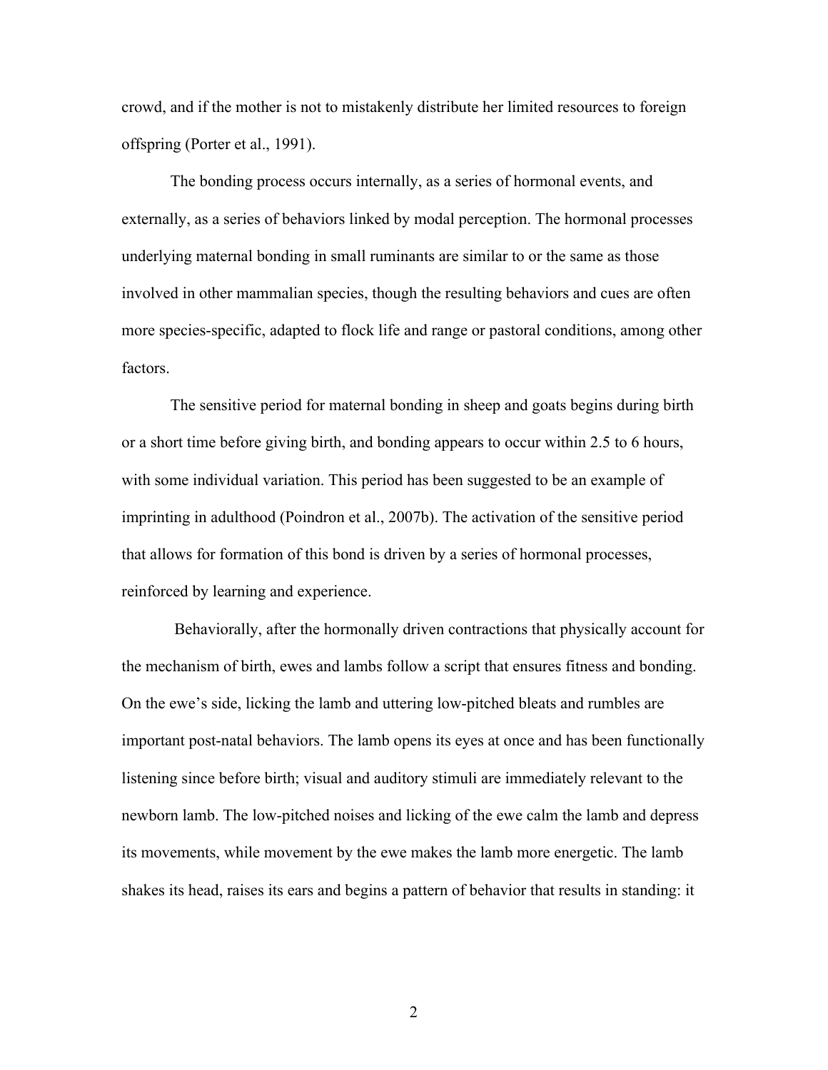crowd, and if the mother is not to mistakenly distribute her limited resources to foreign offspring (Porter et al., 1991).

The bonding process occurs internally, as a series of hormonal events, and externally, as a series of behaviors linked by modal perception. The hormonal processes underlying maternal bonding in small ruminants are similar to or the same as those involved in other mammalian species, though the resulting behaviors and cues are often more species-specific, adapted to flock life and range or pastoral conditions, among other factors.

The sensitive period for maternal bonding in sheep and goats begins during birth or a short time before giving birth, and bonding appears to occur within 2.5 to 6 hours, with some individual variation. This period has been suggested to be an example of imprinting in adulthood (Poindron et al., 2007b). The activation of the sensitive period that allows for formation of this bond is driven by a series of hormonal processes, reinforced by learning and experience.

Behaviorally, after the hormonally driven contractions that physically account for the mechanism of birth, ewes and lambs follow a script that ensures fitness and bonding. On the ewe's side, licking the lamb and uttering low-pitched bleats and rumbles are important post-natal behaviors. The lamb opens its eyes at once and has been functionally listening since before birth; visual and auditory stimuli are immediately relevant to the newborn lamb. The low-pitched noises and licking of the ewe calm the lamb and depress its movements, while movement by the ewe makes the lamb more energetic. The lamb shakes its head, raises its ears and begins a pattern of behavior that results in standing: it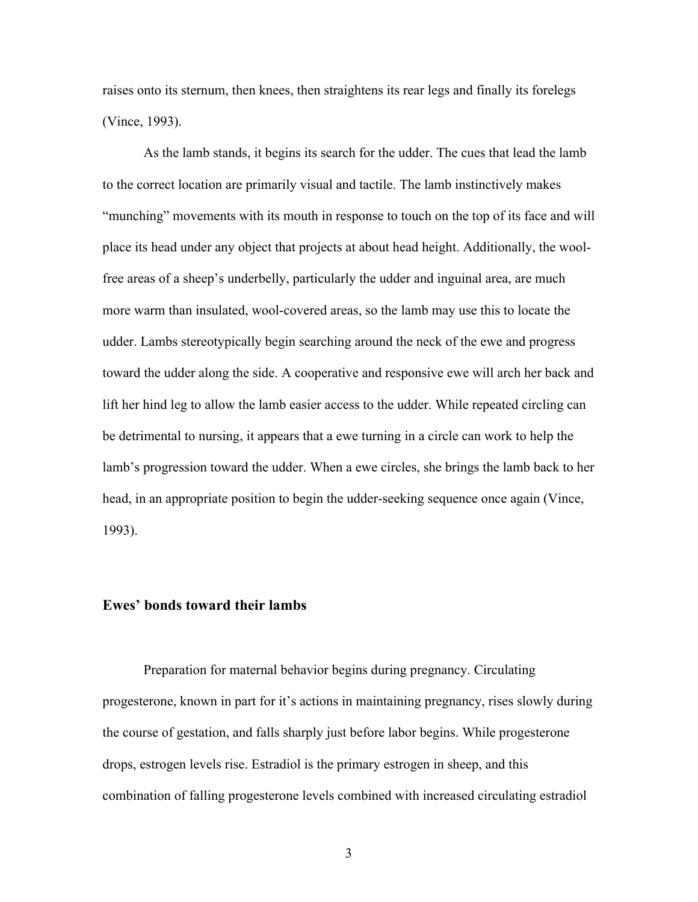raises onto its sternum, then knees, then straightens its rear legs and finally its forelegs (Vince, 1993).

As the lamb stands, it begins its search for the udder. The cues that lead the lamb to the correct location are primarily visual and tactile. The lamb instinctively makes "munching" movements with its mouth in response to touch on the top of its face and will place its head under any object that projects at about head height. Additionally, the wool-free areas of a sheep's underbelly, particularly the udder and inguinal area, are much more warm than insulated, wool-covered areas, so the lamb may use this to locate the udder. Lambs stereotypically begin searching around the neck of the ewe and progress toward the udder along the side. A cooperative and responsive ewe will arch her back and lift her hind leg to allow the lamb easier access to the udder. While repeated circling can be detrimental to nursing, it appears that a ewe turning in a circle can work to help the lamb's progression toward the udder. When a ewe circles, she brings the lamb back to her head, in an appropriate position to begin the udder-seeking sequence once again (Vince, 1993).

## Ewes' bonds toward their lambs

Preparation for maternal behavior begins during pregnancy. Circulating progesterone, known in part for it's actions in maintaining pregnancy, rises slowly during the course of gestation, and falls sharply just before labor begins. While progesterone drops, estrogen levels rise. Estradiol is the primary estrogen in sheep, and this combination of falling progesterone levels combined with increased circulating estradiol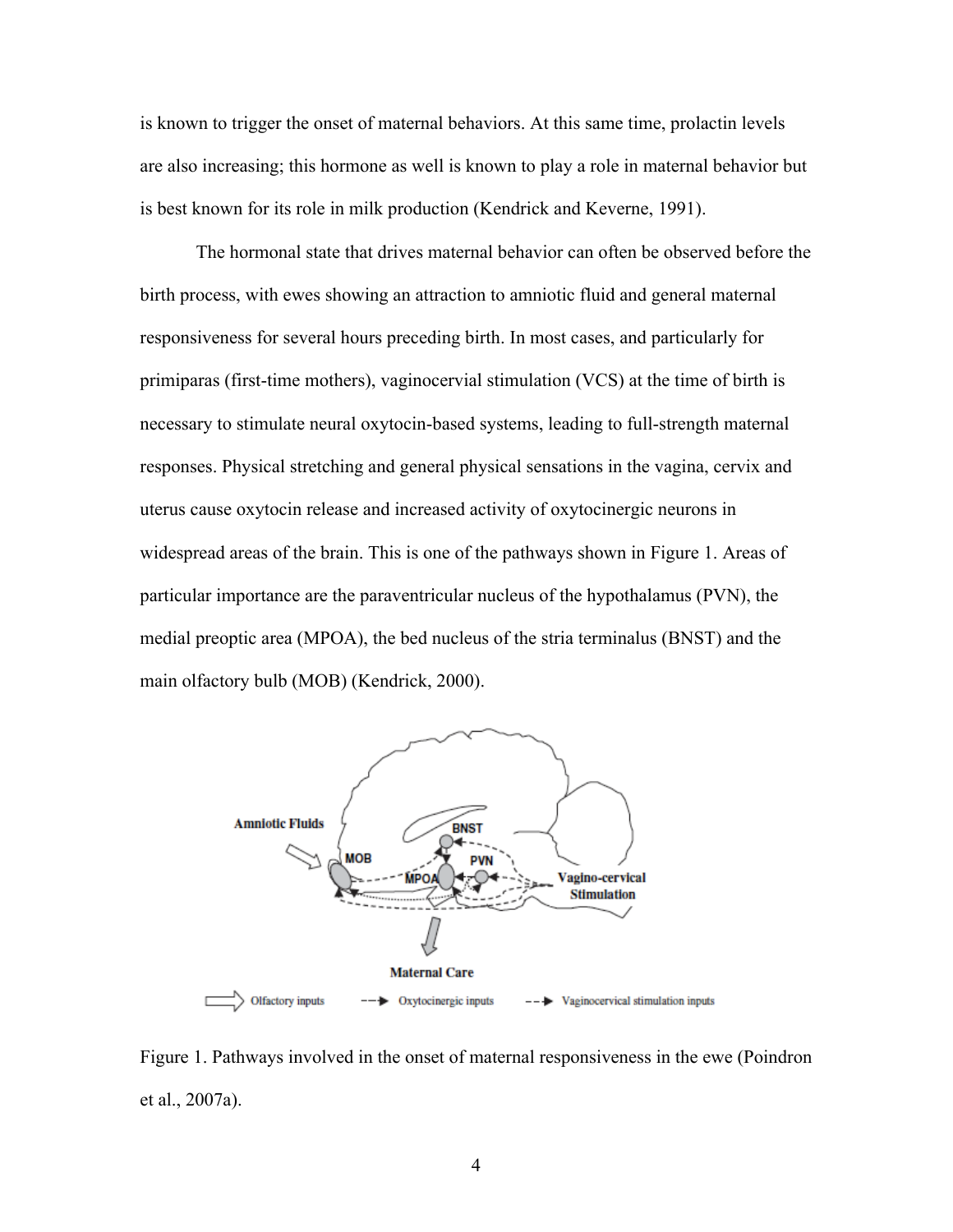is known to trigger the onset of maternal behaviors. At this same time, prolactin levels are also increasing; this hormone as well is known to play a role in maternal behavior but is best known for its role in milk production (Kendrick and Keverne, 1991).

The hormonal state that drives maternal behavior can often be observed before the birth process, with ewes showing an attraction to amniotic fluid and general maternal responsiveness for several hours preceding birth. In most cases, and particularly for primiparas (first-time mothers), vaginocervial stimulation (VCS) at the time of birth is necessary to stimulate neural oxytocin-based systems, leading to full-strength maternal responses. Physical stretching and general physical sensations in the vagina, cervix and uterus cause oxytocin release and increased activity of oxytocinergic neurons in widespread areas of the brain. This is one of the pathways shown in Figure 1. Areas of particular importance are the paraventricular nucleus of the hypothalamus (PVN), the medial preoptic area (MPOA), the bed nucleus of the stria terminalus (BNST) and the main olfactory bulb (MOB) (Kendrick, 2000).

Figure 1. Pathways involved in the onset of maternal responsiveness in the ewe (Poindron et al., 2007a).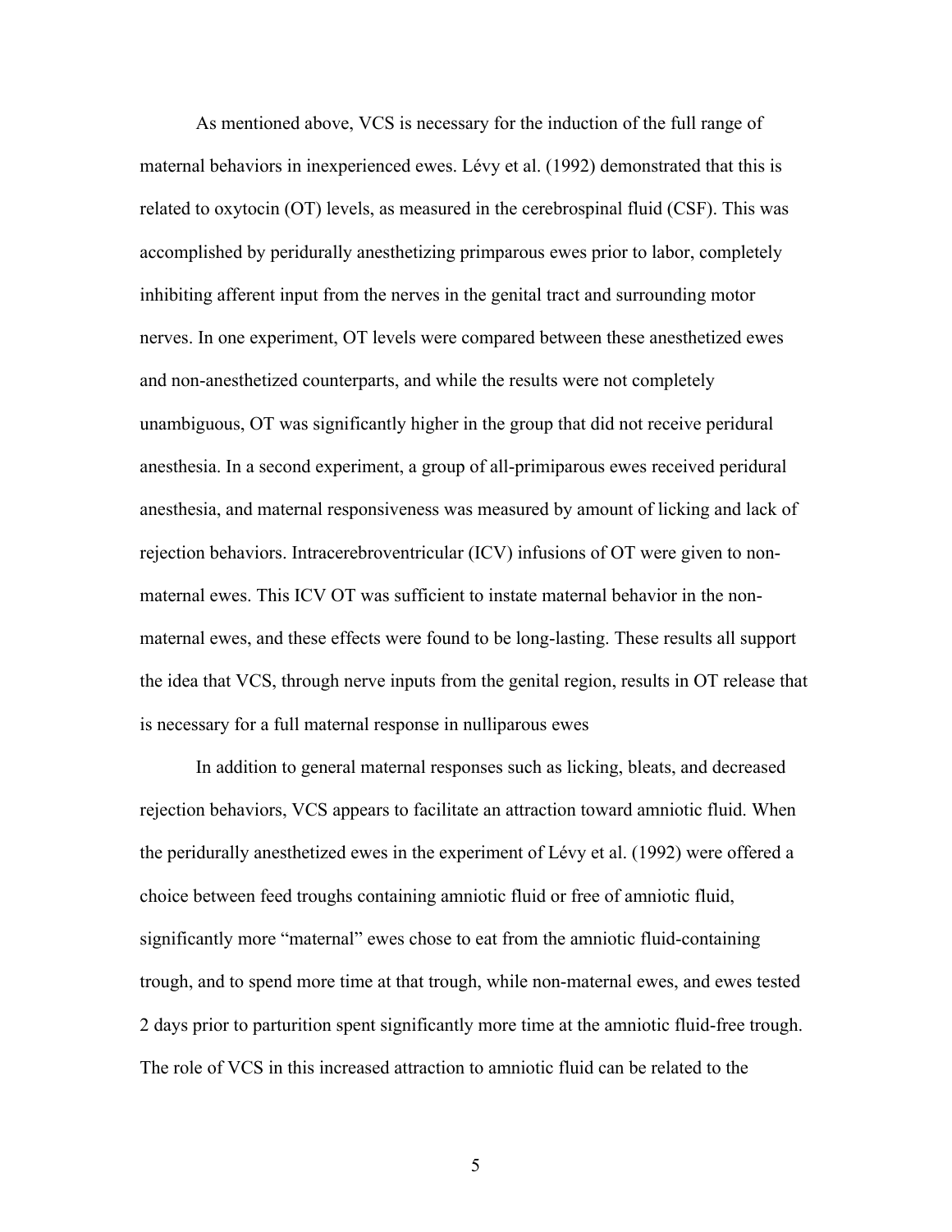As mentioned above, VCS is necessary for the induction of the full range of maternal behaviors in inexperienced ewes. Lévy et al. (1992) demonstrated that this is related to oxytocin (OT) levels, as measured in the cerebrospinal fluid (CSF). This was accomplished by peridurally anesthetizing primparous ewes prior to labor, completely inhibiting afferent input from the nerves in the genital tract and surrounding motor nerves. In one experiment, OT levels were compared between these anesthetized ewes and non-anesthetized counterparts, and while the results were not completely unambiguous, OT was significantly higher in the group that did not receive peridural anesthesia. In a second experiment, a group of all-primiparous ewes received peridural anesthesia, and maternal responsiveness was measured by amount of licking and lack of rejection behaviors. Intracerebroventricular (ICV) infusions of OT were given to non-maternal ewes. This ICV OT was sufficient to instate maternal behavior in the non-maternal ewes, and these effects were found to be long-lasting. These results all support the idea that VCS, through nerve inputs from the genital region, results in OT release that is necessary for a full maternal response in nulliparous ewes

In addition to general maternal responses such as licking, bleats, and decreased rejection behaviors, VCS appears to facilitate an attraction toward amniotic fluid. When the peridurally anesthetized ewes in the experiment of Lévy et al. (1992) were offered a choice between feed troughs containing amniotic fluid or free of amniotic fluid, significantly more "maternal" ewes chose to eat from the amniotic fluid-containing trough, and to spend more time at that trough, while non-maternal ewes, and ewes tested 2 days prior to parturition spent significantly more time at the amniotic fluid-free trough. The role of VCS in this increased attraction to amniotic fluid can be related to the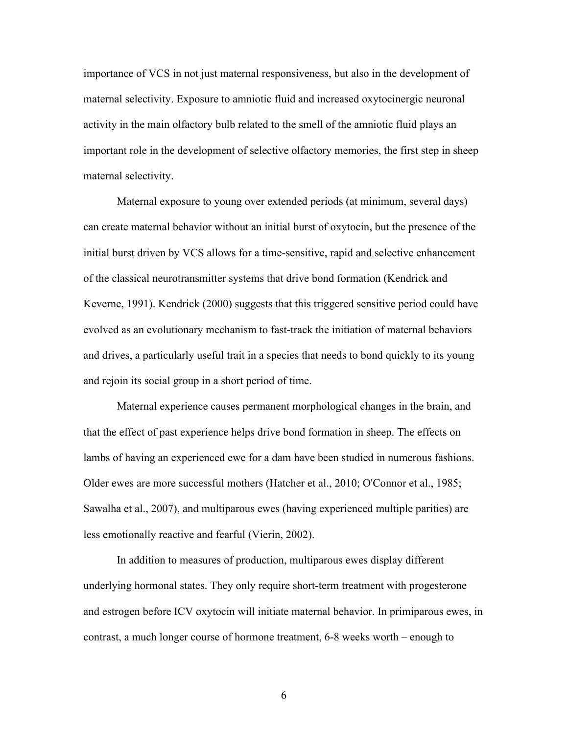importance of VCS in not just maternal responsiveness, but also in the development of maternal selectivity. Exposure to amniotic fluid and increased oxytocinergic neuronal activity in the main olfactory bulb related to the smell of the amniotic fluid plays an important role in the development of selective olfactory memories, the first step in sheep maternal selectivity.

Maternal exposure to young over extended periods (at minimum, several days) can create maternal behavior without an initial burst of oxytocin, but the presence of the initial burst driven by VCS allows for a time-sensitive, rapid and selective enhancement of the classical neurotransmitter systems that drive bond formation (Kendrick and Keverne, 1991). Kendrick (2000) suggests that this triggered sensitive period could have evolved as an evolutionary mechanism to fast-track the initiation of maternal behaviors and drives, a particularly useful trait in a species that needs to bond quickly to its young and rejoin its social group in a short period of time.

Maternal experience causes permanent morphological changes in the brain, and that the effect of past experience helps drive bond formation in sheep. The effects on lambs of having an experienced ewe for a dam have been studied in numerous fashions. Older ewes are more successful mothers (Hatcher et al., 2010; O'Connor et al., 1985; Sawalha et al., 2007), and multiparous ewes (having experienced multiple parities) are less emotionally reactive and fearful (Vierin, 2002).

In addition to measures of production, multiparous ewes display different underlying hormonal states. They only require short-term treatment with progesterone and estrogen before ICV oxytocin will initiate maternal behavior. In primiparous ewes, in contrast, a much longer course of hormone treatment, 6-8 weeks worth – enough to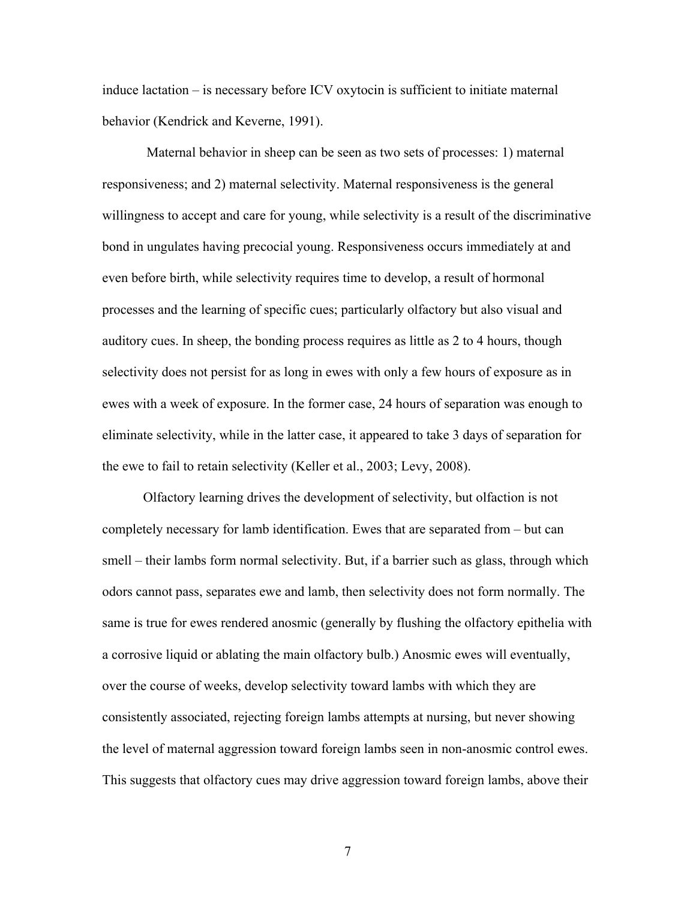induce lactation – is necessary before ICV oxytocin is sufficient to initiate maternal behavior (Kendrick and Keverne, 1991).

Maternal behavior in sheep can be seen as two sets of processes: 1) maternal responsiveness; and 2) maternal selectivity. Maternal responsiveness is the general willingness to accept and care for young, while selectivity is a result of the discriminative bond in ungulates having precocial young. Responsiveness occurs immediately at and even before birth, while selectivity requires time to develop, a result of hormonal processes and the learning of specific cues; particularly olfactory but also visual and auditory cues. In sheep, the bonding process requires as little as 2 to 4 hours, though selectivity does not persist for as long in ewes with only a few hours of exposure as in ewes with a week of exposure. In the former case, 24 hours of separation was enough to eliminate selectivity, while in the latter case, it appeared to take 3 days of separation for the ewe to fail to retain selectivity (Keller et al., 2003; Levy, 2008).

Olfactory learning drives the development of selectivity, but olfaction is not completely necessary for lamb identification. Ewes that are separated from – but can smell – their lambs form normal selectivity. But, if a barrier such as glass, through which odors cannot pass, separates ewe and lamb, then selectivity does not form normally. The same is true for ewes rendered anosmic (generally by flushing the olfactory epithelia with a corrosive liquid or ablating the main olfactory bulb.) Anosmic ewes will eventually, over the course of weeks, develop selectivity toward lambs with which they are consistently associated, rejecting foreign lambs attempts at nursing, but never showing the level of maternal aggression toward foreign lambs seen in non-anosmic control ewes. This suggests that olfactory cues may drive aggression toward foreign lambs, above their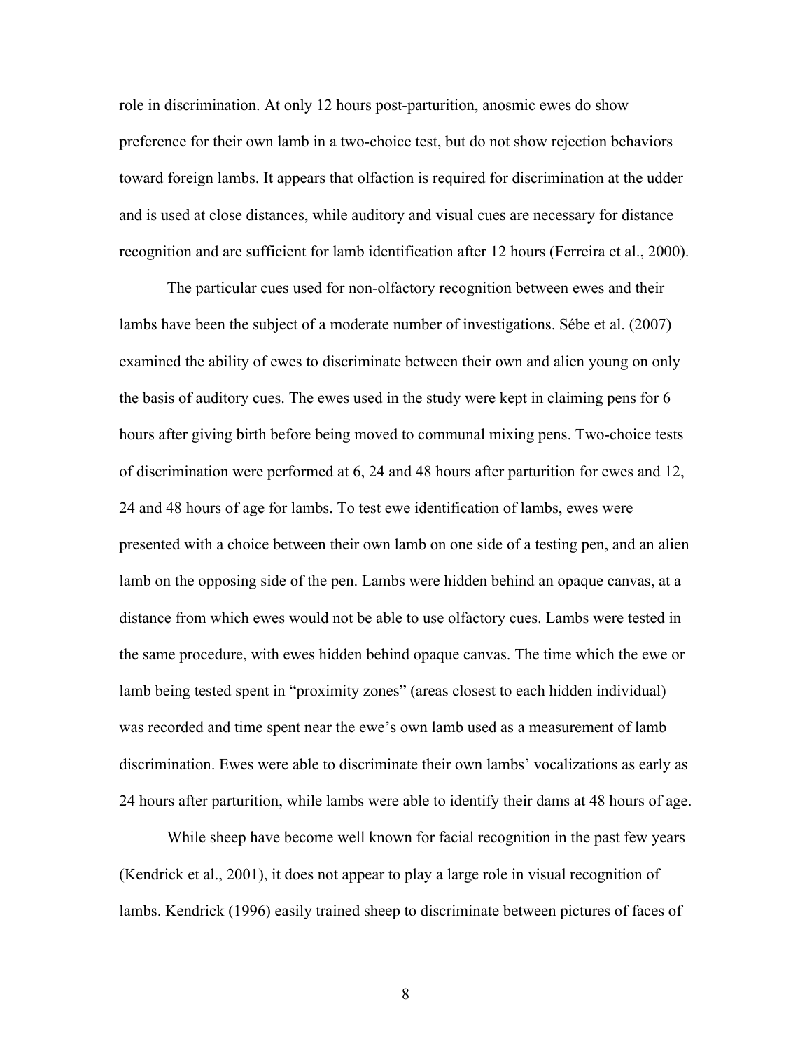role in discrimination. At only 12 hours post-parturition, anosmic ewes do show preference for their own lamb in a two-choice test, but do not show rejection behaviors toward foreign lambs. It appears that olfaction is required for discrimination at the udder and is used at close distances, while auditory and visual cues are necessary for distance recognition and are sufficient for lamb identification after 12 hours (Ferreira et al., 2000).

The particular cues used for non-olfactory recognition between ewes and their lambs have been the subject of a moderate number of investigations. Sébe et al. (2007) examined the ability of ewes to discriminate between their own and alien young on only the basis of auditory cues. The ewes used in the study were kept in claiming pens for 6 hours after giving birth before being moved to communal mixing pens. Two-choice tests of discrimination were performed at 6, 24 and 48 hours after parturition for ewes and 12, 24 and 48 hours of age for lambs. To test ewe identification of lambs, ewes were presented with a choice between their own lamb on one side of a testing pen, and an alien lamb on the opposing side of the pen. Lambs were hidden behind an opaque canvas, at a distance from which ewes would not be able to use olfactory cues. Lambs were tested in the same procedure, with ewes hidden behind opaque canvas. The time which the ewe or lamb being tested spent in "proximity zones" (areas closest to each hidden individual) was recorded and time spent near the ewe's own lamb used as a measurement of lamb discrimination. Ewes were able to discriminate their own lambs' vocalizations as early as 24 hours after parturition, while lambs were able to identify their dams at 48 hours of age.

While sheep have become well known for facial recognition in the past few years (Kendrick et al., 2001), it does not appear to play a large role in visual recognition of lambs. Kendrick (1996) easily trained sheep to discriminate between pictures of faces of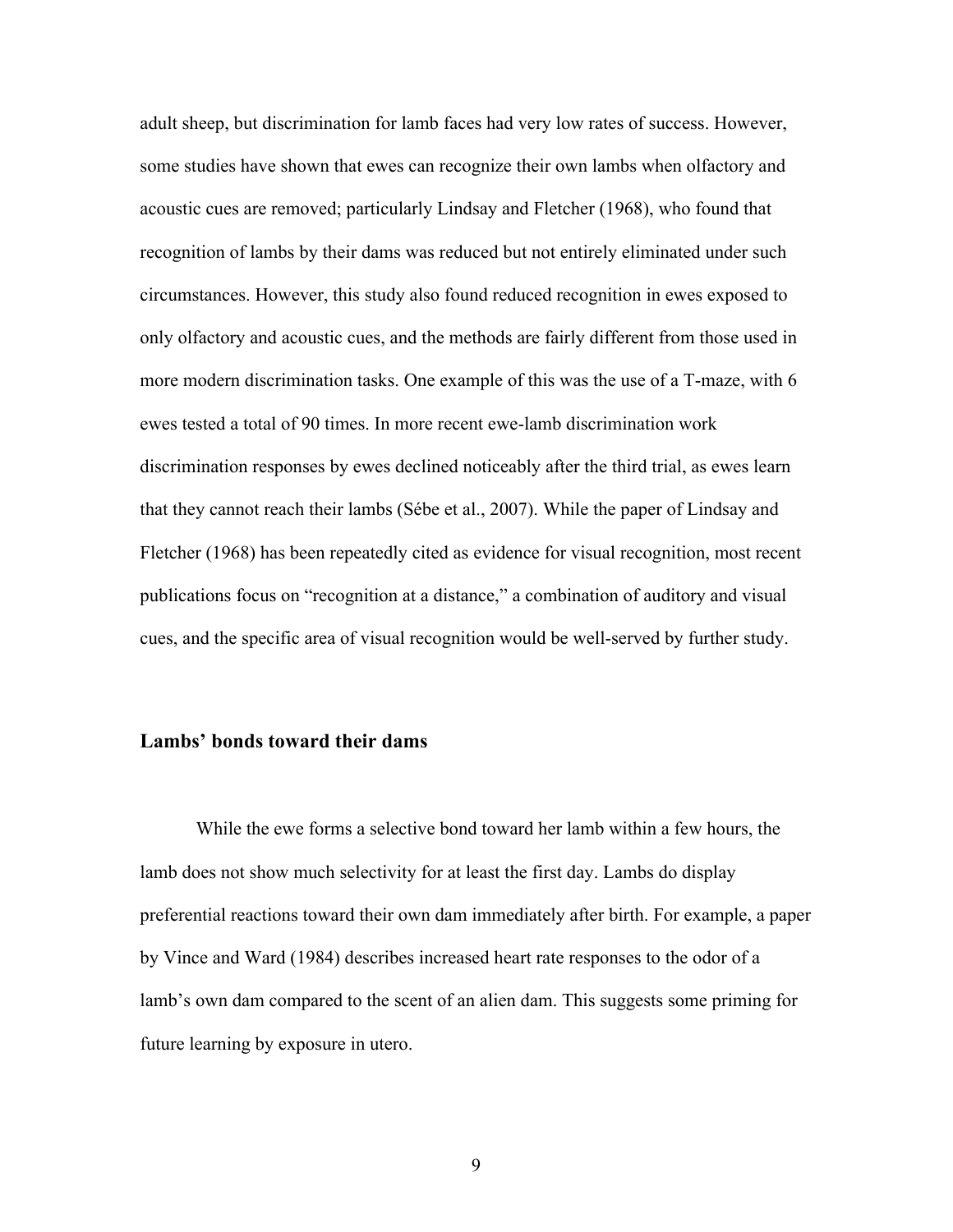adult sheep, but discrimination for lamb faces had very low rates of success. However, some studies have shown that ewes can recognize their own lambs when olfactory and acoustic cues are removed; particularly Lindsay and Fletcher (1968), who found that recognition of lambs by their dams was reduced but not entirely eliminated under such circumstances. However, this study also found reduced recognition in ewes exposed to only olfactory and acoustic cues, and the methods are fairly different from those used in more modern discrimination tasks. One example of this was the use of a T-maze, with 6 ewes tested a total of 90 times. In more recent ewe-lamb discrimination work discrimination responses by ewes declined noticeably after the third trial, as ewes learn that they cannot reach their lambs (Sébe et al., 2007). While the paper of Lindsay and Fletcher (1968) has been repeatedly cited as evidence for visual recognition, most recent publications focus on "recognition at a distance," a combination of auditory and visual cues, and the specific area of visual recognition would be well-served by further study.

## Lambs' bonds toward their dams

While the ewe forms a selective bond toward her lamb within a few hours, the lamb does not show much selectivity for at least the first day. Lambs do display preferential reactions toward their own dam immediately after birth. For example, a paper by Vince and Ward (1984) describes increased heart rate responses to the odor of a lamb's own dam compared to the scent of an alien dam. This suggests some priming for future learning by exposure in utero.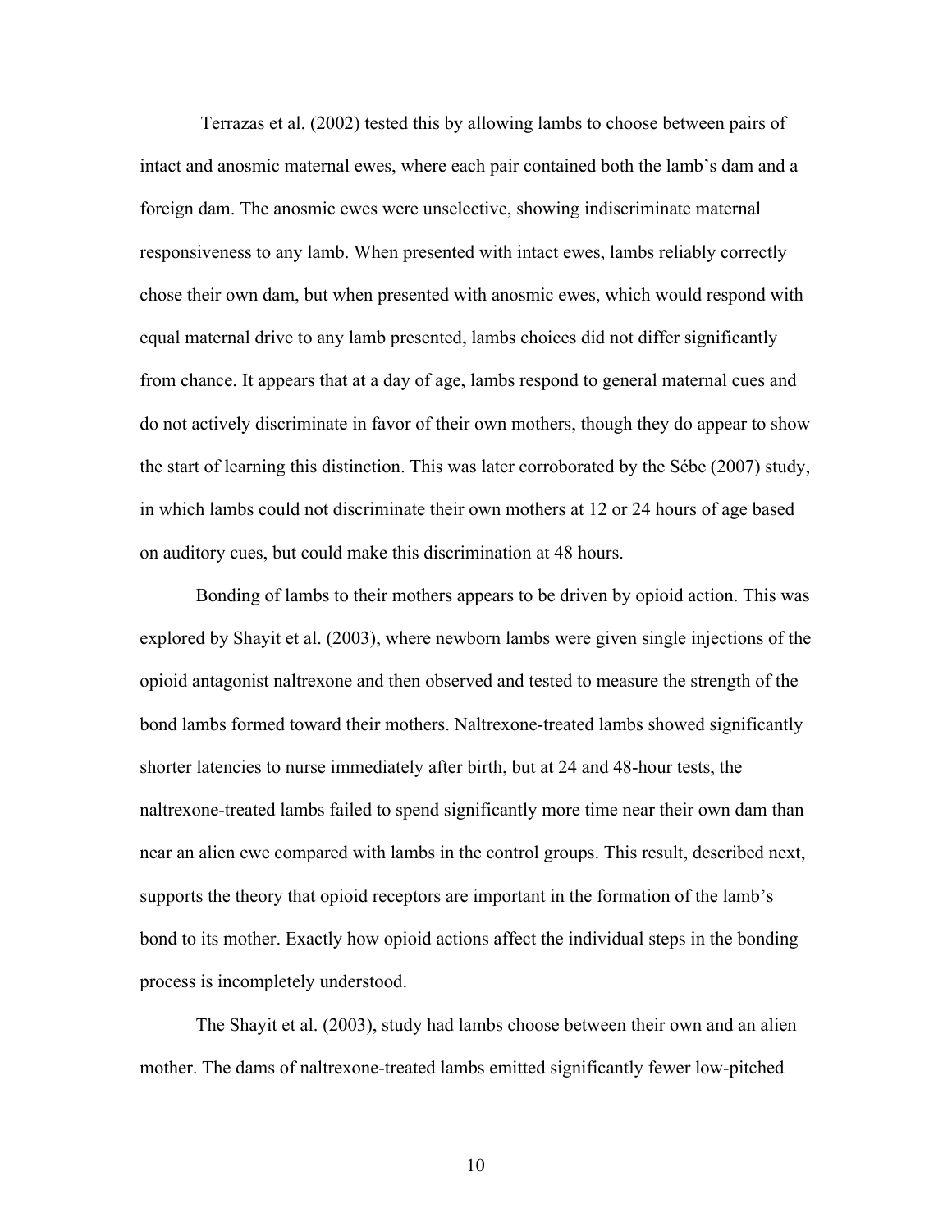Terrazas et al. (2002) tested this by allowing lambs to choose between pairs of intact and anosmic maternal ewes, where each pair contained both the lamb's dam and a foreign dam. The anosmic ewes were unselective, showing indiscriminate maternal responsiveness to any lamb. When presented with intact ewes, lambs reliably correctly chose their own dam, but when presented with anosmic ewes, which would respond with equal maternal drive to any lamb presented, lambs choices did not differ significantly from chance. It appears that at a day of age, lambs respond to general maternal cues and do not actively discriminate in favor of their own mothers, though they do appear to show the start of learning this distinction. This was later corroborated by the Sébe (2007) study, in which lambs could not discriminate their own mothers at 12 or 24 hours of age based on auditory cues, but could make this discrimination at 48 hours.

Bonding of lambs to their mothers appears to be driven by opioid action. This was explored by Shayit et al. (2003), where newborn lambs were given single injections of the opioid antagonist naltrexone and then observed and tested to measure the strength of the bond lambs formed toward their mothers. Naltrexone-treated lambs showed significantly shorter latencies to nurse immediately after birth, but at 24 and 48-hour tests, the naltrexone-treated lambs failed to spend significantly more time near their own dam than near an alien ewe compared with lambs in the control groups. This result, described next, supports the theory that opioid receptors are important in the formation of the lamb's bond to its mother. Exactly how opioid actions affect the individual steps in the bonding process is incompletely understood.

The Shayit et al. (2003), study had lambs choose between their own and an alien mother. The dams of naltrexone-treated lambs emitted significantly fewer low-pitched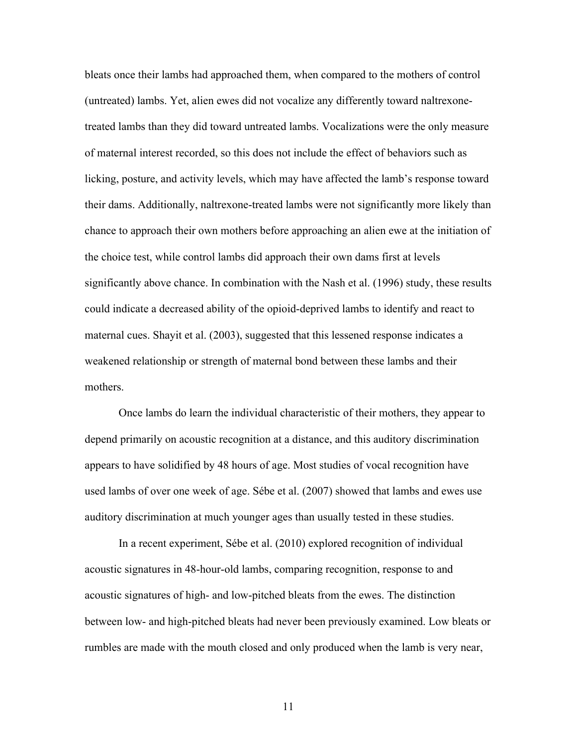bleats once their lambs had approached them, when compared to the mothers of control (untreated) lambs. Yet, alien ewes did not vocalize any differently toward naltrexone-treated lambs than they did toward untreated lambs. Vocalizations were the only measure of maternal interest recorded, so this does not include the effect of behaviors such as licking, posture, and activity levels, which may have affected the lamb's response toward their dams. Additionally, naltrexone-treated lambs were not significantly more likely than chance to approach their own mothers before approaching an alien ewe at the initiation of the choice test, while control lambs did approach their own dams first at levels significantly above chance. In combination with the Nash et al. (1996) study, these results could indicate a decreased ability of the opioid-deprived lambs to identify and react to maternal cues. Shayit et al. (2003), suggested that this lessened response indicates a weakened relationship or strength of maternal bond between these lambs and their mothers.

Once lambs do learn the individual characteristic of their mothers, they appear to depend primarily on acoustic recognition at a distance, and this auditory discrimination appears to have solidified by 48 hours of age. Most studies of vocal recognition have used lambs of over one week of age. Sébe et al. (2007) showed that lambs and ewes use auditory discrimination at much younger ages than usually tested in these studies.

In a recent experiment, Sébe et al. (2010) explored recognition of individual acoustic signatures in 48-hour-old lambs, comparing recognition, response to and acoustic signatures of high- and low-pitched bleats from the ewes. The distinction between low- and high-pitched bleats had never been previously examined. Low bleats or rumbles are made with the mouth closed and only produced when the lamb is very near,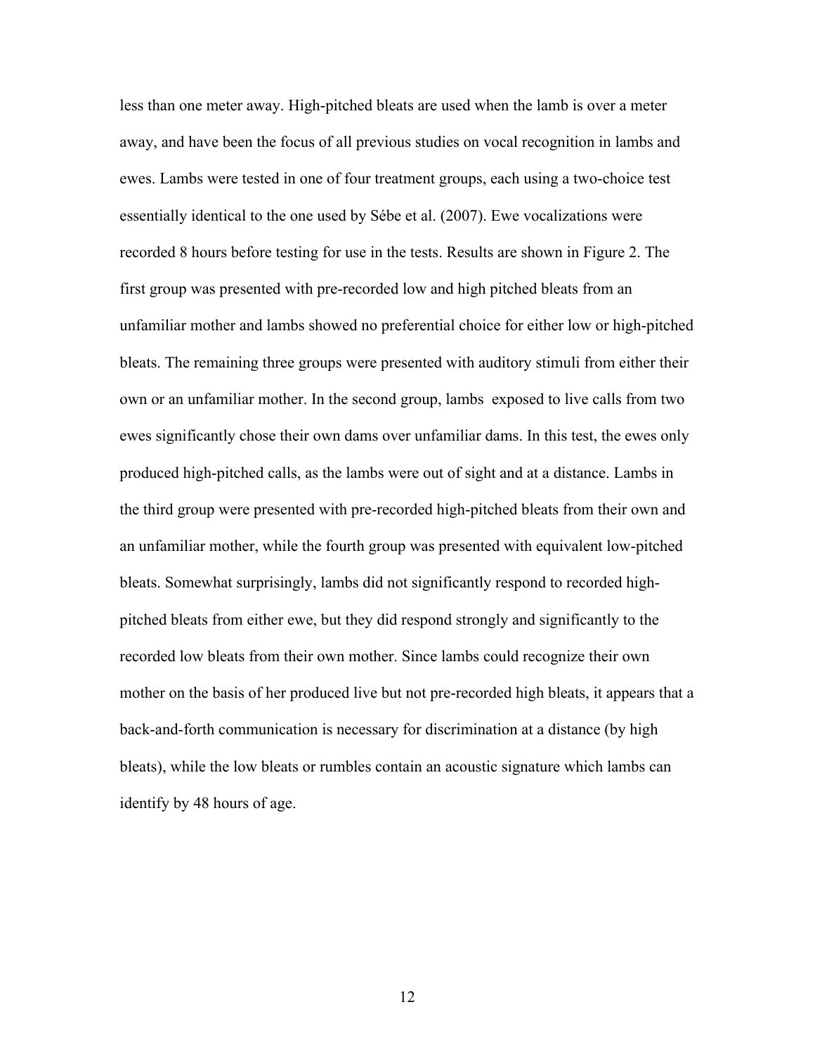less than one meter away. High-pitched bleats are used when the lamb is over a meter away, and have been the focus of all previous studies on vocal recognition in lambs and ewes. Lambs were tested in one of four treatment groups, each using a two-choice test essentially identical to the one used by Sébe et al. (2007). Ewe vocalizations were recorded 8 hours before testing for use in the tests. Results are shown in Figure 2. The first group was presented with pre-recorded low and high pitched bleats from an unfamiliar mother and lambs showed no preferential choice for either low or high-pitched bleats. The remaining three groups were presented with auditory stimuli from either their own or an unfamiliar mother. In the second group, lambs exposed to live calls from two ewes significantly chose their own dams over unfamiliar dams. In this test, the ewes only produced high-pitched calls, as the lambs were out of sight and at a distance. Lambs in the third group were presented with pre-recorded high-pitched bleats from their own and an unfamiliar mother, while the fourth group was presented with equivalent low-pitched bleats. Somewhat surprisingly, lambs did not significantly respond to recorded high-pitched bleats from either ewe, but they did respond strongly and significantly to the recorded low bleats from their own mother. Since lambs could recognize their own mother on the basis of her produced live but not pre-recorded high bleats, it appears that a back-and-forth communication is necessary for discrimination at a distance (by high bleats), while the low bleats or rumbles contain an acoustic signature which lambs can identify by 48 hours of age.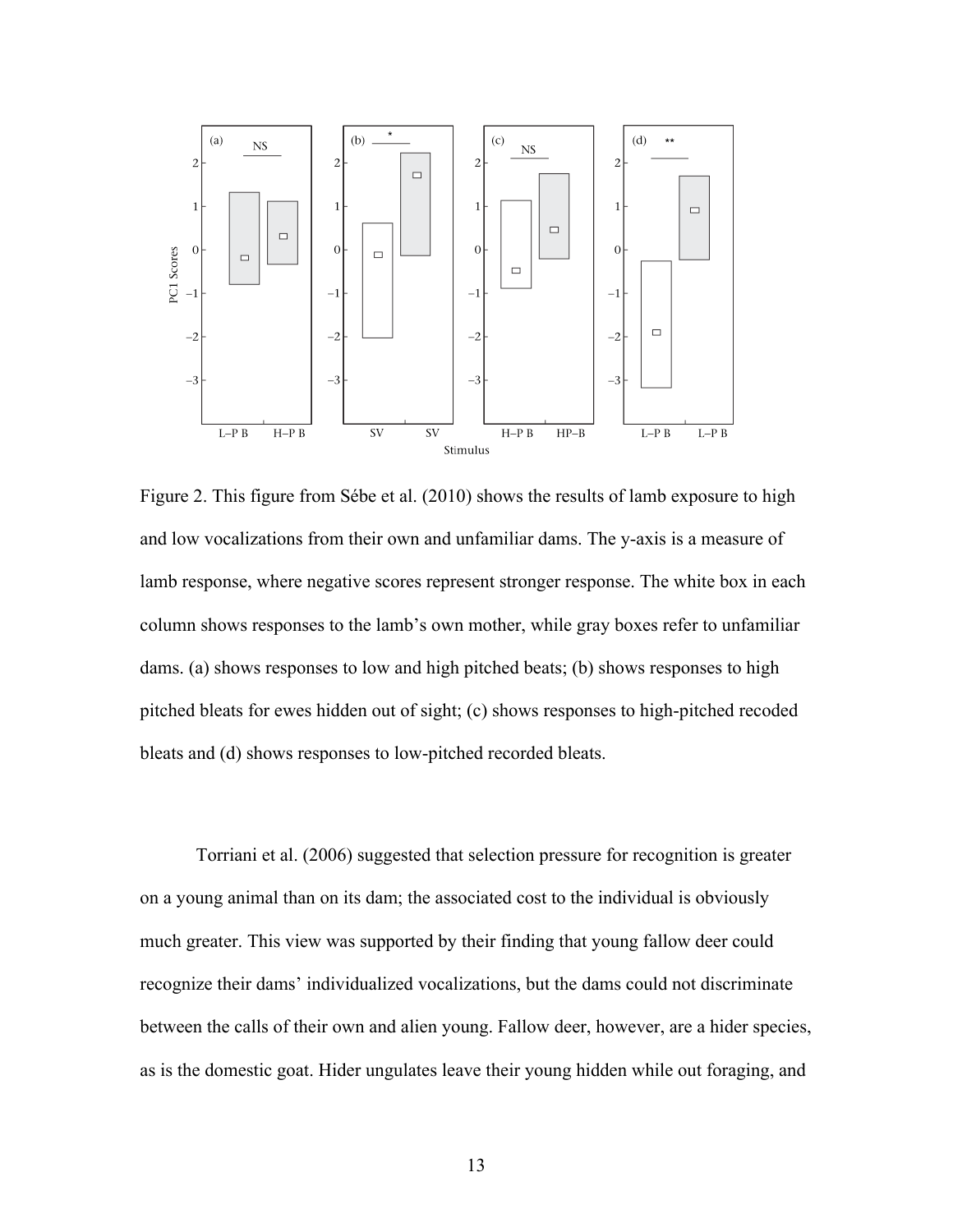Figure 2. This figure from Sébe et al. (2010) shows the results of lamb exposure to high and low vocalizations from their own and unfamiliar dams. The y-axis is a measure of lamb response, where negative scores represent stronger response. The white box in each column shows responses to the lamb's own mother, while gray boxes refer to unfamiliar dams. (a) shows responses to low and high pitched beats; (b) shows responses to high pitched bleats for ewes hidden out of sight; (c) shows responses to high-pitched recoded bleats and (d) shows responses to low-pitched recorded bleats.

Torriani et al. (2006) suggested that selection pressure for recognition is greater on a young animal than on its dam; the associated cost to the individual is obviously much greater. This view was supported by their finding that young fallow deer could recognize their dams' individualized vocalizations, but the dams could not discriminate between the calls of their own and alien young. Fallow deer, however, are a hider species, as is the domestic goat. Hider ungulates leave their young hidden while out foraging, and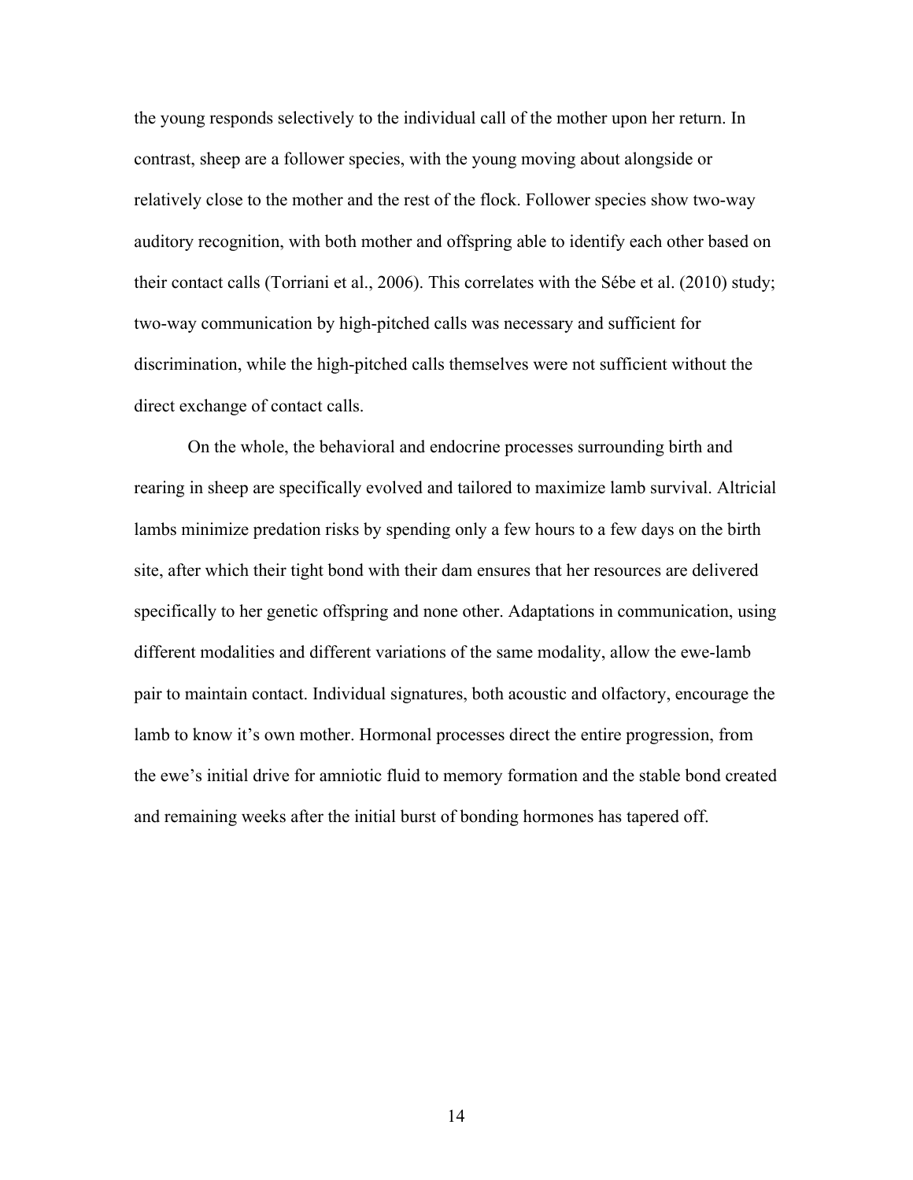the young responds selectively to the individual call of the mother upon her return. In contrast, sheep are a follower species, with the young moving about alongside or relatively close to the mother and the rest of the flock. Follower species show two-way auditory recognition, with both mother and offspring able to identify each other based on their contact calls (Torriani et al., 2006). This correlates with the Sébe et al. (2010) study; two-way communication by high-pitched calls was necessary and sufficient for discrimination, while the high-pitched calls themselves were not sufficient without the direct exchange of contact calls.

On the whole, the behavioral and endocrine processes surrounding birth and rearing in sheep are specifically evolved and tailored to maximize lamb survival. Altricial lambs minimize predation risks by spending only a few hours to a few days on the birth site, after which their tight bond with their dam ensures that her resources are delivered specifically to her genetic offspring and none other. Adaptations in communication, using different modalities and different variations of the same modality, allow the ewe-lamb pair to maintain contact. Individual signatures, both acoustic and olfactory, encourage the lamb to know it's own mother. Hormonal processes direct the entire progression, from the ewe's initial drive for amniotic fluid to memory formation and the stable bond created and remaining weeks after the initial burst of bonding hormones has tapered off.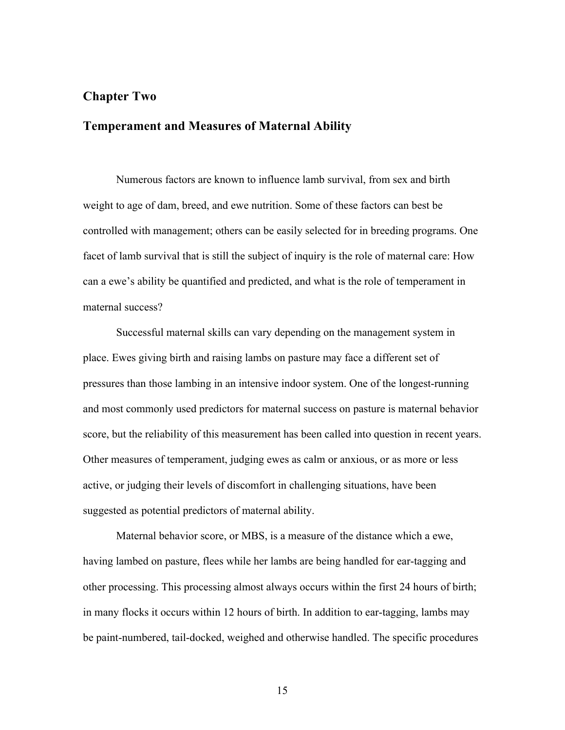# Chapter Two

## Temperament and Measures of Maternal Ability

Numerous factors are known to influence lamb survival, from sex and birth weight to age of dam, breed, and ewe nutrition. Some of these factors can best be controlled with management; others can be easily selected for in breeding programs. One facet of lamb survival that is still the subject of inquiry is the role of maternal care: How can a ewe's ability be quantified and predicted, and what is the role of temperament in maternal success?

Successful maternal skills can vary depending on the management system in place. Ewes giving birth and raising lambs on pasture may face a different set of pressures than those lambing in an intensive indoor system. One of the longest-running and most commonly used predictors for maternal success on pasture is maternal behavior score, but the reliability of this measurement has been called into question in recent years. Other measures of temperament, judging ewes as calm or anxious, or as more or less active, or judging their levels of discomfort in challenging situations, have been suggested as potential predictors of maternal ability.

Maternal behavior score, or MBS, is a measure of the distance which a ewe, having lambed on pasture, flees while her lambs are being handled for ear-tagging and other processing. This processing almost always occurs within the first 24 hours of birth; in many flocks it occurs within 12 hours of birth. In addition to ear-tagging, lambs may be paint-numbered, tail-docked, weighed and otherwise handled. The specific procedures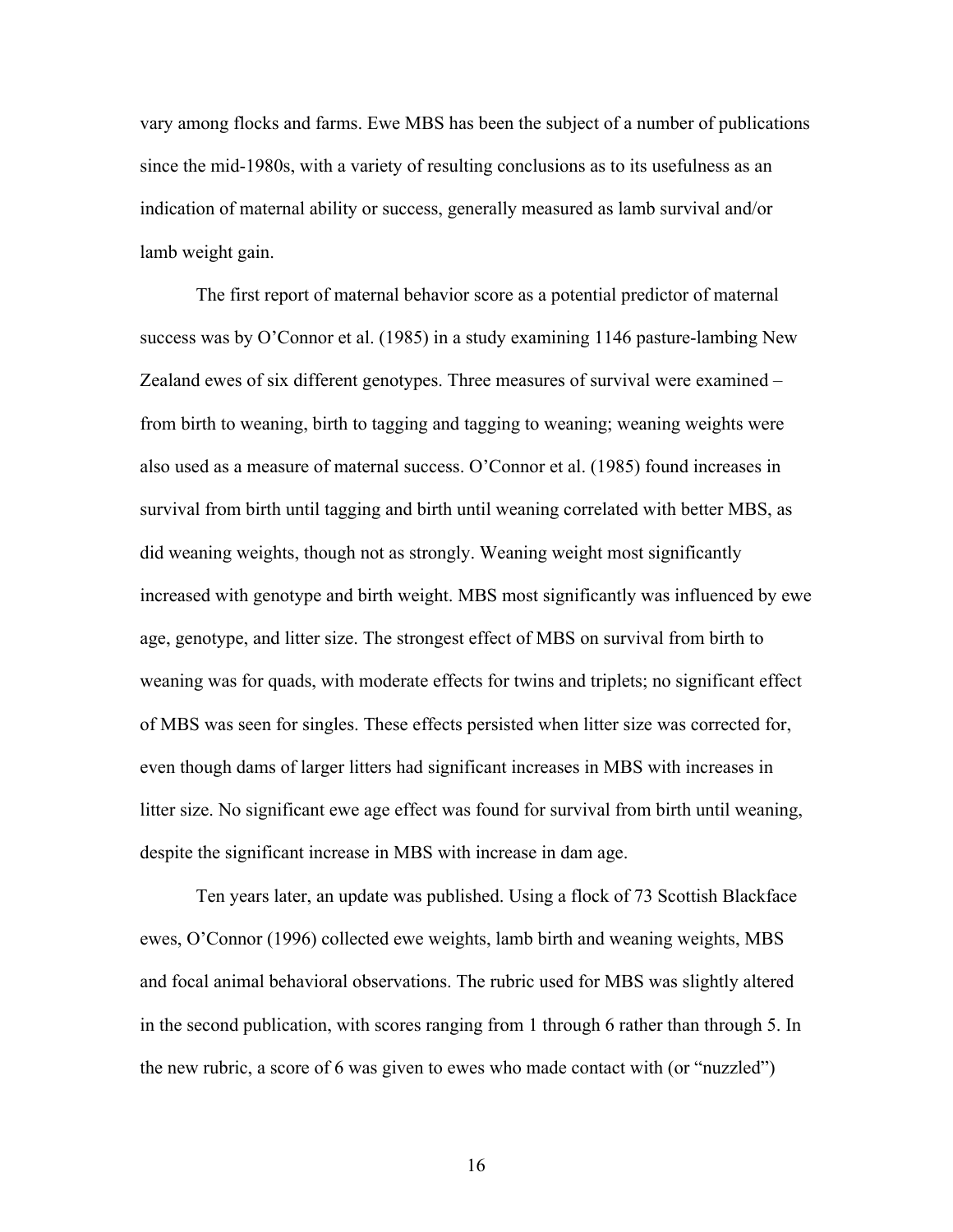vary among flocks and farms. Ewe MBS has been the subject of a number of publications since the mid-1980s, with a variety of resulting conclusions as to its usefulness as an indication of maternal ability or success, generally measured as lamb survival and/or lamb weight gain.

The first report of maternal behavior score as a potential predictor of maternal success was by O'Connor et al. (1985) in a study examining 1146 pasture-lambing New Zealand ewes of six different genotypes. Three measures of survival were examined – from birth to weaning, birth to tagging and tagging to weaning; weaning weights were also used as a measure of maternal success. O'Connor et al. (1985) found increases in survival from birth until tagging and birth until weaning correlated with better MBS, as did weaning weights, though not as strongly. Weaning weight most significantly increased with genotype and birth weight. MBS most significantly was influenced by ewe age, genotype, and litter size. The strongest effect of MBS on survival from birth to weaning was for quads, with moderate effects for twins and triplets; no significant effect of MBS was seen for singles. These effects persisted when litter size was corrected for, even though dams of larger litters had significant increases in MBS with increases in litter size. No significant ewe age effect was found for survival from birth until weaning, despite the significant increase in MBS with increase in dam age.

Ten years later, an update was published. Using a flock of 73 Scottish Blackface ewes, O'Connor (1996) collected ewe weights, lamb birth and weaning weights, MBS and focal animal behavioral observations. The rubric used for MBS was slightly altered in the second publication, with scores ranging from 1 through 6 rather than through 5. In the new rubric, a score of 6 was given to ewes who made contact with (or "nuzzled")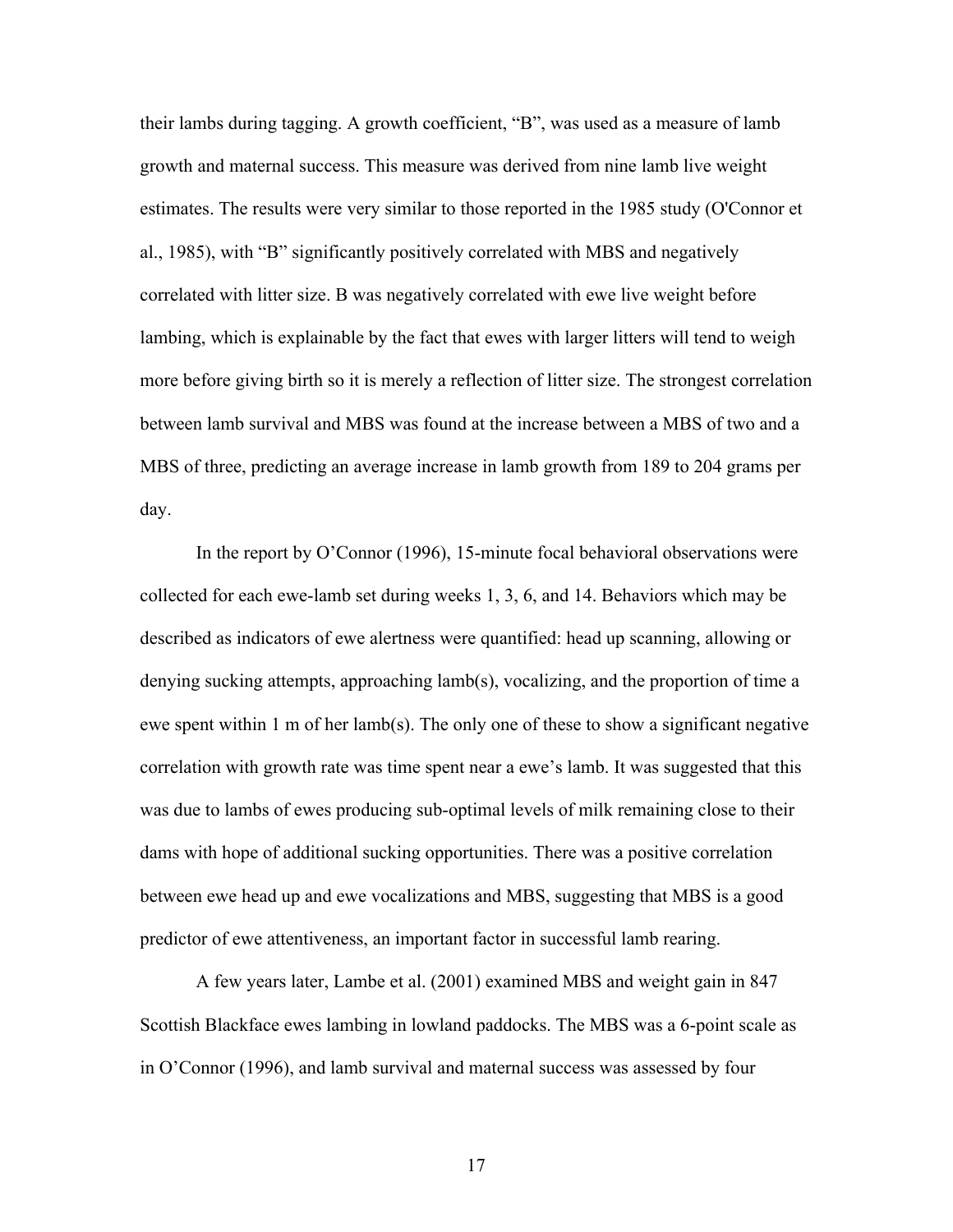their lambs during tagging. A growth coefficient, "B", was used as a measure of lamb growth and maternal success. This measure was derived from nine lamb live weight estimates. The results were very similar to those reported in the 1985 study (O'Connor et al., 1985), with "B" significantly positively correlated with MBS and negatively correlated with litter size. B was negatively correlated with ewe live weight before lambing, which is explainable by the fact that ewes with larger litters will tend to weigh more before giving birth so it is merely a reflection of litter size. The strongest correlation between lamb survival and MBS was found at the increase between a MBS of two and a MBS of three, predicting an average increase in lamb growth from 189 to 204 grams per day.

In the report by O'Connor (1996), 15-minute focal behavioral observations were collected for each ewe-lamb set during weeks 1, 3, 6, and 14. Behaviors which may be described as indicators of ewe alertness were quantified: head up scanning, allowing or denying sucking attempts, approaching lamb(s), vocalizing, and the proportion of time a ewe spent within 1 m of her lamb(s). The only one of these to show a significant negative correlation with growth rate was time spent near a ewe's lamb. It was suggested that this was due to lambs of ewes producing sub-optimal levels of milk remaining close to their dams with hope of additional sucking opportunities. There was a positive correlation between ewe head up and ewe vocalizations and MBS, suggesting that MBS is a good predictor of ewe attentiveness, an important factor in successful lamb rearing.

A few years later, Lambe et al. (2001) examined MBS and weight gain in 847 Scottish Blackface ewes lambing in lowland paddocks. The MBS was a 6-point scale as in O'Connor (1996), and lamb survival and maternal success was assessed by four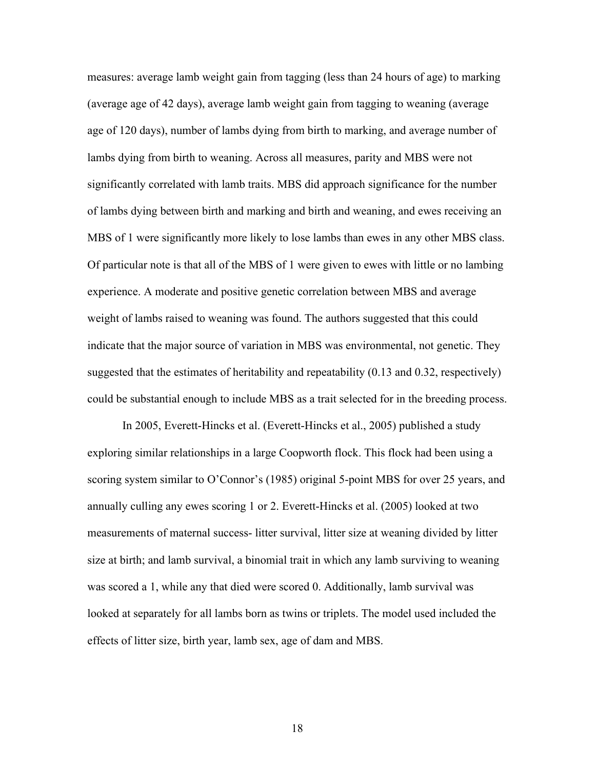measures: average lamb weight gain from tagging (less than 24 hours of age) to marking (average age of 42 days), average lamb weight gain from tagging to weaning (average age of 120 days), number of lambs dying from birth to marking, and average number of lambs dying from birth to weaning. Across all measures, parity and MBS were not significantly correlated with lamb traits. MBS did approach significance for the number of lambs dying between birth and marking and birth and weaning, and ewes receiving an MBS of 1 were significantly more likely to lose lambs than ewes in any other MBS class. Of particular note is that all of the MBS of 1 were given to ewes with little or no lambing experience. A moderate and positive genetic correlation between MBS and average weight of lambs raised to weaning was found. The authors suggested that this could indicate that the major source of variation in MBS was environmental, not genetic. They suggested that the estimates of heritability and repeatability (0.13 and 0.32, respectively) could be substantial enough to include MBS as a trait selected for in the breeding process.

In 2005, Everett-Hincks et al. (Everett-Hincks et al., 2005) published a study exploring similar relationships in a large Coopworth flock. This flock had been using a scoring system similar to O'Connor's (1985) original 5-point MBS for over 25 years, and annually culling any ewes scoring 1 or 2. Everett-Hincks et al. (2005) looked at two measurements of maternal success- litter survival, litter size at weaning divided by litter size at birth; and lamb survival, a binomial trait in which any lamb surviving to weaning was scored a 1, while any that died were scored 0. Additionally, lamb survival was looked at separately for all lambs born as twins or triplets. The model used included the effects of litter size, birth year, lamb sex, age of dam and MBS.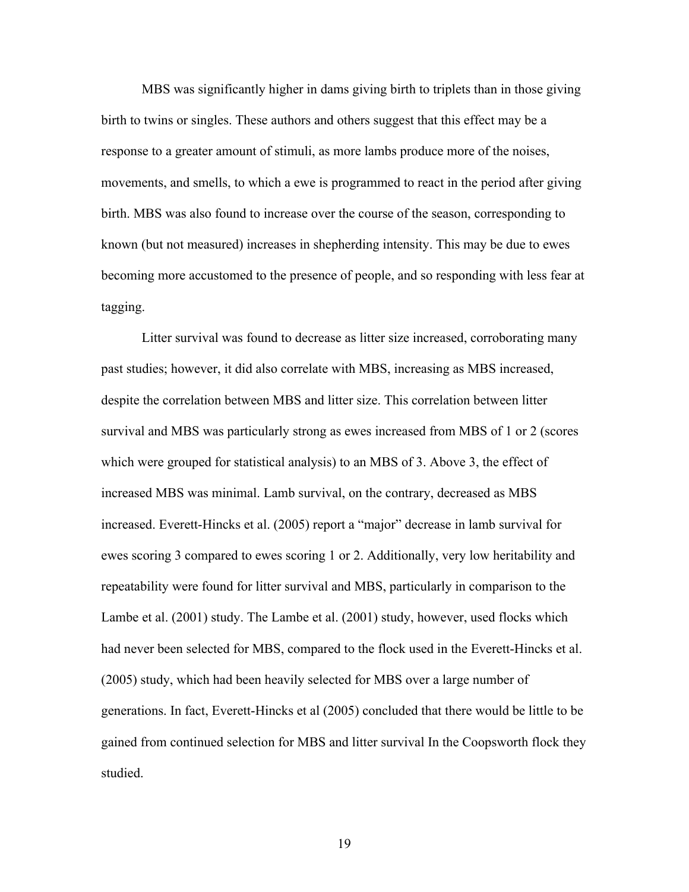MBS was significantly higher in dams giving birth to triplets than in those giving birth to twins or singles. These authors and others suggest that this effect may be a response to a greater amount of stimuli, as more lambs produce more of the noises, movements, and smells, to which a ewe is programmed to react in the period after giving birth. MBS was also found to increase over the course of the season, corresponding to known (but not measured) increases in shepherding intensity. This may be due to ewes becoming more accustomed to the presence of people, and so responding with less fear at tagging.

Litter survival was found to decrease as litter size increased, corroborating many past studies; however, it did also correlate with MBS, increasing as MBS increased, despite the correlation between MBS and litter size. This correlation between litter survival and MBS was particularly strong as ewes increased from MBS of 1 or 2 (scores which were grouped for statistical analysis) to an MBS of 3. Above 3, the effect of increased MBS was minimal. Lamb survival, on the contrary, decreased as MBS increased. Everett-Hincks et al. (2005) report a "major" decrease in lamb survival for ewes scoring 3 compared to ewes scoring 1 or 2. Additionally, very low heritability and repeatability were found for litter survival and MBS, particularly in comparison to the Lambe et al. (2001) study. The Lambe et al. (2001) study, however, used flocks which had never been selected for MBS, compared to the flock used in the Everett-Hincks et al. (2005) study, which had been heavily selected for MBS over a large number of generations. In fact, Everett-Hincks et al (2005) concluded that there would be little to be gained from continued selection for MBS and litter survival In the Coopsworth flock they studied.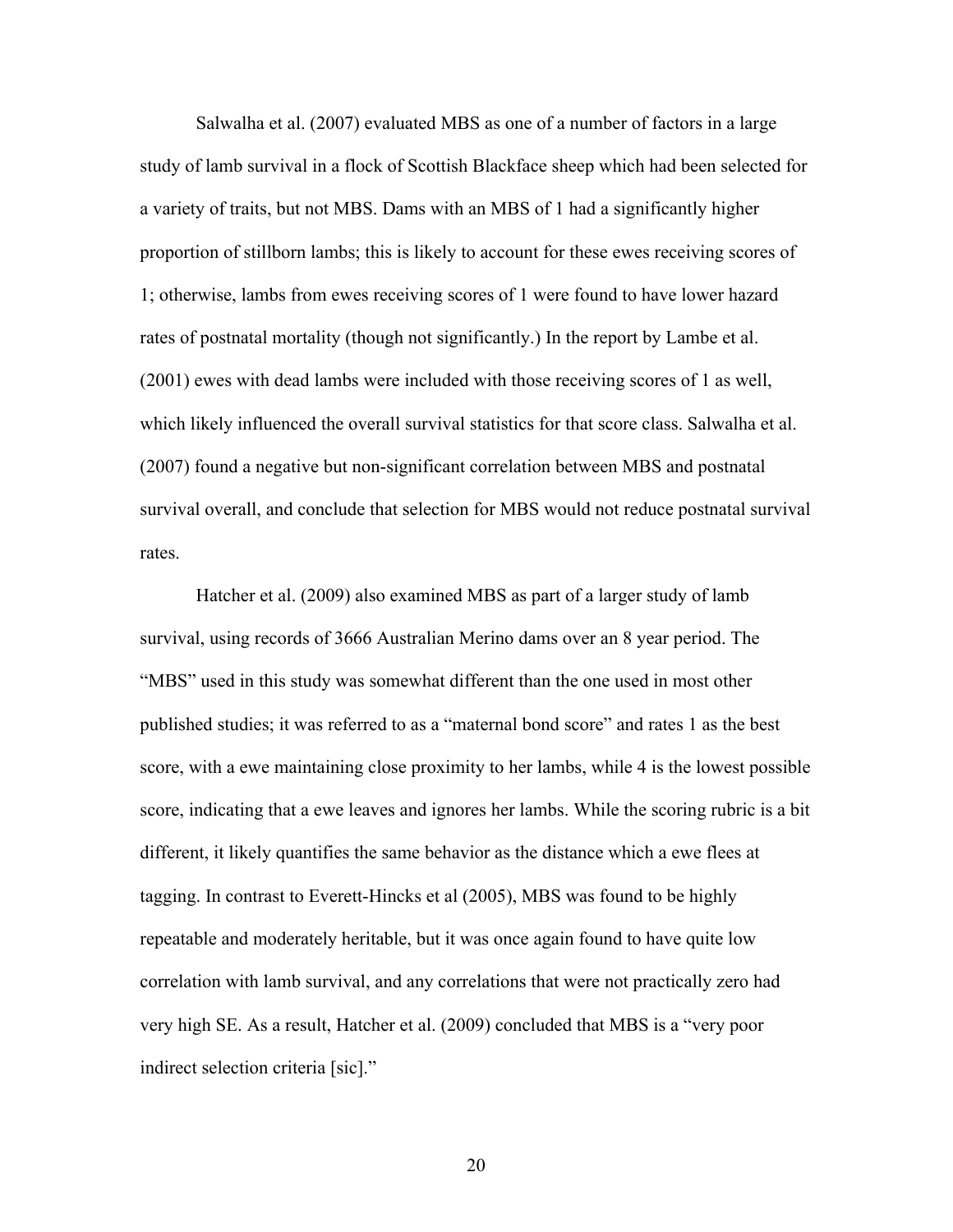Salwalha et al. (2007) evaluated MBS as one of a number of factors in a large study of lamb survival in a flock of Scottish Blackface sheep which had been selected for a variety of traits, but not MBS. Dams with an MBS of 1 had a significantly higher proportion of stillborn lambs; this is likely to account for these ewes receiving scores of 1; otherwise, lambs from ewes receiving scores of 1 were found to have lower hazard rates of postnatal mortality (though not significantly.) In the report by Lambe et al. (2001) ewes with dead lambs were included with those receiving scores of 1 as well, which likely influenced the overall survival statistics for that score class. Salwalha et al. (2007) found a negative but non-significant correlation between MBS and postnatal survival overall, and conclude that selection for MBS would not reduce postnatal survival rates.

Hatcher et al. (2009) also examined MBS as part of a larger study of lamb survival, using records of 3666 Australian Merino dams over an 8 year period. The "MBS" used in this study was somewhat different than the one used in most other published studies; it was referred to as a "maternal bond score" and rates 1 as the best score, with a ewe maintaining close proximity to her lambs, while 4 is the lowest possible score, indicating that a ewe leaves and ignores her lambs. While the scoring rubric is a bit different, it likely quantifies the same behavior as the distance which a ewe flees at tagging. In contrast to Everett-Hincks et al (2005), MBS was found to be highly repeatable and moderately heritable, but it was once again found to have quite low correlation with lamb survival, and any correlations that were not practically zero had very high SE. As a result, Hatcher et al. (2009) concluded that MBS is a "very poor indirect selection criteria [sic]."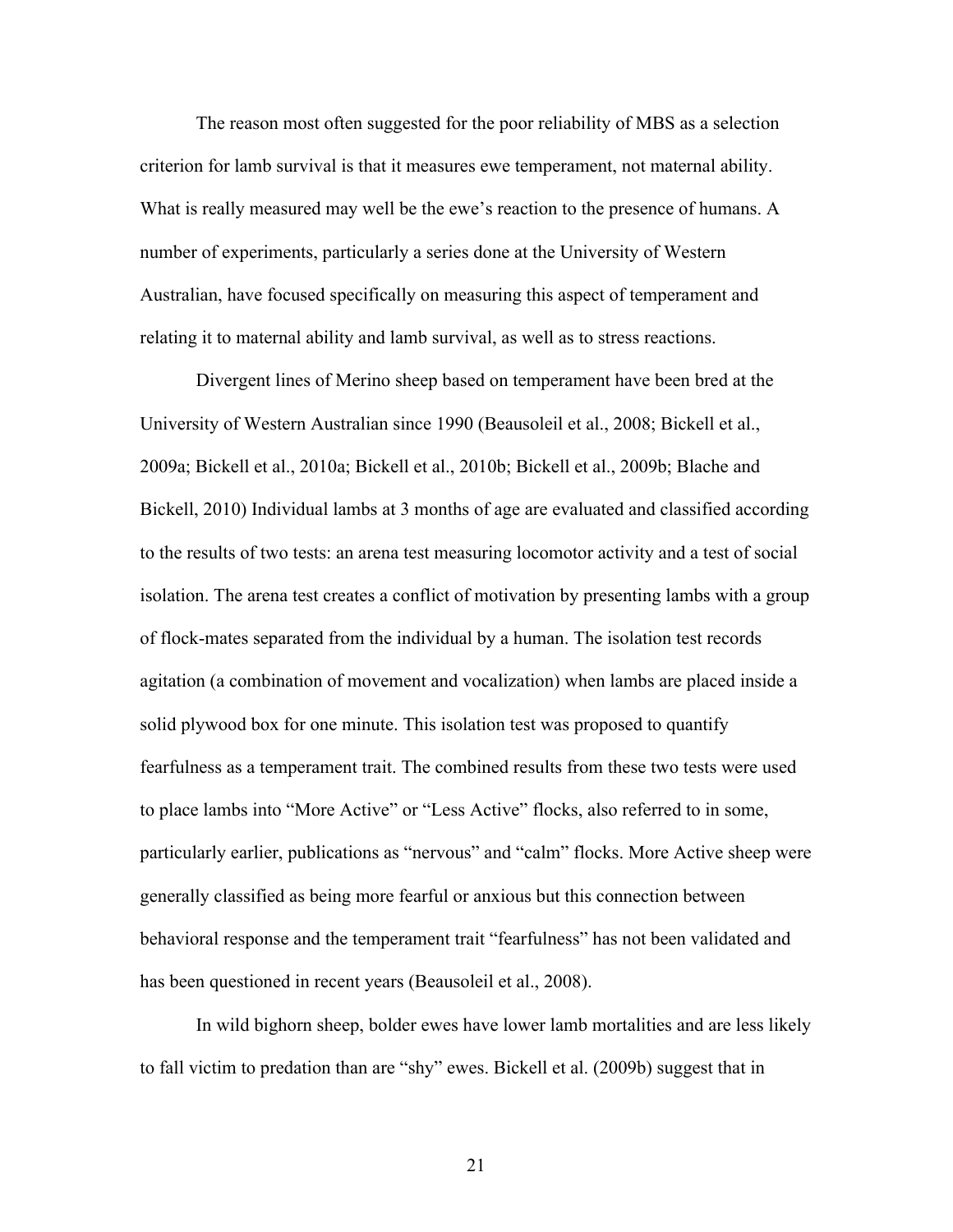The reason most often suggested for the poor reliability of MBS as a selection criterion for lamb survival is that it measures ewe temperament, not maternal ability. What is really measured may well be the ewe's reaction to the presence of humans. A number of experiments, particularly a series done at the University of Western Australian, have focused specifically on measuring this aspect of temperament and relating it to maternal ability and lamb survival, as well as to stress reactions.

Divergent lines of Merino sheep based on temperament have been bred at the University of Western Australian since 1990 (Beausoleil et al., 2008; Bickell et al., 2009a; Bickell et al., 2010a; Bickell et al., 2010b; Bickell et al., 2009b; Blache and Bickell, 2010) Individual lambs at 3 months of age are evaluated and classified according to the results of two tests: an arena test measuring locomotor activity and a test of social isolation. The arena test creates a conflict of motivation by presenting lambs with a group of flock-mates separated from the individual by a human. The isolation test records agitation (a combination of movement and vocalization) when lambs are placed inside a solid plywood box for one minute. This isolation test was proposed to quantify fearfulness as a temperament trait. The combined results from these two tests were used to place lambs into "More Active" or "Less Active" flocks, also referred to in some, particularly earlier, publications as "nervous" and "calm" flocks. More Active sheep were generally classified as being more fearful or anxious but this connection between behavioral response and the temperament trait "fearfulness" has not been validated and has been questioned in recent years (Beausoleil et al., 2008).

In wild bighorn sheep, bolder ewes have lower lamb mortalities and are less likely to fall victim to predation than are "shy" ewes. Bickell et al. (2009b) suggest that in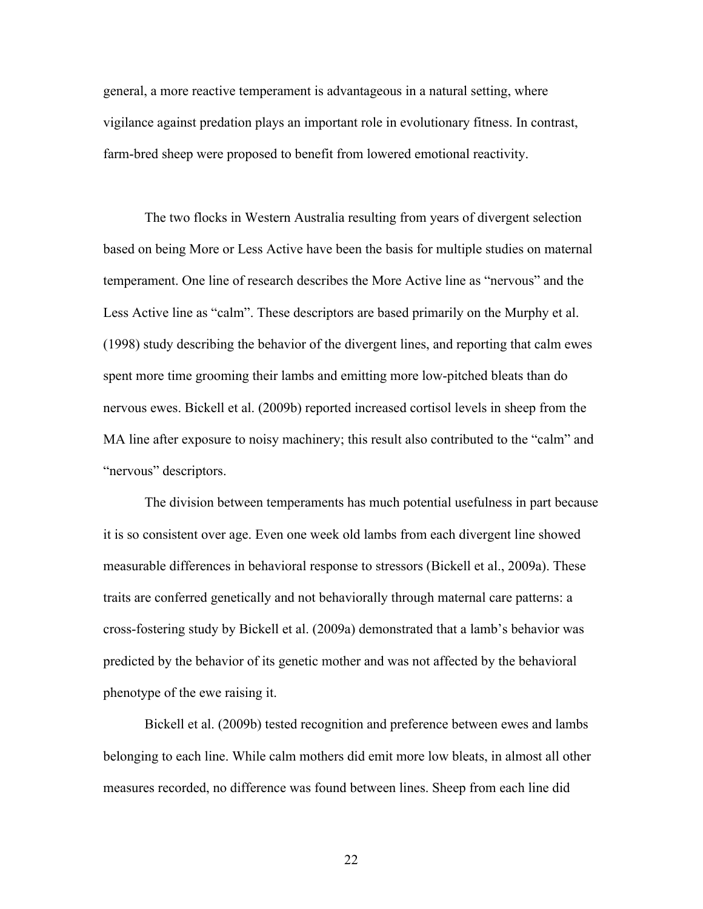general, a more reactive temperament is advantageous in a natural setting, where vigilance against predation plays an important role in evolutionary fitness. In contrast, farm-bred sheep were proposed to benefit from lowered emotional reactivity.

The two flocks in Western Australia resulting from years of divergent selection based on being More or Less Active have been the basis for multiple studies on maternal temperament. One line of research describes the More Active line as "nervous" and the Less Active line as "calm". These descriptors are based primarily on the Murphy et al. (1998) study describing the behavior of the divergent lines, and reporting that calm ewes spent more time grooming their lambs and emitting more low-pitched bleats than do nervous ewes. Bickell et al. (2009b) reported increased cortisol levels in sheep from the MA line after exposure to noisy machinery; this result also contributed to the "calm" and "nervous" descriptors.

The division between temperaments has much potential usefulness in part because it is so consistent over age. Even one week old lambs from each divergent line showed measurable differences in behavioral response to stressors (Bickell et al., 2009a). These traits are conferred genetically and not behaviorally through maternal care patterns: a cross-fostering study by Bickell et al. (2009a) demonstrated that a lamb's behavior was predicted by the behavior of its genetic mother and was not affected by the behavioral phenotype of the ewe raising it.

Bickell et al. (2009b) tested recognition and preference between ewes and lambs belonging to each line. While calm mothers did emit more low bleats, in almost all other measures recorded, no difference was found between lines. Sheep from each line did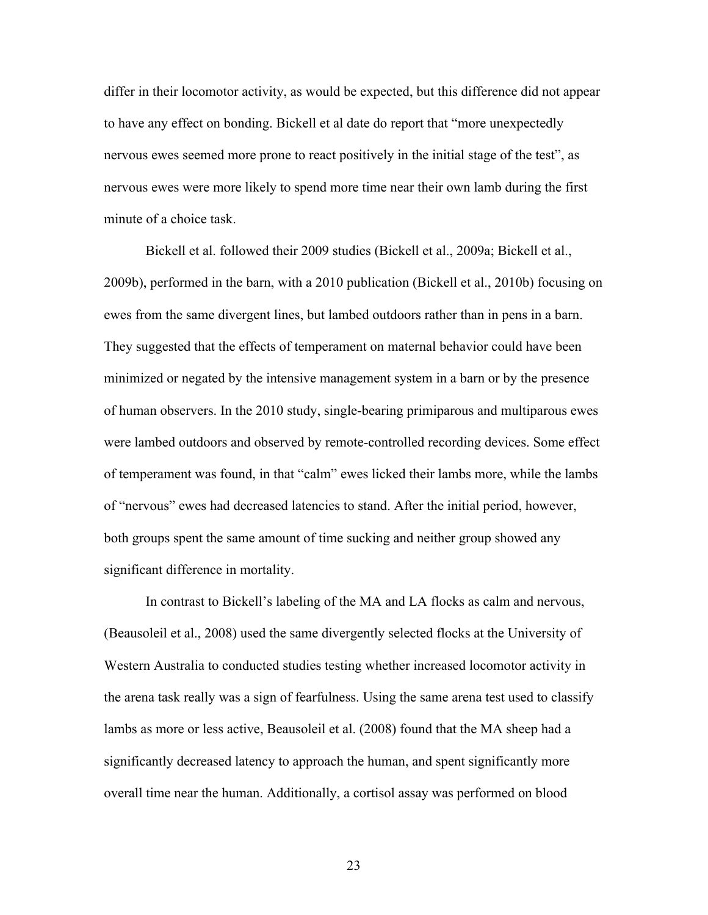differ in their locomotor activity, as would be expected, but this difference did not appear to have any effect on bonding. Bickell et al date do report that "more unexpectedly nervous ewes seemed more prone to react positively in the initial stage of the test", as nervous ewes were more likely to spend more time near their own lamb during the first minute of a choice task.

Bickell et al. followed their 2009 studies (Bickell et al., 2009a; Bickell et al., 2009b), performed in the barn, with a 2010 publication (Bickell et al., 2010b) focusing on ewes from the same divergent lines, but lambed outdoors rather than in pens in a barn. They suggested that the effects of temperament on maternal behavior could have been minimized or negated by the intensive management system in a barn or by the presence of human observers. In the 2010 study, single-bearing primiparous and multiparous ewes were lambed outdoors and observed by remote-controlled recording devices. Some effect of temperament was found, in that "calm" ewes licked their lambs more, while the lambs of "nervous" ewes had decreased latencies to stand. After the initial period, however, both groups spent the same amount of time sucking and neither group showed any significant difference in mortality.

In contrast to Bickell's labeling of the MA and LA flocks as calm and nervous, (Beausoleil et al., 2008) used the same divergently selected flocks at the University of Western Australia to conducted studies testing whether increased locomotor activity in the arena task really was a sign of fearfulness. Using the same arena test used to classify lambs as more or less active, Beausoleil et al. (2008) found that the MA sheep had a significantly decreased latency to approach the human, and spent significantly more overall time near the human. Additionally, a cortisol assay was performed on blood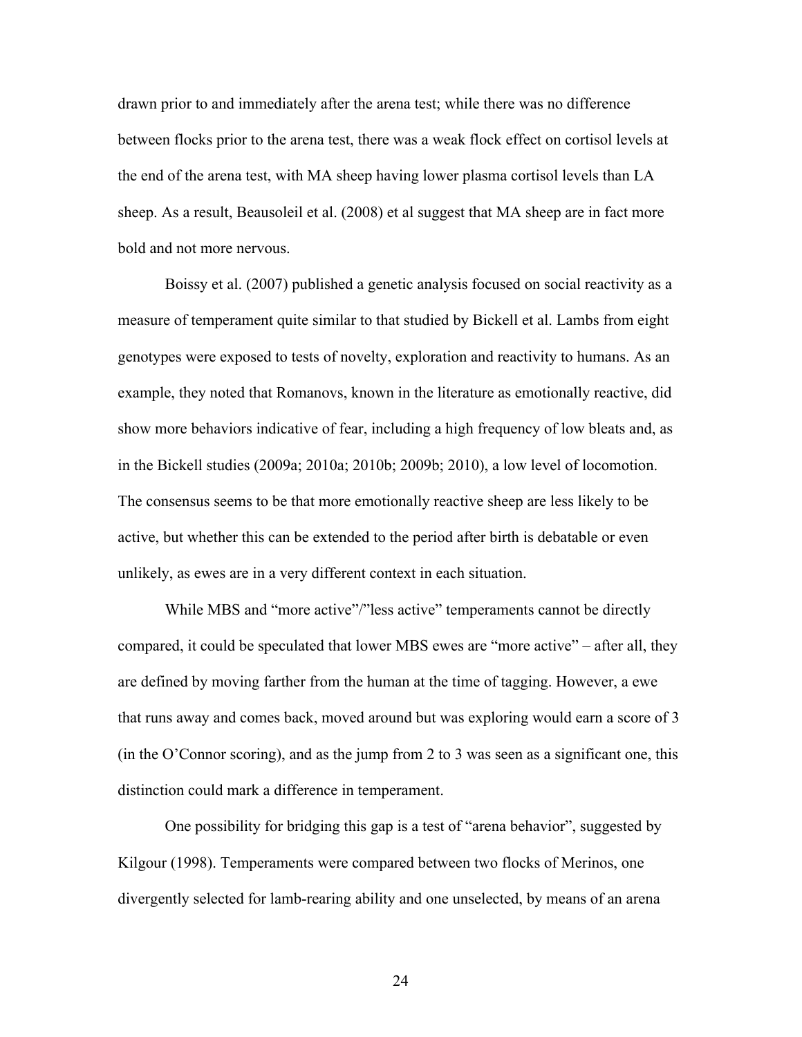drawn prior to and immediately after the arena test; while there was no difference between flocks prior to the arena test, there was a weak flock effect on cortisol levels at the end of the arena test, with MA sheep having lower plasma cortisol levels than LA sheep. As a result, Beausoleil et al. (2008) et al suggest that MA sheep are in fact more bold and not more nervous.

Boissy et al. (2007) published a genetic analysis focused on social reactivity as a measure of temperament quite similar to that studied by Bickell et al. Lambs from eight genotypes were exposed to tests of novelty, exploration and reactivity to humans. As an example, they noted that Romanovs, known in the literature as emotionally reactive, did show more behaviors indicative of fear, including a high frequency of low bleats and, as in the Bickell studies (2009a; 2010a; 2010b; 2009b; 2010), a low level of locomotion. The consensus seems to be that more emotionally reactive sheep are less likely to be active, but whether this can be extended to the period after birth is debatable or even unlikely, as ewes are in a very different context in each situation.

While MBS and "more active"/"less active" temperaments cannot be directly compared, it could be speculated that lower MBS ewes are "more active" – after all, they are defined by moving farther from the human at the time of tagging. However, a ewe that runs away and comes back, moved around but was exploring would earn a score of 3 (in the O'Connor scoring), and as the jump from 2 to 3 was seen as a significant one, this distinction could mark a difference in temperament.

One possibility for bridging this gap is a test of "arena behavior", suggested by Kilgour (1998). Temperaments were compared between two flocks of Merinos, one divergently selected for lamb-rearing ability and one unselected, by means of an arena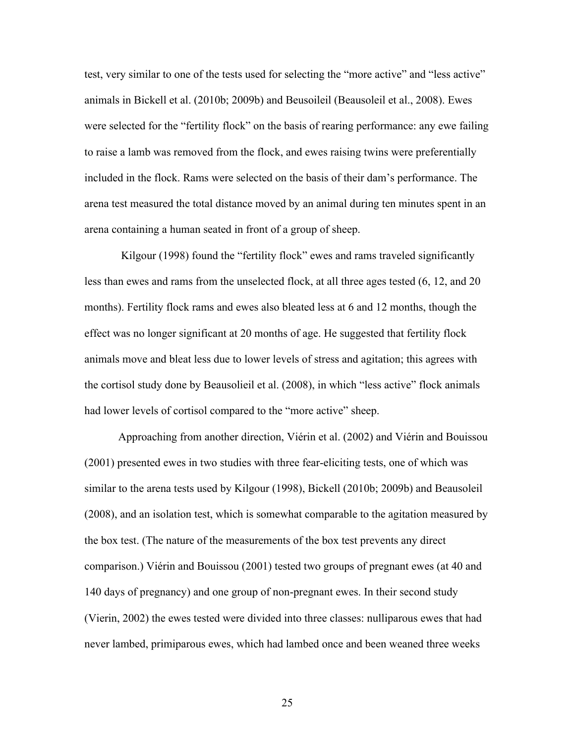test, very similar to one of the tests used for selecting the “more active” and “less active” animals in Bickell et al. (2010b; 2009b) and Beusoileil (Beausoleil et al., 2008). Ewes were selected for the “fertility flock” on the basis of rearing performance: any ewe failing to raise a lamb was removed from the flock, and ewes raising twins were preferentially included in the flock. Rams were selected on the basis of their dam’s performance. The arena test measured the total distance moved by an animal during ten minutes spent in an arena containing a human seated in front of a group of sheep.

Kilgour (1998) found the “fertility flock” ewes and rams traveled significantly less than ewes and rams from the unselected flock, at all three ages tested (6, 12, and 20 months). Fertility flock rams and ewes also bleated less at 6 and 12 months, though the effect was no longer significant at 20 months of age. He suggested that fertility flock animals move and bleat less due to lower levels of stress and agitation; this agrees with the cortisol study done by Beausolieil et al. (2008), in which “less active” flock animals had lower levels of cortisol compared to the “more active” sheep.

Approaching from another direction, Viérin et al. (2002) and Viérin and Bouissou (2001) presented ewes in two studies with three fear-eliciting tests, one of which was similar to the arena tests used by Kilgour (1998), Bickell (2010b; 2009b) and Beausoleil (2008), and an isolation test, which is somewhat comparable to the agitation measured by the box test. (The nature of the measurements of the box test prevents any direct comparison.) Viérin and Bouissou (2001) tested two groups of pregnant ewes (at 40 and 140 days of pregnancy) and one group of non-pregnant ewes. In their second study (Vierin, 2002) the ewes tested were divided into three classes: nulliparous ewes that had never lambed, primiparous ewes, which had lambed once and been weaned three weeks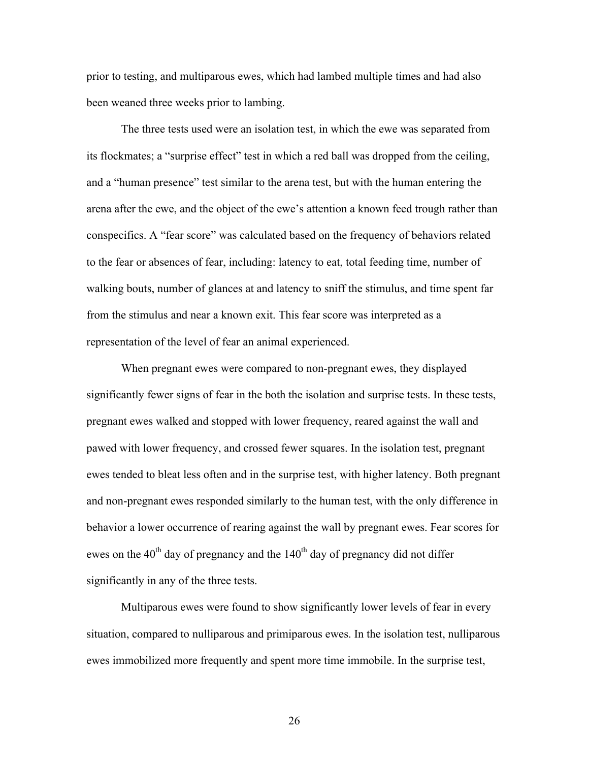prior to testing, and multiparous ewes, which had lambed multiple times and had also been weaned three weeks prior to lambing.

The three tests used were an isolation test, in which the ewe was separated from its flockmates; a "surprise effect" test in which a red ball was dropped from the ceiling, and a "human presence" test similar to the arena test, but with the human entering the arena after the ewe, and the object of the ewe's attention a known feed trough rather than conspecifics. A "fear score" was calculated based on the frequency of behaviors related to the fear or absences of fear, including: latency to eat, total feeding time, number of walking bouts, number of glances at and latency to sniff the stimulus, and time spent far from the stimulus and near a known exit. This fear score was interpreted as a representation of the level of fear an animal experienced.

When pregnant ewes were compared to non-pregnant ewes, they displayed significantly fewer signs of fear in the both the isolation and surprise tests. In these tests, pregnant ewes walked and stopped with lower frequency, reared against the wall and pawed with lower frequency, and crossed fewer squares. In the isolation test, pregnant ewes tended to bleat less often and in the surprise test, with higher latency. Both pregnant and non-pregnant ewes responded similarly to the human test, with the only difference in behavior a lower occurrence of rearing against the wall by pregnant ewes. Fear scores for ewes on the 40$^{th}$ day of pregnancy and the 140$^{th}$ day of pregnancy did not differ significantly in any of the three tests.

Multiparous ewes were found to show significantly lower levels of fear in every situation, compared to nulliparous and primiparous ewes. In the isolation test, nulliparous ewes immobilized more frequently and spent more time immobile. In the surprise test,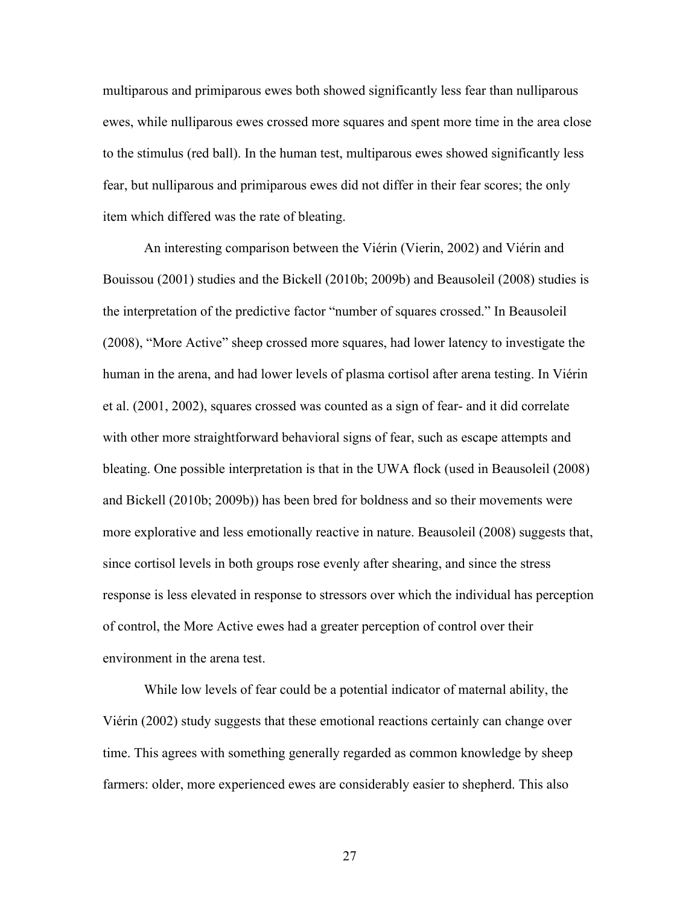multiparous and primiparous ewes both showed significantly less fear than nulliparous ewes, while nulliparous ewes crossed more squares and spent more time in the area close to the stimulus (red ball). In the human test, multiparous ewes showed significantly less fear, but nulliparous and primiparous ewes did not differ in their fear scores; the only item which differed was the rate of bleating.

An interesting comparison between the Viérin (Vierin, 2002) and Viérin and Bouissou (2001) studies and the Bickell (2010b; 2009b) and Beausoleil (2008) studies is the interpretation of the predictive factor "number of squares crossed." In Beausoleil (2008), "More Active" sheep crossed more squares, had lower latency to investigate the human in the arena, and had lower levels of plasma cortisol after arena testing. In Viérin et al. (2001, 2002), squares crossed was counted as a sign of fear- and it did correlate with other more straightforward behavioral signs of fear, such as escape attempts and bleating. One possible interpretation is that in the UWA flock (used in Beausoleil (2008) and Bickell (2010b; 2009b)) has been bred for boldness and so their movements were more explorative and less emotionally reactive in nature. Beausoleil (2008) suggests that, since cortisol levels in both groups rose evenly after shearing, and since the stress response is less elevated in response to stressors over which the individual has perception of control, the More Active ewes had a greater perception of control over their environment in the arena test.

While low levels of fear could be a potential indicator of maternal ability, the Viérin (2002) study suggests that these emotional reactions certainly can change over time. This agrees with something generally regarded as common knowledge by sheep farmers: older, more experienced ewes are considerably easier to shepherd. This also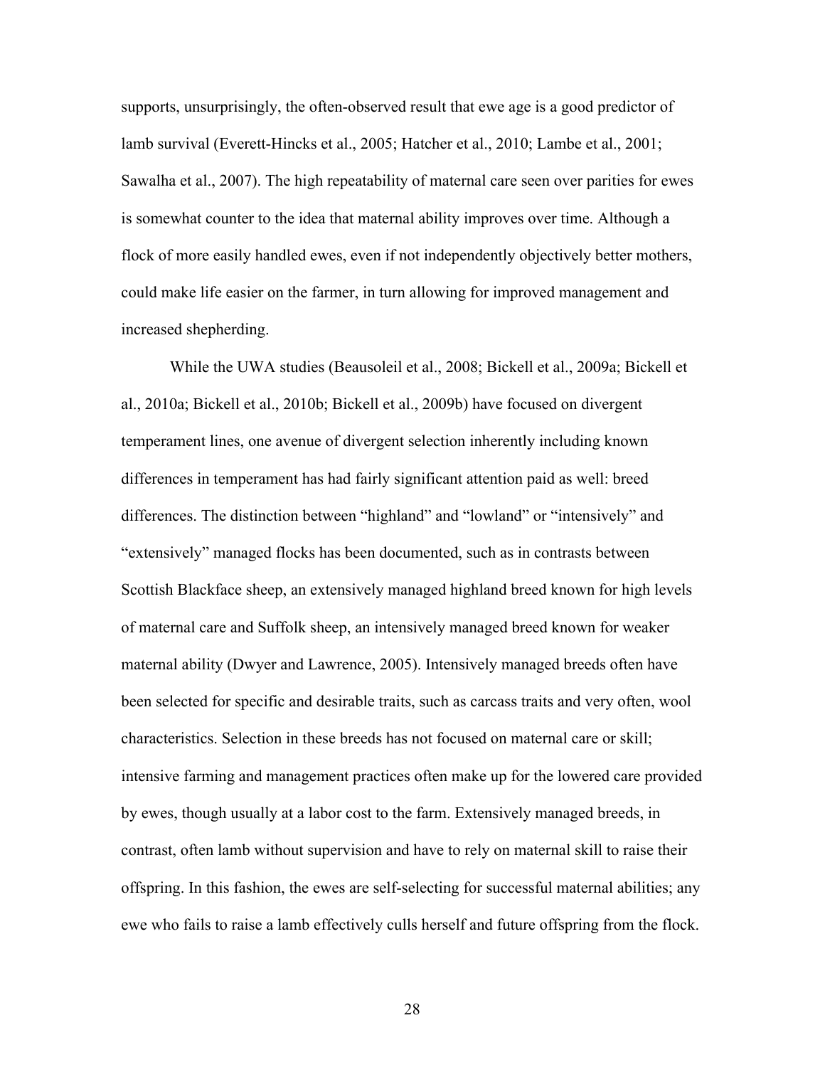supports, unsurprisingly, the often-observed result that ewe age is a good predictor of lamb survival (Everett-Hincks et al., 2005; Hatcher et al., 2010; Lambe et al., 2001; Sawalha et al., 2007). The high repeatability of maternal care seen over parities for ewes is somewhat counter to the idea that maternal ability improves over time. Although a flock of more easily handled ewes, even if not independently objectively better mothers, could make life easier on the farmer, in turn allowing for improved management and increased shepherding.

While the UWA studies (Beausoleil et al., 2008; Bickell et al., 2009a; Bickell et al., 2010a; Bickell et al., 2010b; Bickell et al., 2009b) have focused on divergent temperament lines, one avenue of divergent selection inherently including known differences in temperament has had fairly significant attention paid as well: breed differences. The distinction between "highland" and "lowland" or "intensively" and "extensively" managed flocks has been documented, such as in contrasts between Scottish Blackface sheep, an extensively managed highland breed known for high levels of maternal care and Suffolk sheep, an intensively managed breed known for weaker maternal ability (Dwyer and Lawrence, 2005). Intensively managed breeds often have been selected for specific and desirable traits, such as carcass traits and very often, wool characteristics. Selection in these breeds has not focused on maternal care or skill; intensive farming and management practices often make up for the lowered care provided by ewes, though usually at a labor cost to the farm. Extensively managed breeds, in contrast, often lamb without supervision and have to rely on maternal skill to raise their offspring. In this fashion, the ewes are self-selecting for successful maternal abilities; any ewe who fails to raise a lamb effectively culls herself and future offspring from the flock.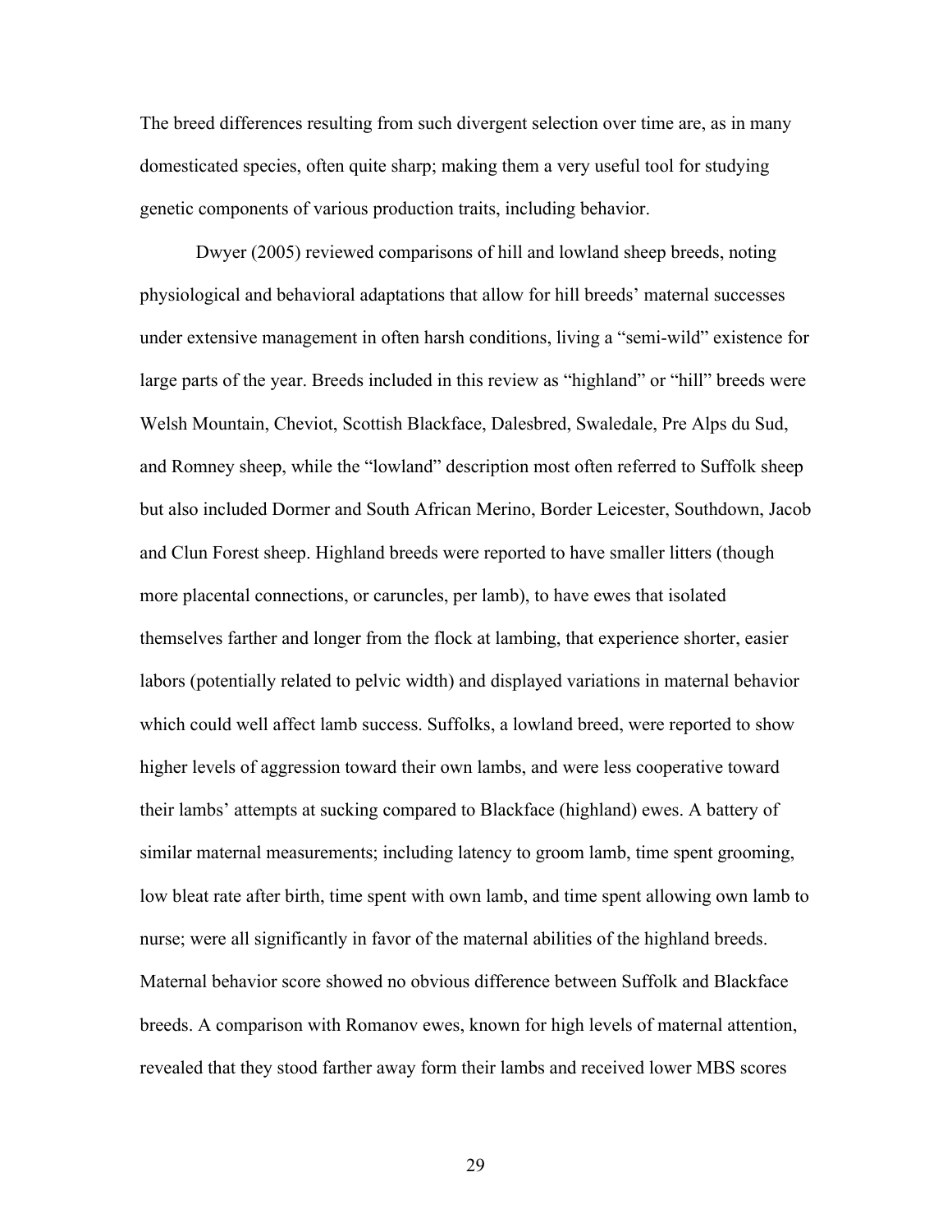The breed differences resulting from such divergent selection over time are, as in many domesticated species, often quite sharp; making them a very useful tool for studying genetic components of various production traits, including behavior.

Dwyer (2005) reviewed comparisons of hill and lowland sheep breeds, noting physiological and behavioral adaptations that allow for hill breeds' maternal successes under extensive management in often harsh conditions, living a "semi-wild" existence for large parts of the year. Breeds included in this review as "highland" or "hill" breeds were Welsh Mountain, Cheviot, Scottish Blackface, Dalesbred, Swaledale, Pre Alps du Sud, and Romney sheep, while the "lowland" description most often referred to Suffolk sheep but also included Dormer and South African Merino, Border Leicester, Southdown, Jacob and Clun Forest sheep. Highland breeds were reported to have smaller litters (though more placental connections, or caruncles, per lamb), to have ewes that isolated themselves farther and longer from the flock at lambing, that experience shorter, easier labors (potentially related to pelvic width) and displayed variations in maternal behavior which could well affect lamb success. Suffolks, a lowland breed, were reported to show higher levels of aggression toward their own lambs, and were less cooperative toward their lambs' attempts at sucking compared to Blackface (highland) ewes. A battery of similar maternal measurements; including latency to groom lamb, time spent grooming, low bleat rate after birth, time spent with own lamb, and time spent allowing own lamb to nurse; were all significantly in favor of the maternal abilities of the highland breeds. Maternal behavior score showed no obvious difference between Suffolk and Blackface breeds. A comparison with Romanov ewes, known for high levels of maternal attention, revealed that they stood farther away form their lambs and received lower MBS scores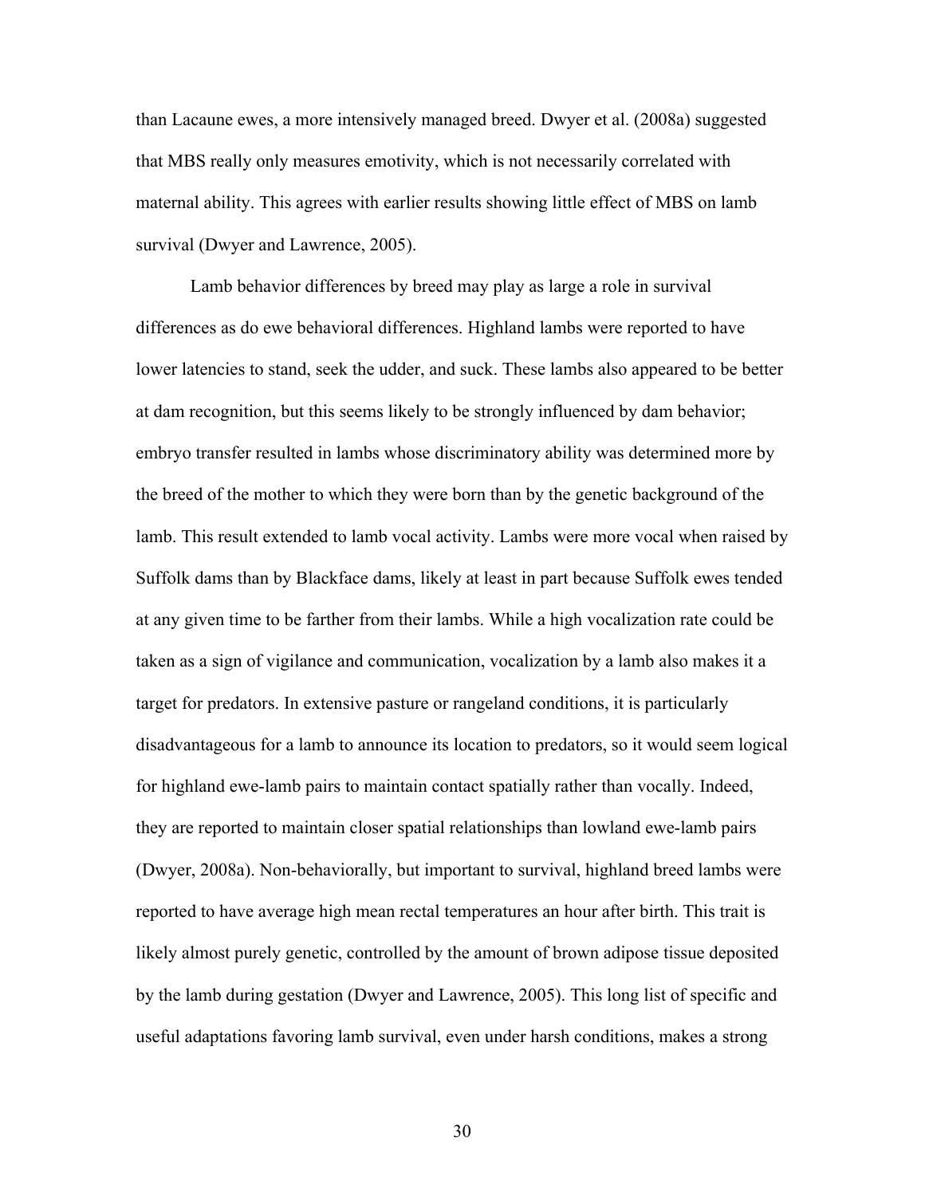than Lacaune ewes, a more intensively managed breed. Dwyer et al. (2008a) suggested that MBS really only measures emotivity, which is not necessarily correlated with maternal ability. This agrees with earlier results showing little effect of MBS on lamb survival (Dwyer and Lawrence, 2005).

Lamb behavior differences by breed may play as large a role in survival differences as do ewe behavioral differences. Highland lambs were reported to have lower latencies to stand, seek the udder, and suck. These lambs also appeared to be better at dam recognition, but this seems likely to be strongly influenced by dam behavior; embryo transfer resulted in lambs whose discriminatory ability was determined more by the breed of the mother to which they were born than by the genetic background of the lamb. This result extended to lamb vocal activity. Lambs were more vocal when raised by Suffolk dams than by Blackface dams, likely at least in part because Suffolk ewes tended at any given time to be farther from their lambs. While a high vocalization rate could be taken as a sign of vigilance and communication, vocalization by a lamb also makes it a target for predators. In extensive pasture or rangeland conditions, it is particularly disadvantageous for a lamb to announce its location to predators, so it would seem logical for highland ewe-lamb pairs to maintain contact spatially rather than vocally. Indeed, they are reported to maintain closer spatial relationships than lowland ewe-lamb pairs (Dwyer, 2008a). Non-behaviorally, but important to survival, highland breed lambs were reported to have average high mean rectal temperatures an hour after birth. This trait is likely almost purely genetic, controlled by the amount of brown adipose tissue deposited by the lamb during gestation (Dwyer and Lawrence, 2005). This long list of specific and useful adaptations favoring lamb survival, even under harsh conditions, makes a strong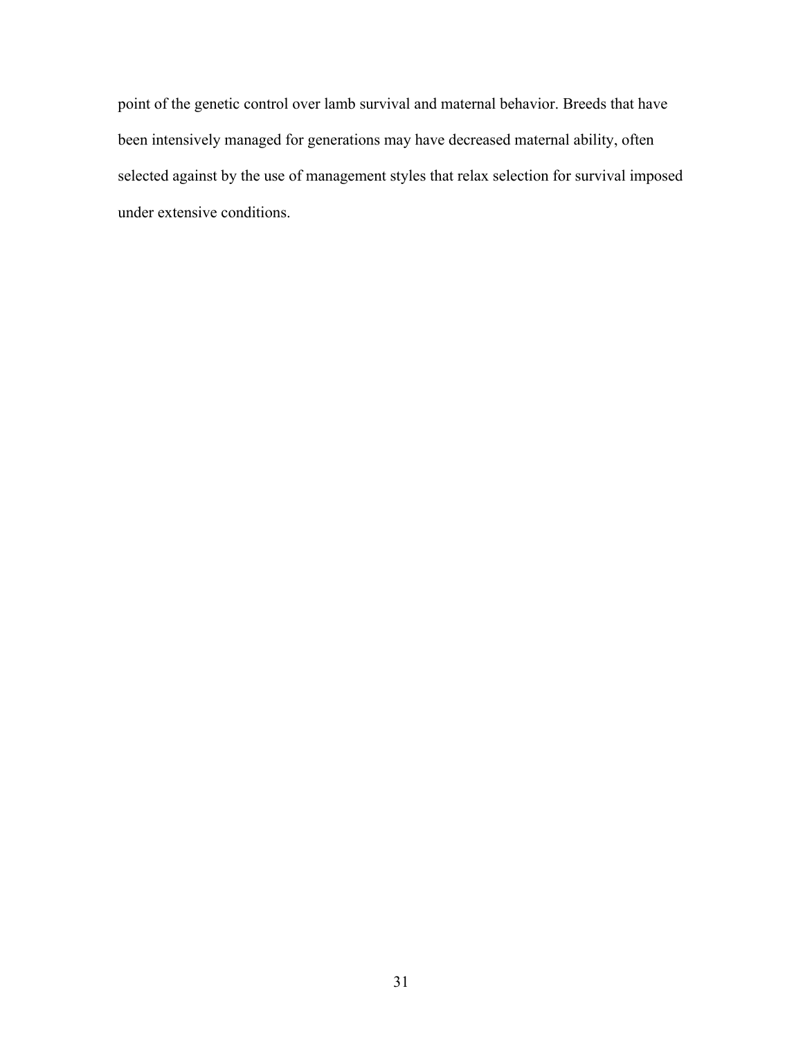point of the genetic control over lamb survival and maternal behavior. Breeds that have been intensively managed for generations may have decreased maternal ability, often selected against by the use of management styles that relax selection for survival imposed under extensive conditions.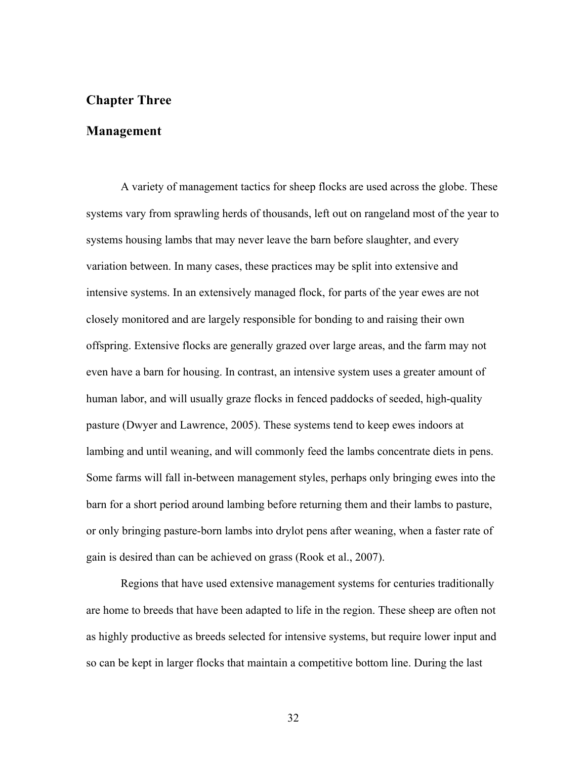# Chapter Three

## Management

A variety of management tactics for sheep flocks are used across the globe. These systems vary from sprawling herds of thousands, left out on rangeland most of the year to systems housing lambs that may never leave the barn before slaughter, and every variation between. In many cases, these practices may be split into extensive and intensive systems. In an extensively managed flock, for parts of the year ewes are not closely monitored and are largely responsible for bonding to and raising their own offspring. Extensive flocks are generally grazed over large areas, and the farm may not even have a barn for housing. In contrast, an intensive system uses a greater amount of human labor, and will usually graze flocks in fenced paddocks of seeded, high-quality pasture (Dwyer and Lawrence, 2005). These systems tend to keep ewes indoors at lambing and until weaning, and will commonly feed the lambs concentrate diets in pens. Some farms will fall in-between management styles, perhaps only bringing ewes into the barn for a short period around lambing before returning them and their lambs to pasture, or only bringing pasture-born lambs into drylot pens after weaning, when a faster rate of gain is desired than can be achieved on grass (Rook et al., 2007).

Regions that have used extensive management systems for centuries traditionally are home to breeds that have been adapted to life in the region. These sheep are often not as highly productive as breeds selected for intensive systems, but require lower input and so can be kept in larger flocks that maintain a competitive bottom line. During the last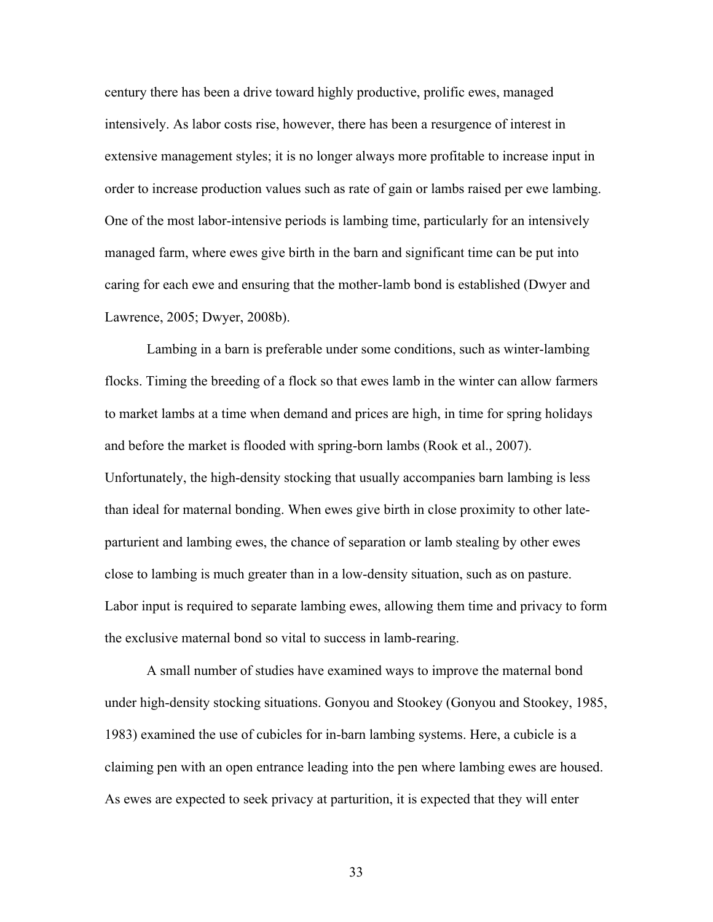century there has been a drive toward highly productive, prolific ewes, managed intensively. As labor costs rise, however, there has been a resurgence of interest in extensive management styles; it is no longer always more profitable to increase input in order to increase production values such as rate of gain or lambs raised per ewe lambing. One of the most labor-intensive periods is lambing time, particularly for an intensively managed farm, where ewes give birth in the barn and significant time can be put into caring for each ewe and ensuring that the mother-lamb bond is established (Dwyer and Lawrence, 2005; Dwyer, 2008b).

Lambing in a barn is preferable under some conditions, such as winter-lambing flocks. Timing the breeding of a flock so that ewes lamb in the winter can allow farmers to market lambs at a time when demand and prices are high, in time for spring holidays and before the market is flooded with spring-born lambs (Rook et al., 2007). Unfortunately, the high-density stocking that usually accompanies barn lambing is less than ideal for maternal bonding. When ewes give birth in close proximity to other late-parturient and lambing ewes, the chance of separation or lamb stealing by other ewes close to lambing is much greater than in a low-density situation, such as on pasture. Labor input is required to separate lambing ewes, allowing them time and privacy to form the exclusive maternal bond so vital to success in lamb-rearing.

A small number of studies have examined ways to improve the maternal bond under high-density stocking situations. Gonyou and Stookey (Gonyou and Stookey, 1985, 1983) examined the use of cubicles for in-barn lambing systems. Here, a cubicle is a claiming pen with an open entrance leading into the pen where lambing ewes are housed. As ewes are expected to seek privacy at parturition, it is expected that they will enter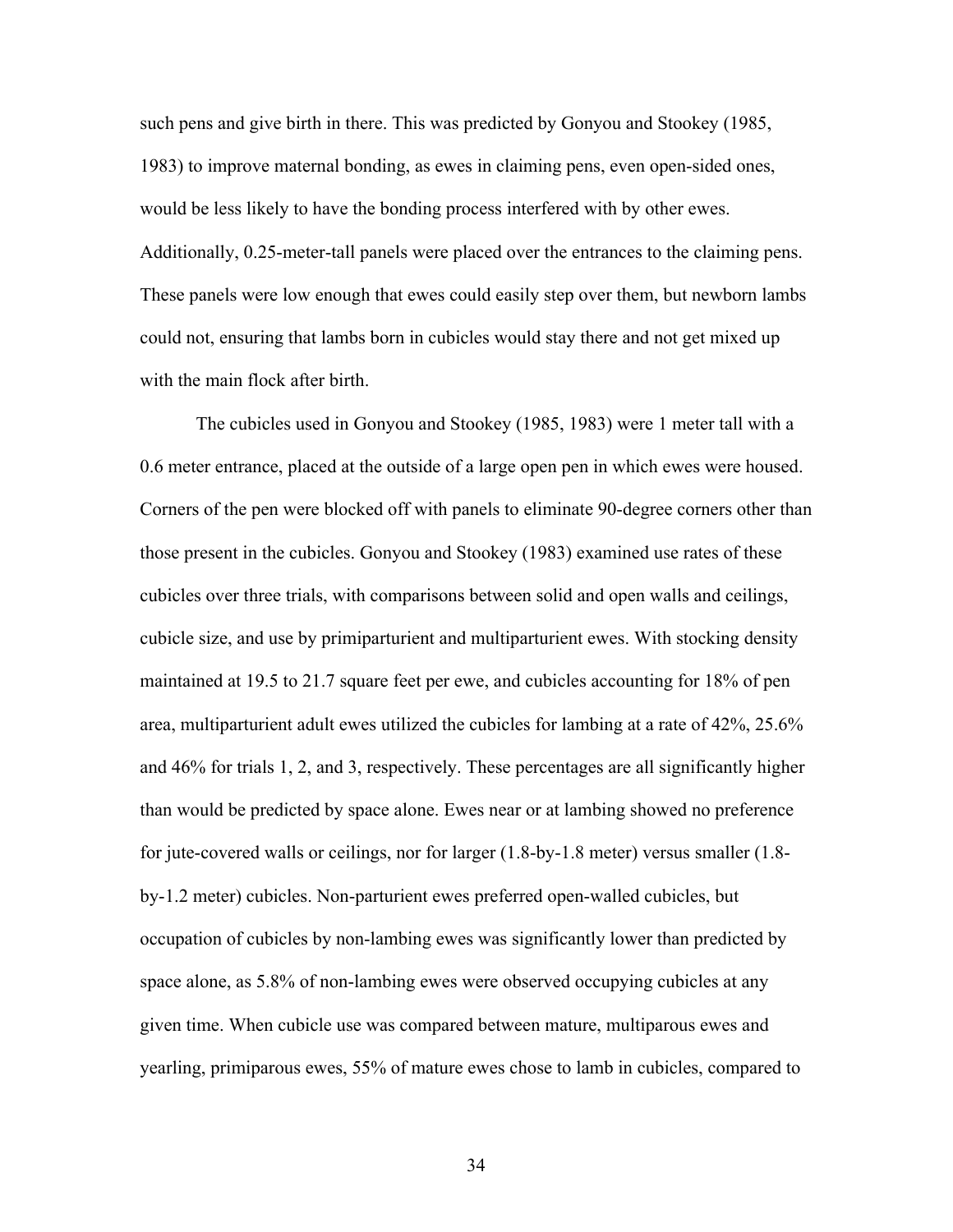such pens and give birth in there. This was predicted by Gonyou and Stookey (1985, 1983) to improve maternal bonding, as ewes in claiming pens, even open-sided ones, would be less likely to have the bonding process interfered with by other ewes. Additionally, 0.25-meter-tall panels were placed over the entrances to the claiming pens. These panels were low enough that ewes could easily step over them, but newborn lambs could not, ensuring that lambs born in cubicles would stay there and not get mixed up with the main flock after birth.

The cubicles used in Gonyou and Stookey (1985, 1983) were 1 meter tall with a 0.6 meter entrance, placed at the outside of a large open pen in which ewes were housed. Corners of the pen were blocked off with panels to eliminate 90-degree corners other than those present in the cubicles. Gonyou and Stookey (1983) examined use rates of these cubicles over three trials, with comparisons between solid and open walls and ceilings, cubicle size, and use by primiparturient and multiparturient ewes. With stocking density maintained at 19.5 to 21.7 square feet per ewe, and cubicles accounting for 18% of pen area, multiparturient adult ewes utilized the cubicles for lambing at a rate of 42%, 25.6% and 46% for trials 1, 2, and 3, respectively. These percentages are all significantly higher than would be predicted by space alone. Ewes near or at lambing showed no preference for jute-covered walls or ceilings, nor for larger (1.8-by-1.8 meter) versus smaller (1.8-by-1.2 meter) cubicles. Non-parturient ewes preferred open-walled cubicles, but occupation of cubicles by non-lambing ewes was significantly lower than predicted by space alone, as 5.8% of non-lambing ewes were observed occupying cubicles at any given time. When cubicle use was compared between mature, multiparous ewes and yearling, primiparous ewes, 55% of mature ewes chose to lamb in cubicles, compared to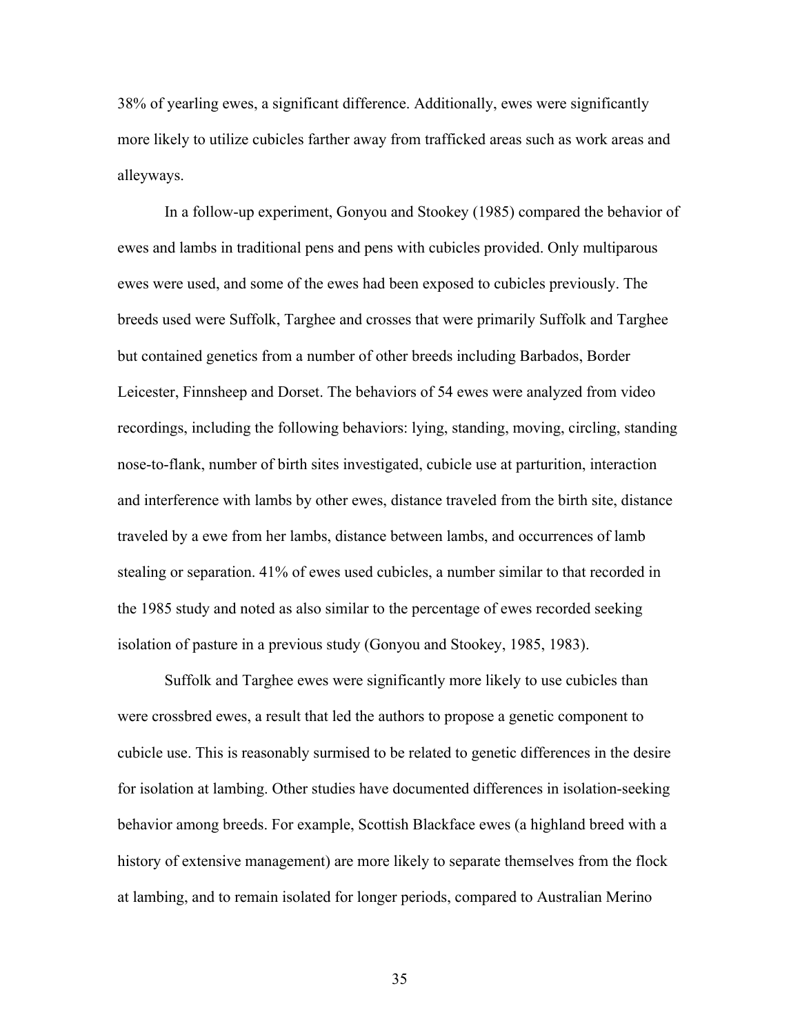38% of yearling ewes, a significant difference. Additionally, ewes were significantly more likely to utilize cubicles farther away from trafficked areas such as work areas and alleyways.

In a follow-up experiment, Gonyou and Stookey (1985) compared the behavior of ewes and lambs in traditional pens and pens with cubicles provided. Only multiparous ewes were used, and some of the ewes had been exposed to cubicles previously. The breeds used were Suffolk, Targhee and crosses that were primarily Suffolk and Targhee but contained genetics from a number of other breeds including Barbados, Border Leicester, Finnsheep and Dorset. The behaviors of 54 ewes were analyzed from video recordings, including the following behaviors: lying, standing, moving, circling, standing nose-to-flank, number of birth sites investigated, cubicle use at parturition, interaction and interference with lambs by other ewes, distance traveled from the birth site, distance traveled by a ewe from her lambs, distance between lambs, and occurrences of lamb stealing or separation. 41% of ewes used cubicles, a number similar to that recorded in the 1985 study and noted as also similar to the percentage of ewes recorded seeking isolation of pasture in a previous study (Gonyou and Stookey, 1985, 1983).

Suffolk and Targhee ewes were significantly more likely to use cubicles than were crossbred ewes, a result that led the authors to propose a genetic component to cubicle use. This is reasonably surmised to be related to genetic differences in the desire for isolation at lambing. Other studies have documented differences in isolation-seeking behavior among breeds. For example, Scottish Blackface ewes (a highland breed with a history of extensive management) are more likely to separate themselves from the flock at lambing, and to remain isolated for longer periods, compared to Australian Merino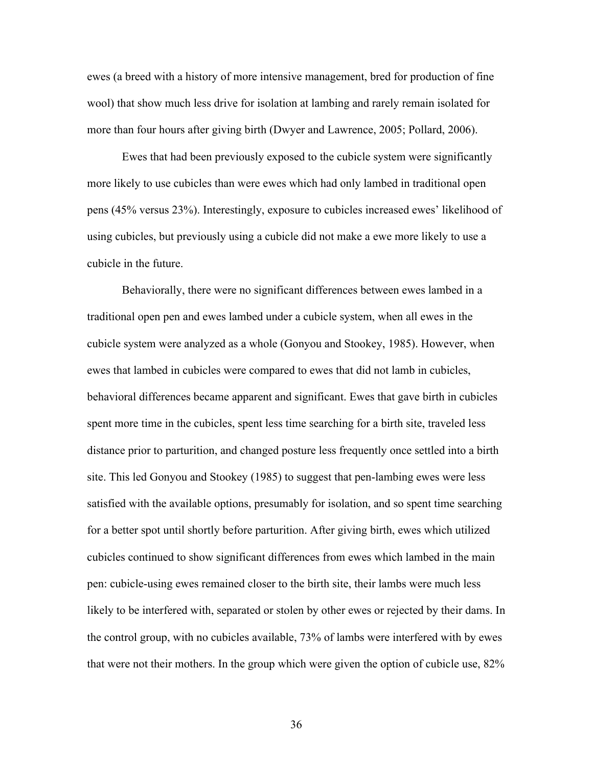ewes (a breed with a history of more intensive management, bred for production of fine wool) that show much less drive for isolation at lambing and rarely remain isolated for more than four hours after giving birth (Dwyer and Lawrence, 2005; Pollard, 2006).

Ewes that had been previously exposed to the cubicle system were significantly more likely to use cubicles than were ewes which had only lambed in traditional open pens (45% versus 23%). Interestingly, exposure to cubicles increased ewes' likelihood of using cubicles, but previously using a cubicle did not make a ewe more likely to use a cubicle in the future.

Behaviorally, there were no significant differences between ewes lambed in a traditional open pen and ewes lambed under a cubicle system, when all ewes in the cubicle system were analyzed as a whole (Gonyou and Stookey, 1985). However, when ewes that lambed in cubicles were compared to ewes that did not lamb in cubicles, behavioral differences became apparent and significant. Ewes that gave birth in cubicles spent more time in the cubicles, spent less time searching for a birth site, traveled less distance prior to parturition, and changed posture less frequently once settled into a birth site. This led Gonyou and Stookey (1985) to suggest that pen-lambing ewes were less satisfied with the available options, presumably for isolation, and so spent time searching for a better spot until shortly before parturition. After giving birth, ewes which utilized cubicles continued to show significant differences from ewes which lambed in the main pen: cubicle-using ewes remained closer to the birth site, their lambs were much less likely to be interfered with, separated or stolen by other ewes or rejected by their dams. In the control group, with no cubicles available, 73% of lambs were interfered with by ewes that were not their mothers. In the group which were given the option of cubicle use, 82%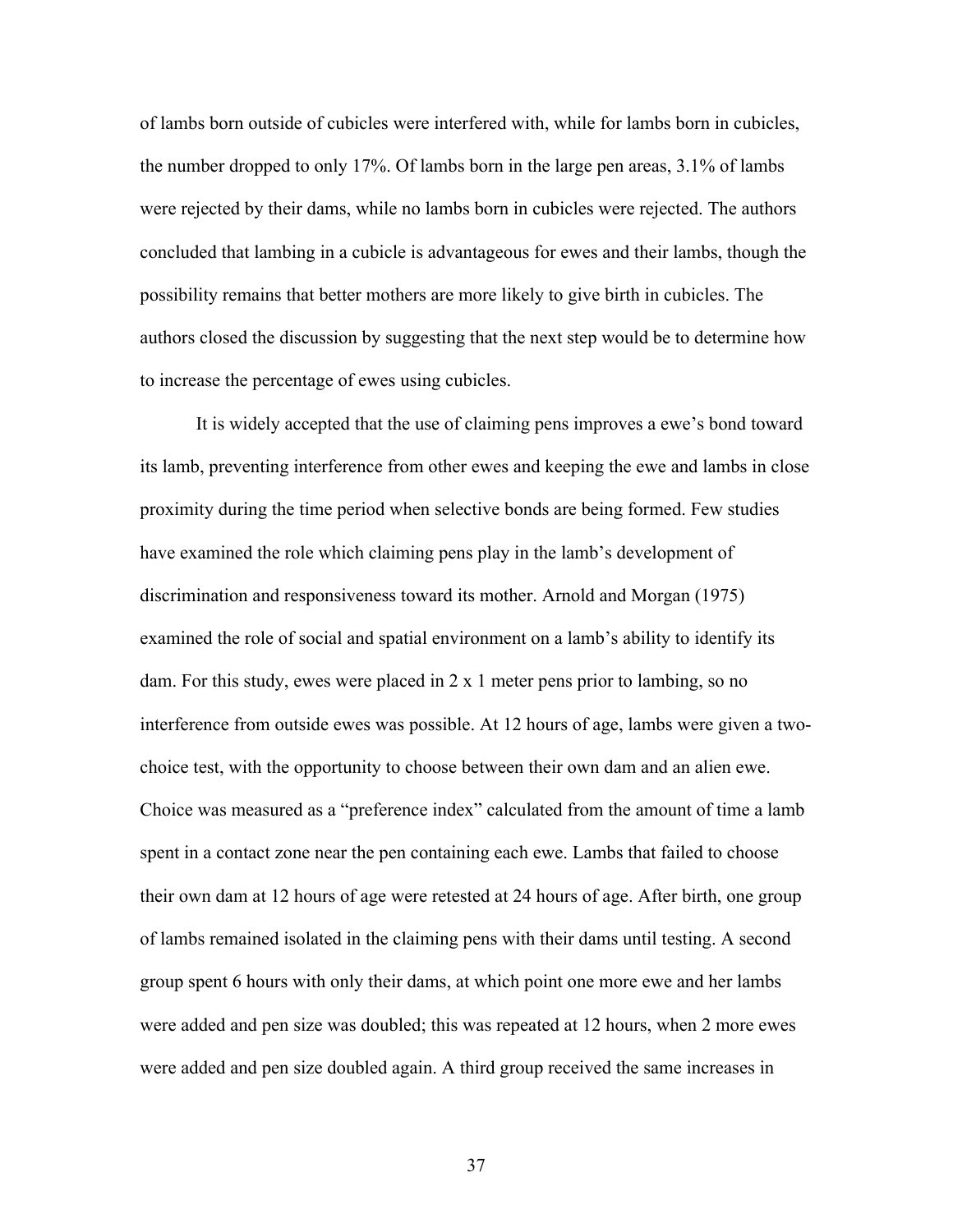of lambs born outside of cubicles were interfered with, while for lambs born in cubicles, the number dropped to only 17%. Of lambs born in the large pen areas, 3.1% of lambs were rejected by their dams, while no lambs born in cubicles were rejected. The authors concluded that lambing in a cubicle is advantageous for ewes and their lambs, though the possibility remains that better mothers are more likely to give birth in cubicles. The authors closed the discussion by suggesting that the next step would be to determine how to increase the percentage of ewes using cubicles.

It is widely accepted that the use of claiming pens improves a ewe's bond toward its lamb, preventing interference from other ewes and keeping the ewe and lambs in close proximity during the time period when selective bonds are being formed. Few studies have examined the role which claiming pens play in the lamb's development of discrimination and responsiveness toward its mother. Arnold and Morgan (1975) examined the role of social and spatial environment on a lamb's ability to identify its dam. For this study, ewes were placed in 2 x 1 meter pens prior to lambing, so no interference from outside ewes was possible. At 12 hours of age, lambs were given a two-choice test, with the opportunity to choose between their own dam and an alien ewe. Choice was measured as a "preference index" calculated from the amount of time a lamb spent in a contact zone near the pen containing each ewe. Lambs that failed to choose their own dam at 12 hours of age were retested at 24 hours of age. After birth, one group of lambs remained isolated in the claiming pens with their dams until testing. A second group spent 6 hours with only their dams, at which point one more ewe and her lambs were added and pen size was doubled; this was repeated at 12 hours, when 2 more ewes were added and pen size doubled again. A third group received the same increases in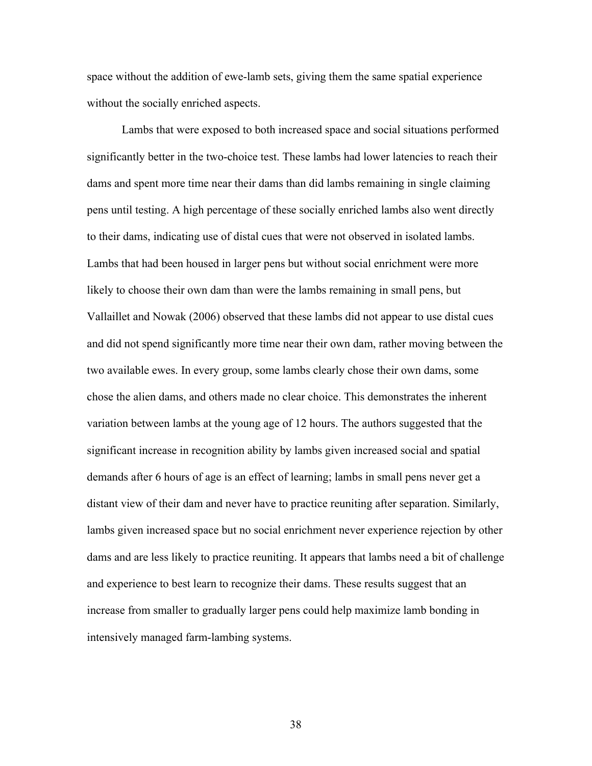space without the addition of ewe-lamb sets, giving them the same spatial experience without the socially enriched aspects.

Lambs that were exposed to both increased space and social situations performed significantly better in the two-choice test. These lambs had lower latencies to reach their dams and spent more time near their dams than did lambs remaining in single claiming pens until testing. A high percentage of these socially enriched lambs also went directly to their dams, indicating use of distal cues that were not observed in isolated lambs. Lambs that had been housed in larger pens but without social enrichment were more likely to choose their own dam than were the lambs remaining in small pens, but Vallaillet and Nowak (2006) observed that these lambs did not appear to use distal cues and did not spend significantly more time near their own dam, rather moving between the two available ewes. In every group, some lambs clearly chose their own dams, some chose the alien dams, and others made no clear choice. This demonstrates the inherent variation between lambs at the young age of 12 hours. The authors suggested that the significant increase in recognition ability by lambs given increased social and spatial demands after 6 hours of age is an effect of learning; lambs in small pens never get a distant view of their dam and never have to practice reuniting after separation. Similarly, lambs given increased space but no social enrichment never experience rejection by other dams and are less likely to practice reuniting. It appears that lambs need a bit of challenge and experience to best learn to recognize their dams. These results suggest that an increase from smaller to gradually larger pens could help maximize lamb bonding in intensively managed farm-lambing systems.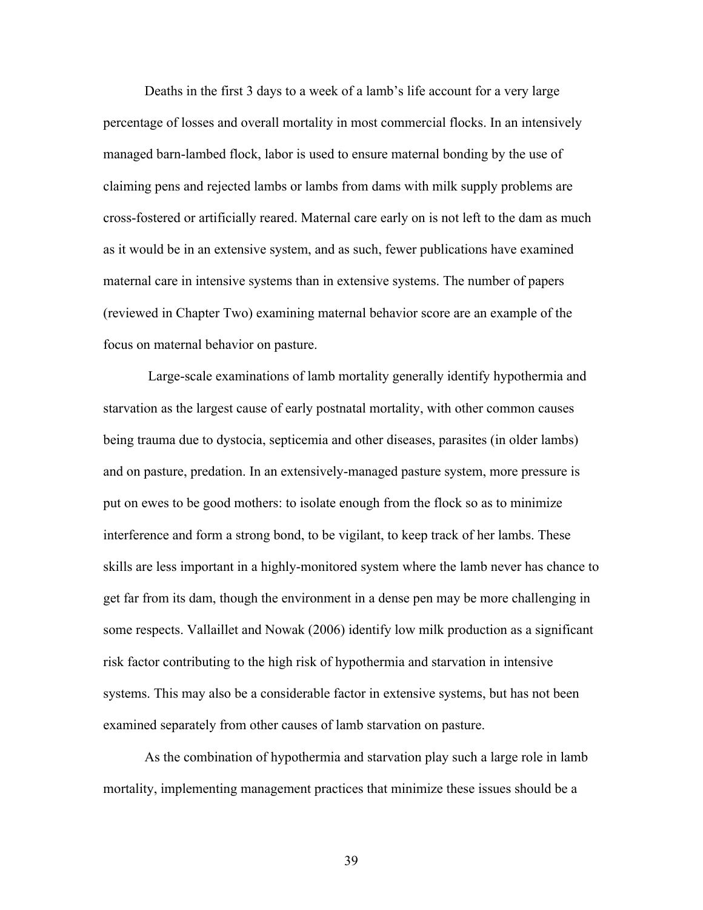Deaths in the first 3 days to a week of a lamb's life account for a very large percentage of losses and overall mortality in most commercial flocks. In an intensively managed barn-lambed flock, labor is used to ensure maternal bonding by the use of claiming pens and rejected lambs or lambs from dams with milk supply problems are cross-fostered or artificially reared. Maternal care early on is not left to the dam as much as it would be in an extensive system, and as such, fewer publications have examined maternal care in intensive systems than in extensive systems. The number of papers (reviewed in Chapter Two) examining maternal behavior score are an example of the focus on maternal behavior on pasture.

Large-scale examinations of lamb mortality generally identify hypothermia and starvation as the largest cause of early postnatal mortality, with other common causes being trauma due to dystocia, septicemia and other diseases, parasites (in older lambs) and on pasture, predation. In an extensively-managed pasture system, more pressure is put on ewes to be good mothers: to isolate enough from the flock so as to minimize interference and form a strong bond, to be vigilant, to keep track of her lambs. These skills are less important in a highly-monitored system where the lamb never has chance to get far from its dam, though the environment in a dense pen may be more challenging in some respects. Vallaillet and Nowak (2006) identify low milk production as a significant risk factor contributing to the high risk of hypothermia and starvation in intensive systems. This may also be a considerable factor in extensive systems, but has not been examined separately from other causes of lamb starvation on pasture.

As the combination of hypothermia and starvation play such a large role in lamb mortality, implementing management practices that minimize these issues should be a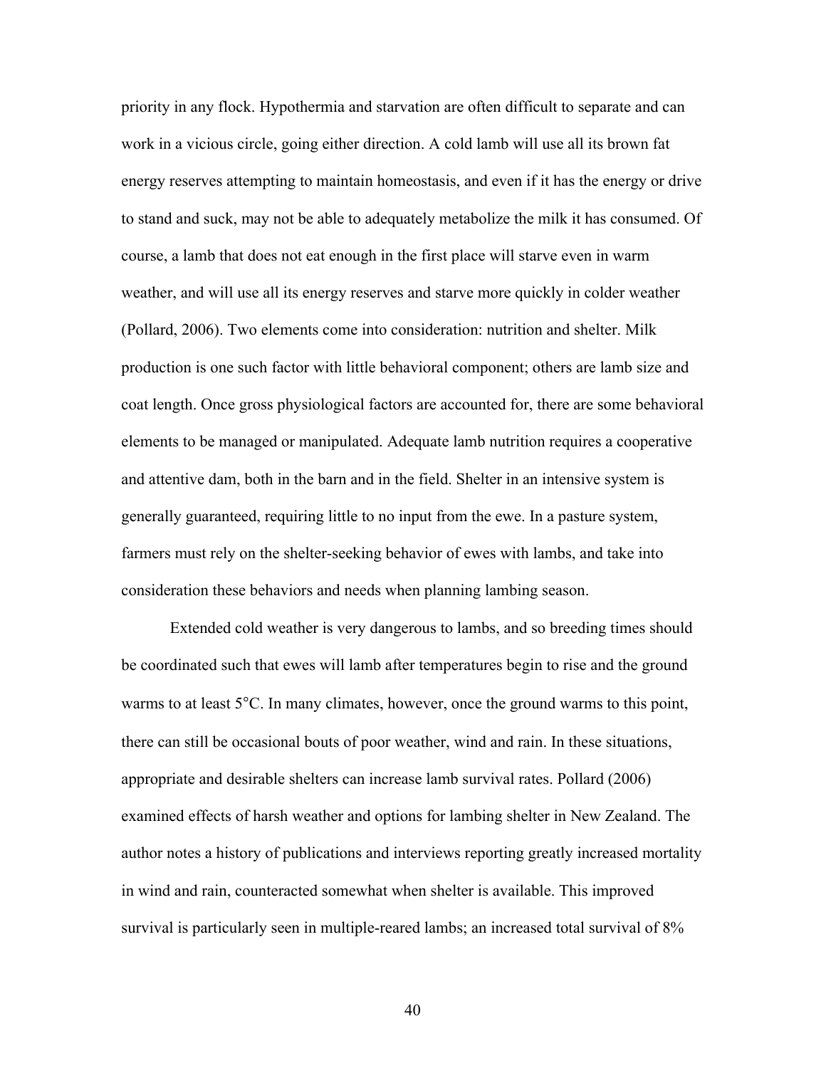priority in any flock. Hypothermia and starvation are often difficult to separate and can work in a vicious circle, going either direction. A cold lamb will use all its brown fat energy reserves attempting to maintain homeostasis, and even if it has the energy or drive to stand and suck, may not be able to adequately metabolize the milk it has consumed. Of course, a lamb that does not eat enough in the first place will starve even in warm weather, and will use all its energy reserves and starve more quickly in colder weather (Pollard, 2006). Two elements come into consideration: nutrition and shelter. Milk production is one such factor with little behavioral component; others are lamb size and coat length. Once gross physiological factors are accounted for, there are some behavioral elements to be managed or manipulated. Adequate lamb nutrition requires a cooperative and attentive dam, both in the barn and in the field. Shelter in an intensive system is generally guaranteed, requiring little to no input from the ewe. In a pasture system, farmers must rely on the shelter-seeking behavior of ewes with lambs, and take into consideration these behaviors and needs when planning lambing season.

Extended cold weather is very dangerous to lambs, and so breeding times should be coordinated such that ewes will lamb after temperatures begin to rise and the ground warms to at least 5°C. In many climates, however, once the ground warms to this point, there can still be occasional bouts of poor weather, wind and rain. In these situations, appropriate and desirable shelters can increase lamb survival rates. Pollard (2006) examined effects of harsh weather and options for lambing shelter in New Zealand. The author notes a history of publications and interviews reporting greatly increased mortality in wind and rain, counteracted somewhat when shelter is available. This improved survival is particularly seen in multiple-reared lambs; an increased total survival of 8%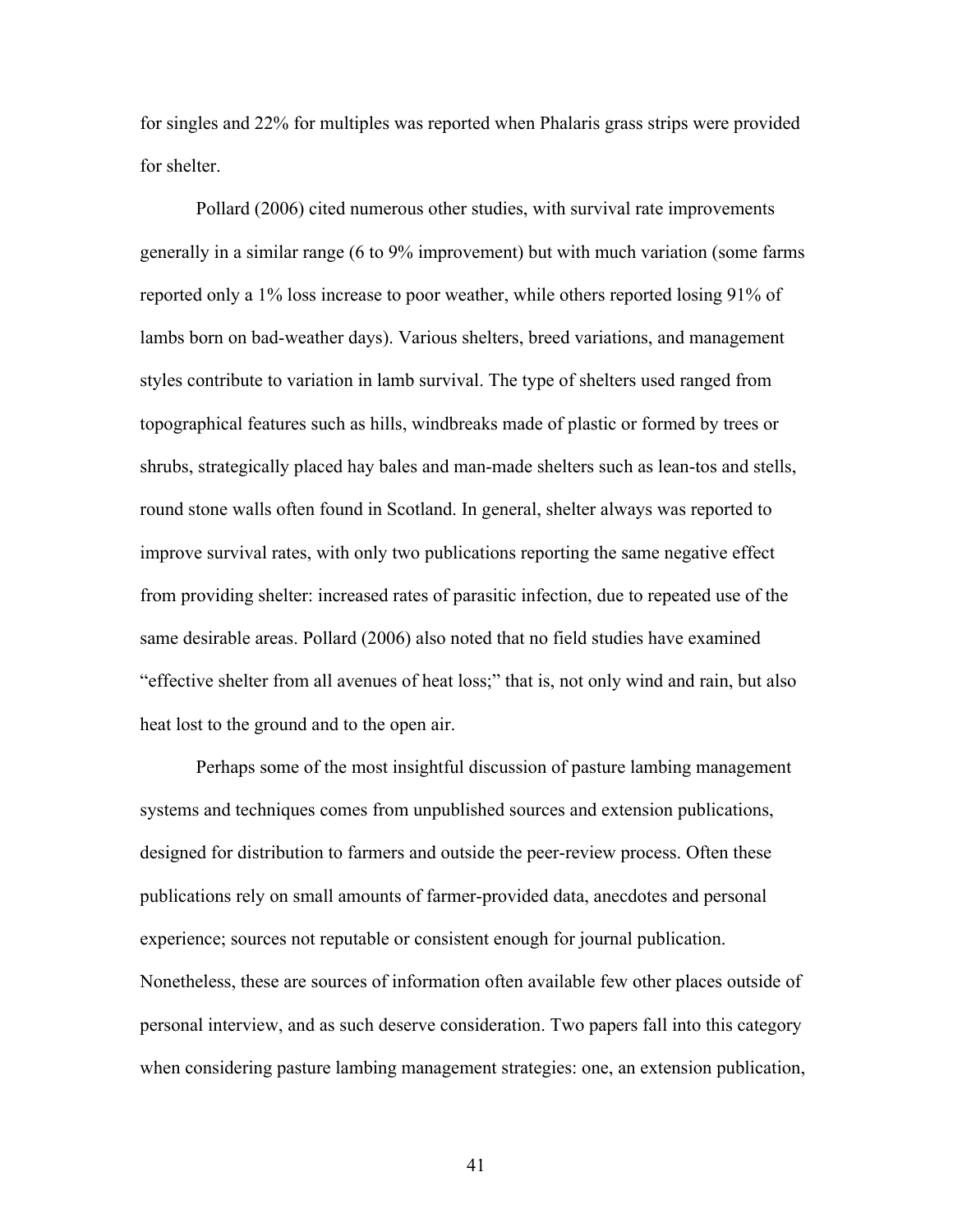for singles and 22% for multiples was reported when Phalaris grass strips were provided for shelter.

Pollard (2006) cited numerous other studies, with survival rate improvements generally in a similar range (6 to 9% improvement) but with much variation (some farms reported only a 1% loss increase to poor weather, while others reported losing 91% of lambs born on bad-weather days). Various shelters, breed variations, and management styles contribute to variation in lamb survival. The type of shelters used ranged from topographical features such as hills, windbreaks made of plastic or formed by trees or shrubs, strategically placed hay bales and man-made shelters such as lean-tos and stells, round stone walls often found in Scotland. In general, shelter always was reported to improve survival rates, with only two publications reporting the same negative effect from providing shelter: increased rates of parasitic infection, due to repeated use of the same desirable areas. Pollard (2006) also noted that no field studies have examined "effective shelter from all avenues of heat loss;" that is, not only wind and rain, but also heat lost to the ground and to the open air.

Perhaps some of the most insightful discussion of pasture lambing management systems and techniques comes from unpublished sources and extension publications, designed for distribution to farmers and outside the peer-review process. Often these publications rely on small amounts of farmer-provided data, anecdotes and personal experience; sources not reputable or consistent enough for journal publication. Nonetheless, these are sources of information often available few other places outside of personal interview, and as such deserve consideration. Two papers fall into this category when considering pasture lambing management strategies: one, an extension publication,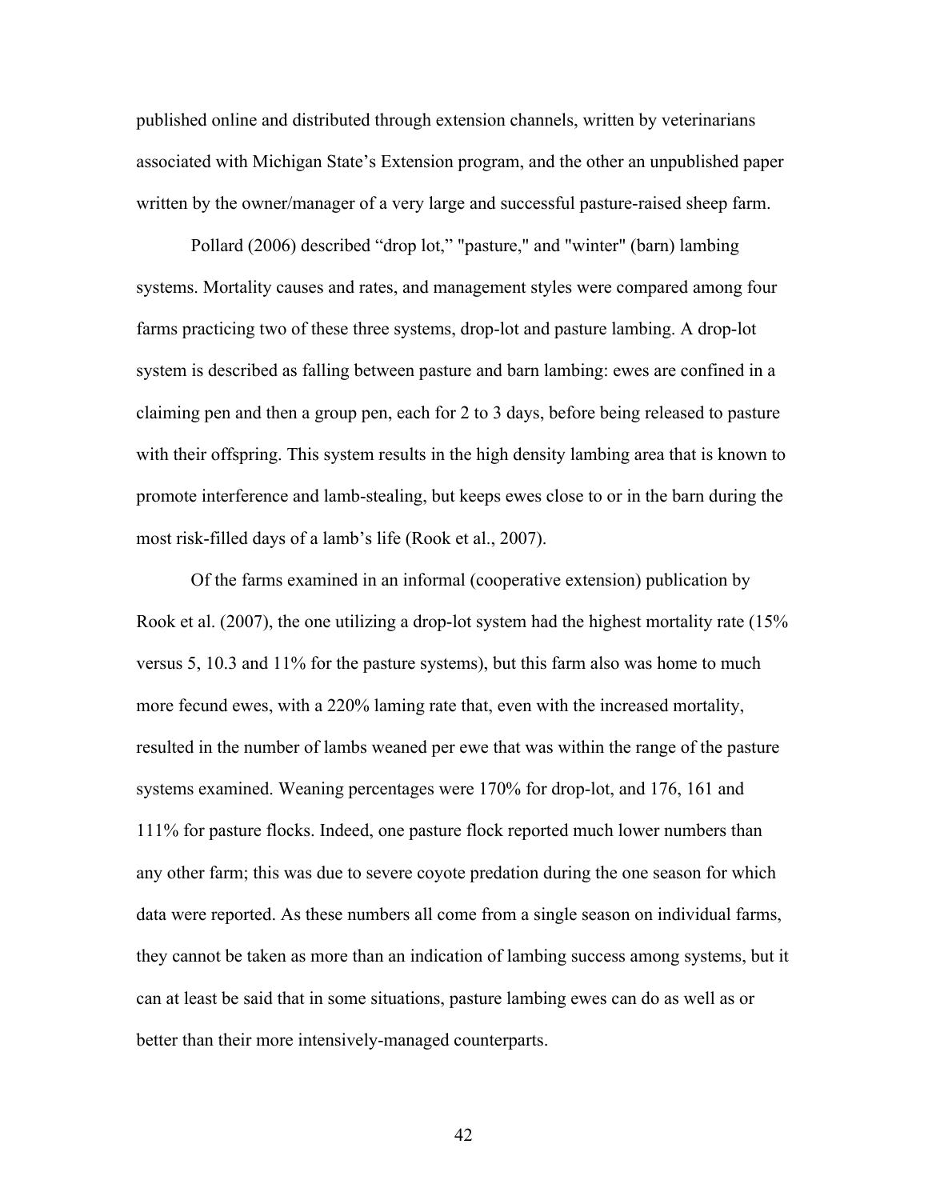published online and distributed through extension channels, written by veterinarians associated with Michigan State's Extension program, and the other an unpublished paper written by the owner/manager of a very large and successful pasture-raised sheep farm.

Pollard (2006) described "drop lot," "pasture," and "winter" (barn) lambing systems. Mortality causes and rates, and management styles were compared among four farms practicing two of these three systems, drop-lot and pasture lambing. A drop-lot system is described as falling between pasture and barn lambing: ewes are confined in a claiming pen and then a group pen, each for 2 to 3 days, before being released to pasture with their offspring. This system results in the high density lambing area that is known to promote interference and lamb-stealing, but keeps ewes close to or in the barn during the most risk-filled days of a lamb's life (Rook et al., 2007).

Of the farms examined in an informal (cooperative extension) publication by Rook et al. (2007), the one utilizing a drop-lot system had the highest mortality rate (15% versus 5, 10.3 and 11% for the pasture systems), but this farm also was home to much more fecund ewes, with a 220% laming rate that, even with the increased mortality, resulted in the number of lambs weaned per ewe that was within the range of the pasture systems examined. Weaning percentages were 170% for drop-lot, and 176, 161 and 111% for pasture flocks. Indeed, one pasture flock reported much lower numbers than any other farm; this was due to severe coyote predation during the one season for which data were reported. As these numbers all come from a single season on individual farms, they cannot be taken as more than an indication of lambing success among systems, but it can at least be said that in some situations, pasture lambing ewes can do as well as or better than their more intensively-managed counterparts.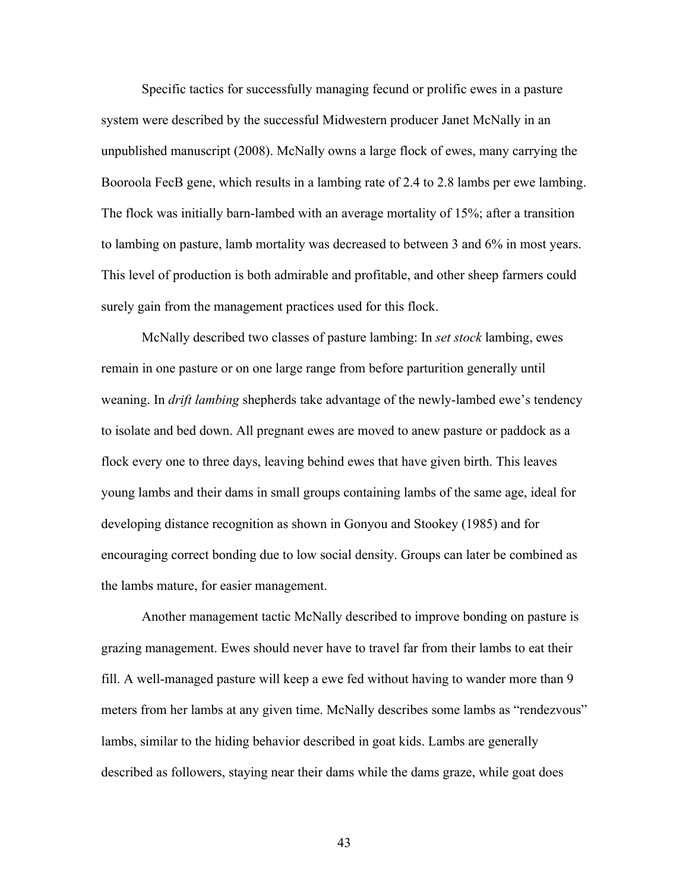Specific tactics for successfully managing fecund or prolific ewes in a pasture system were described by the successful Midwestern producer Janet McNally in an unpublished manuscript (2008). McNally owns a large flock of ewes, many carrying the Booroola FecB gene, which results in a lambing rate of 2.4 to 2.8 lambs per ewe lambing. The flock was initially barn-lambed with an average mortality of 15%; after a transition to lambing on pasture, lamb mortality was decreased to between 3 and 6% in most years. This level of production is both admirable and profitable, and other sheep farmers could surely gain from the management practices used for this flock.

McNally described two classes of pasture lambing: In *set stock* lambing, ewes remain in one pasture or on one large range from before parturition generally until weaning. In *drift lambing* shepherds take advantage of the newly-lambed ewe's tendency to isolate and bed down. All pregnant ewes are moved to anew pasture or paddock as a flock every one to three days, leaving behind ewes that have given birth. This leaves young lambs and their dams in small groups containing lambs of the same age, ideal for developing distance recognition as shown in Gonyou and Stookey (1985) and for encouraging correct bonding due to low social density. Groups can later be combined as the lambs mature, for easier management.

Another management tactic McNally described to improve bonding on pasture is grazing management. Ewes should never have to travel far from their lambs to eat their fill. A well-managed pasture will keep a ewe fed without having to wander more than 9 meters from her lambs at any given time. McNally describes some lambs as "rendezvous" lambs, similar to the hiding behavior described in goat kids. Lambs are generally described as followers, staying near their dams while the dams graze, while goat does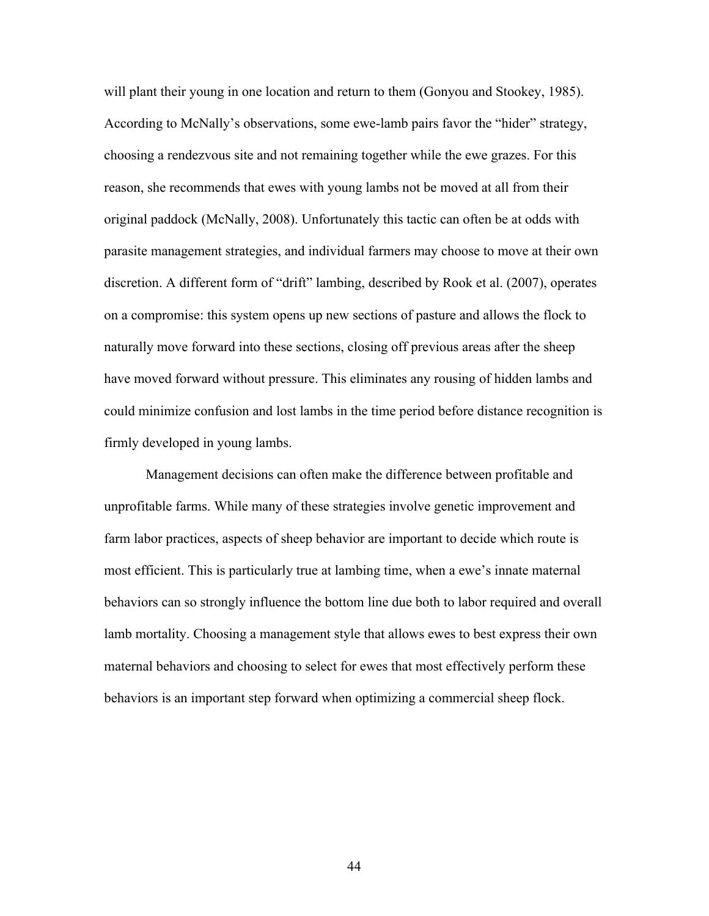will plant their young in one location and return to them (Gonyou and Stookey, 1985). According to McNally's observations, some ewe-lamb pairs favor the "hider" strategy, choosing a rendezvous site and not remaining together while the ewe grazes. For this reason, she recommends that ewes with young lambs not be moved at all from their original paddock (McNally, 2008). Unfortunately this tactic can often be at odds with parasite management strategies, and individual farmers may choose to move at their own discretion. A different form of "drift" lambing, described by Rook et al. (2007), operates on a compromise: this system opens up new sections of pasture and allows the flock to naturally move forward into these sections, closing off previous areas after the sheep have moved forward without pressure. This eliminates any rousing of hidden lambs and could minimize confusion and lost lambs in the time period before distance recognition is firmly developed in young lambs.

Management decisions can often make the difference between profitable and unprofitable farms. While many of these strategies involve genetic improvement and farm labor practices, aspects of sheep behavior are important to decide which route is most efficient. This is particularly true at lambing time, when a ewe's innate maternal behaviors can so strongly influence the bottom line due both to labor required and overall lamb mortality. Choosing a management style that allows ewes to best express their own maternal behaviors and choosing to select for ewes that most effectively perform these behaviors is an important step forward when optimizing a commercial sheep flock.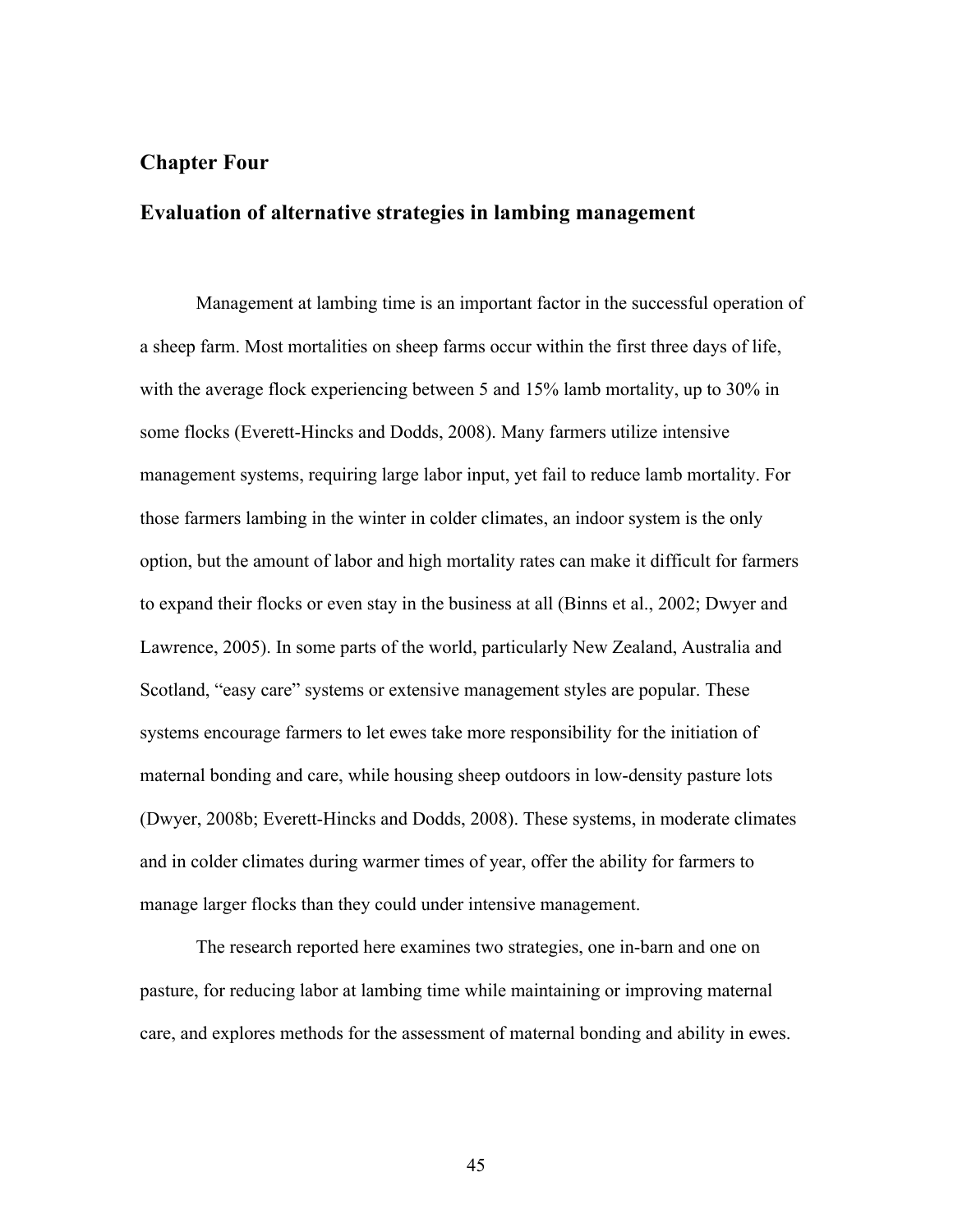# Chapter Four

## Evaluation of alternative strategies in lambing management

Management at lambing time is an important factor in the successful operation of a sheep farm. Most mortalities on sheep farms occur within the first three days of life, with the average flock experiencing between 5 and 15% lamb mortality, up to 30% in some flocks (Everett-Hincks and Dodds, 2008). Many farmers utilize intensive management systems, requiring large labor input, yet fail to reduce lamb mortality. For those farmers lambing in the winter in colder climates, an indoor system is the only option, but the amount of labor and high mortality rates can make it difficult for farmers to expand their flocks or even stay in the business at all (Binns et al., 2002; Dwyer and Lawrence, 2005). In some parts of the world, particularly New Zealand, Australia and Scotland, "easy care" systems or extensive management styles are popular. These systems encourage farmers to let ewes take more responsibility for the initiation of maternal bonding and care, while housing sheep outdoors in low-density pasture lots (Dwyer, 2008b; Everett-Hincks and Dodds, 2008). These systems, in moderate climates and in colder climates during warmer times of year, offer the ability for farmers to manage larger flocks than they could under intensive management.

The research reported here examines two strategies, one in-barn and one on pasture, for reducing labor at lambing time while maintaining or improving maternal care, and explores methods for the assessment of maternal bonding and ability in ewes.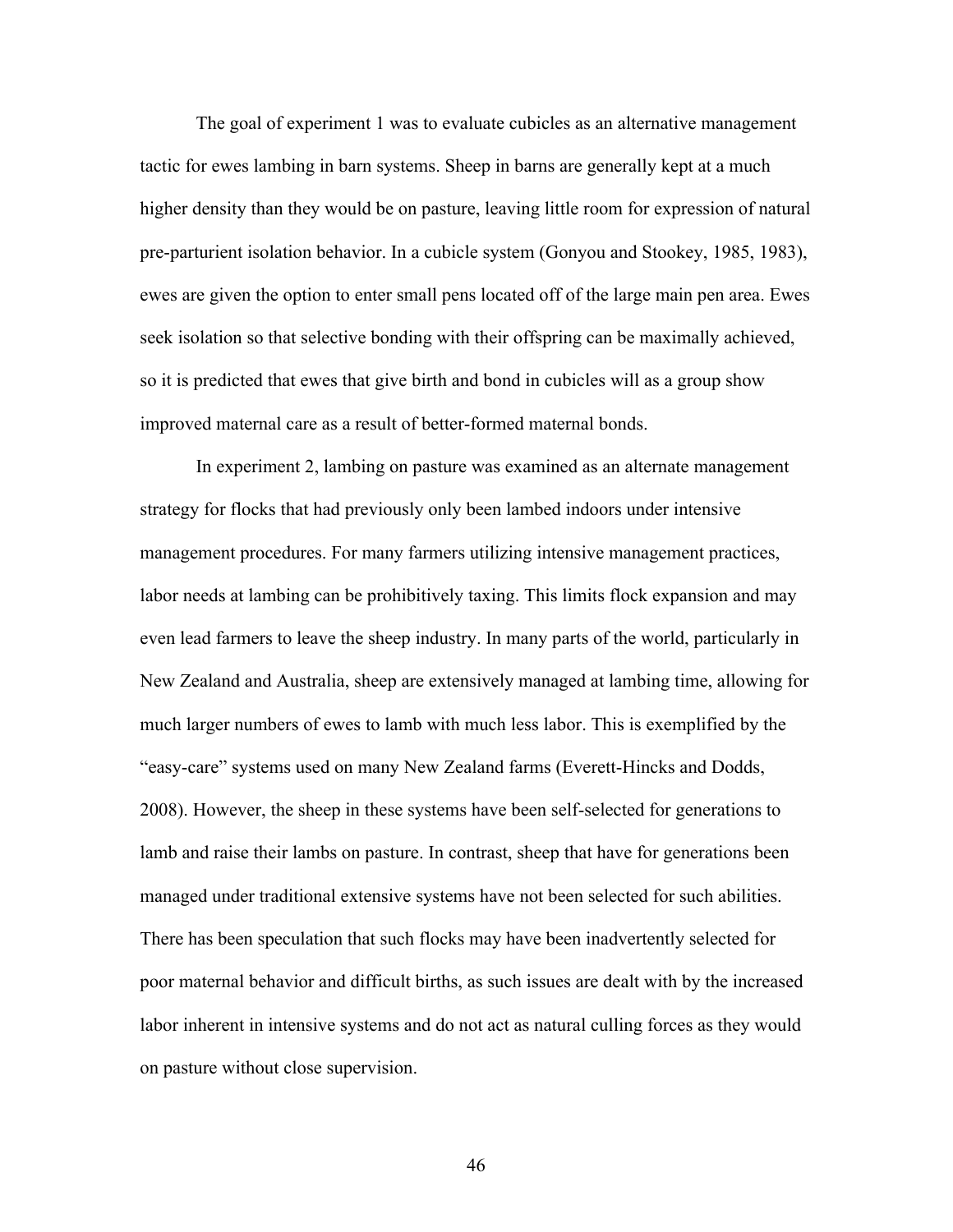The goal of experiment 1 was to evaluate cubicles as an alternative management tactic for ewes lambing in barn systems. Sheep in barns are generally kept at a much higher density than they would be on pasture, leaving little room for expression of natural pre-parturient isolation behavior. In a cubicle system (Gonyou and Stookey, 1985, 1983), ewes are given the option to enter small pens located off of the large main pen area. Ewes seek isolation so that selective bonding with their offspring can be maximally achieved, so it is predicted that ewes that give birth and bond in cubicles will as a group show improved maternal care as a result of better-formed maternal bonds.

In experiment 2, lambing on pasture was examined as an alternate management strategy for flocks that had previously only been lambed indoors under intensive management procedures. For many farmers utilizing intensive management practices, labor needs at lambing can be prohibitively taxing. This limits flock expansion and may even lead farmers to leave the sheep industry. In many parts of the world, particularly in New Zealand and Australia, sheep are extensively managed at lambing time, allowing for much larger numbers of ewes to lamb with much less labor. This is exemplified by the "easy-care" systems used on many New Zealand farms (Everett-Hincks and Dodds, 2008). However, the sheep in these systems have been self-selected for generations to lamb and raise their lambs on pasture. In contrast, sheep that have for generations been managed under traditional extensive systems have not been selected for such abilities. There has been speculation that such flocks may have been inadvertently selected for poor maternal behavior and difficult births, as such issues are dealt with by the increased labor inherent in intensive systems and do not act as natural culling forces as they would on pasture without close supervision.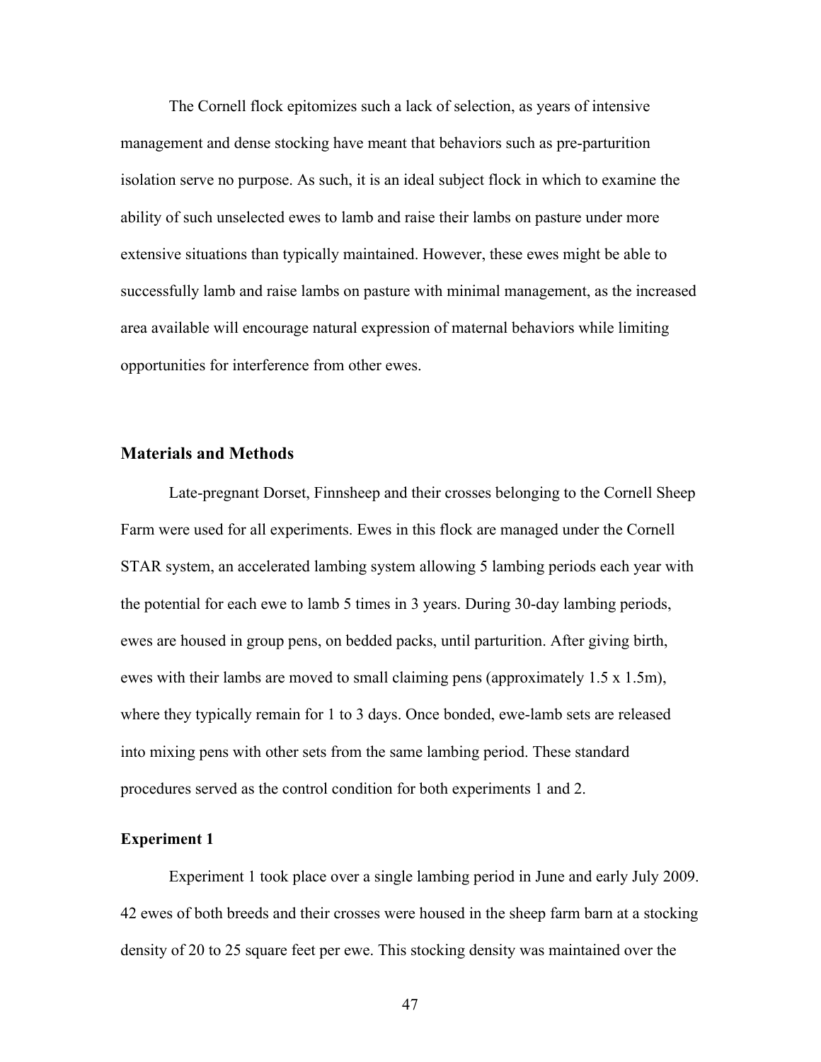The Cornell flock epitomizes such a lack of selection, as years of intensive management and dense stocking have meant that behaviors such as pre-parturition isolation serve no purpose. As such, it is an ideal subject flock in which to examine the ability of such unselected ewes to lamb and raise their lambs on pasture under more extensive situations than typically maintained. However, these ewes might be able to successfully lamb and raise lambs on pasture with minimal management, as the increased area available will encourage natural expression of maternal behaviors while limiting opportunities for interference from other ewes.

## Materials and Methods

Late-pregnant Dorset, Finnsheep and their crosses belonging to the Cornell Sheep Farm were used for all experiments. Ewes in this flock are managed under the Cornell STAR system, an accelerated lambing system allowing 5 lambing periods each year with the potential for each ewe to lamb 5 times in 3 years. During 30-day lambing periods, ewes are housed in group pens, on bedded packs, until parturition. After giving birth, ewes with their lambs are moved to small claiming pens (approximately 1.5 x 1.5m), where they typically remain for 1 to 3 days. Once bonded, ewe-lamb sets are released into mixing pens with other sets from the same lambing period. These standard procedures served as the control condition for both experiments 1 and 2.

### Experiment 1

Experiment 1 took place over a single lambing period in June and early July 2009. 42 ewes of both breeds and their crosses were housed in the sheep farm barn at a stocking density of 20 to 25 square feet per ewe. This stocking density was maintained over the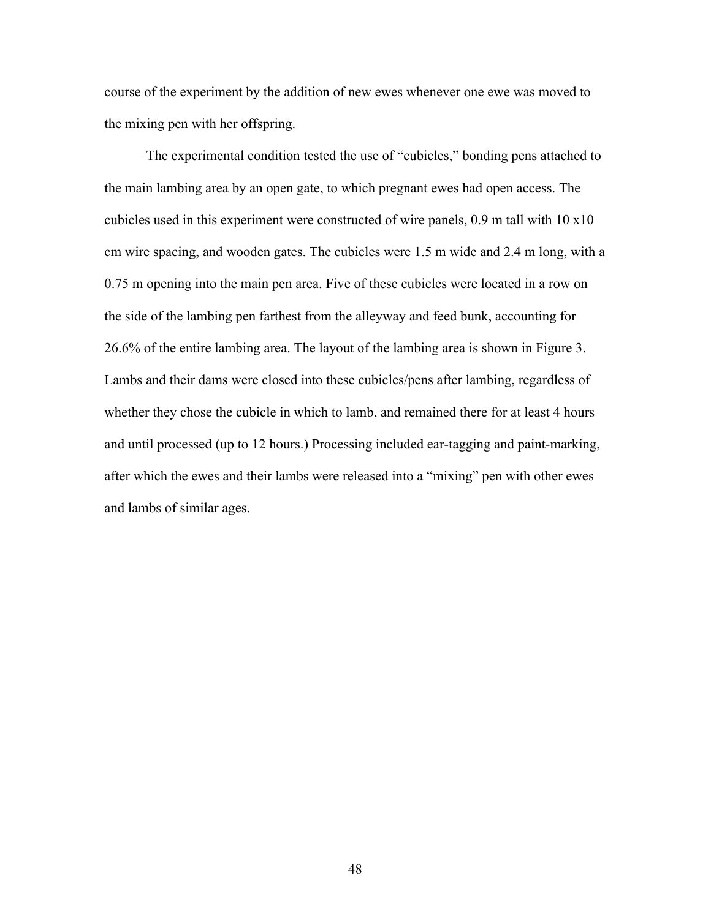course of the experiment by the addition of new ewes whenever one ewe was moved to the mixing pen with her offspring.

The experimental condition tested the use of "cubicles," bonding pens attached to the main lambing area by an open gate, to which pregnant ewes had open access. The cubicles used in this experiment were constructed of wire panels, 0.9 m tall with 10 x10 cm wire spacing, and wooden gates. The cubicles were 1.5 m wide and 2.4 m long, with a 0.75 m opening into the main pen area. Five of these cubicles were located in a row on the side of the lambing pen farthest from the alleyway and feed bunk, accounting for 26.6% of the entire lambing area. The layout of the lambing area is shown in Figure 3. Lambs and their dams were closed into these cubicles/pens after lambing, regardless of whether they chose the cubicle in which to lamb, and remained there for at least 4 hours and until processed (up to 12 hours.) Processing included ear-tagging and paint-marking, after which the ewes and their lambs were released into a "mixing" pen with other ewes and lambs of similar ages.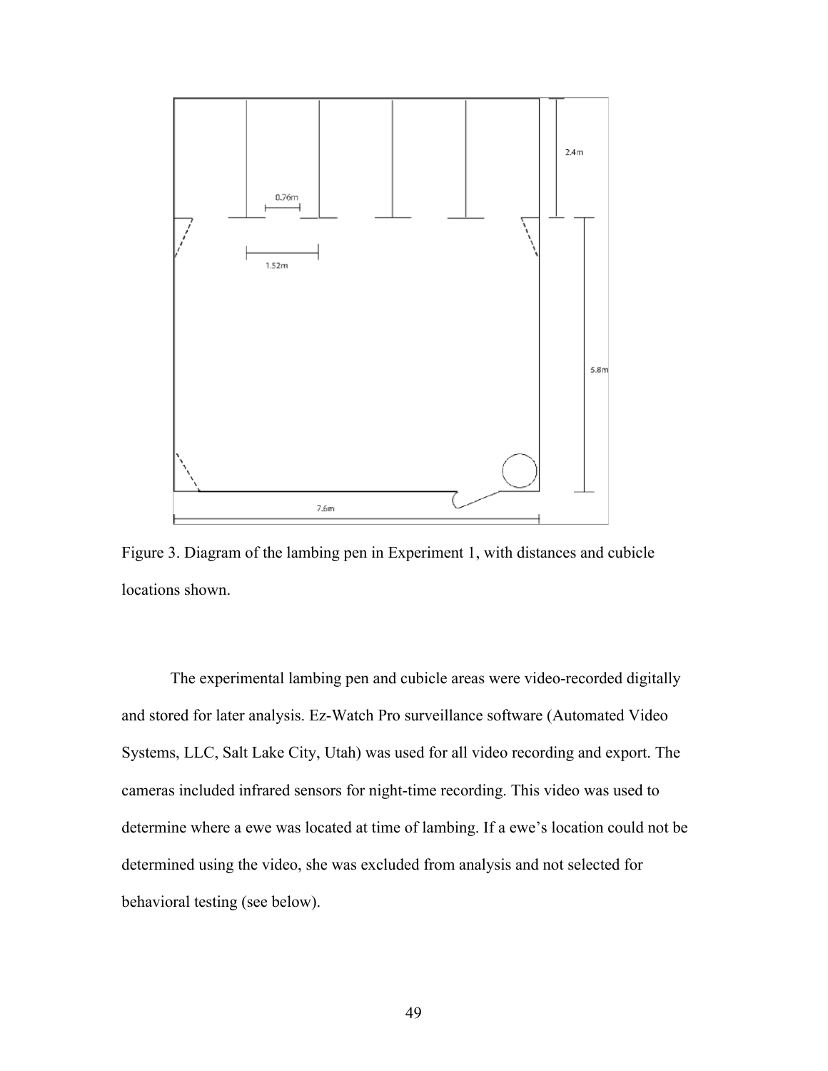Figure 3. Diagram of the lambing pen in Experiment 1, with distances and cubicle locations shown.

The experimental lambing pen and cubicle areas were video-recorded digitally and stored for later analysis. Ez-Watch Pro surveillance software (Automated Video Systems, LLC, Salt Lake City, Utah) was used for all video recording and export. The cameras included infrared sensors for night-time recording. This video was used to determine where a ewe was located at time of lambing. If a ewe's location could not be determined using the video, she was excluded from analysis and not selected for behavioral testing (see below).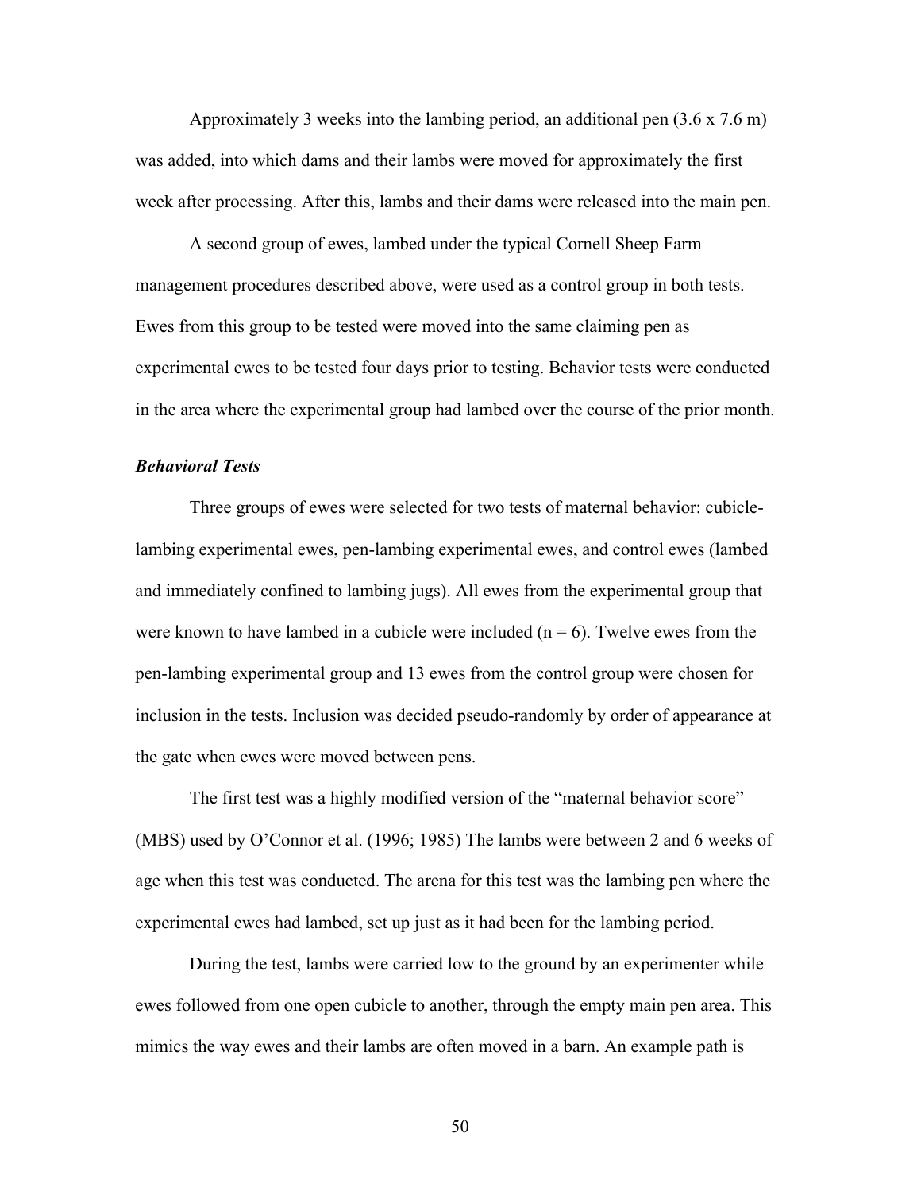Approximately 3 weeks into the lambing period, an additional pen (3.6 x 7.6 m) was added, into which dams and their lambs were moved for approximately the first week after processing. After this, lambs and their dams were released into the main pen.

A second group of ewes, lambed under the typical Cornell Sheep Farm management procedures described above, were used as a control group in both tests. Ewes from this group to be tested were moved into the same claiming pen as experimental ewes to be tested four days prior to testing. Behavior tests were conducted in the area where the experimental group had lambed over the course of the prior month.

### *Behavioral Tests*

Three groups of ewes were selected for two tests of maternal behavior: cubicle-lambing experimental ewes, pen-lambing experimental ewes, and control ewes (lambed and immediately confined to lambing jugs). All ewes from the experimental group that were known to have lambed in a cubicle were included (n = 6). Twelve ewes from the pen-lambing experimental group and 13 ewes from the control group were chosen for inclusion in the tests. Inclusion was decided pseudo-randomly by order of appearance at the gate when ewes were moved between pens.

The first test was a highly modified version of the "maternal behavior score" (MBS) used by O'Connor et al. (1996; 1985) The lambs were between 2 and 6 weeks of age when this test was conducted. The arena for this test was the lambing pen where the experimental ewes had lambed, set up just as it had been for the lambing period.

During the test, lambs were carried low to the ground by an experimenter while ewes followed from one open cubicle to another, through the empty main pen area. This mimics the way ewes and their lambs are often moved in a barn. An example path is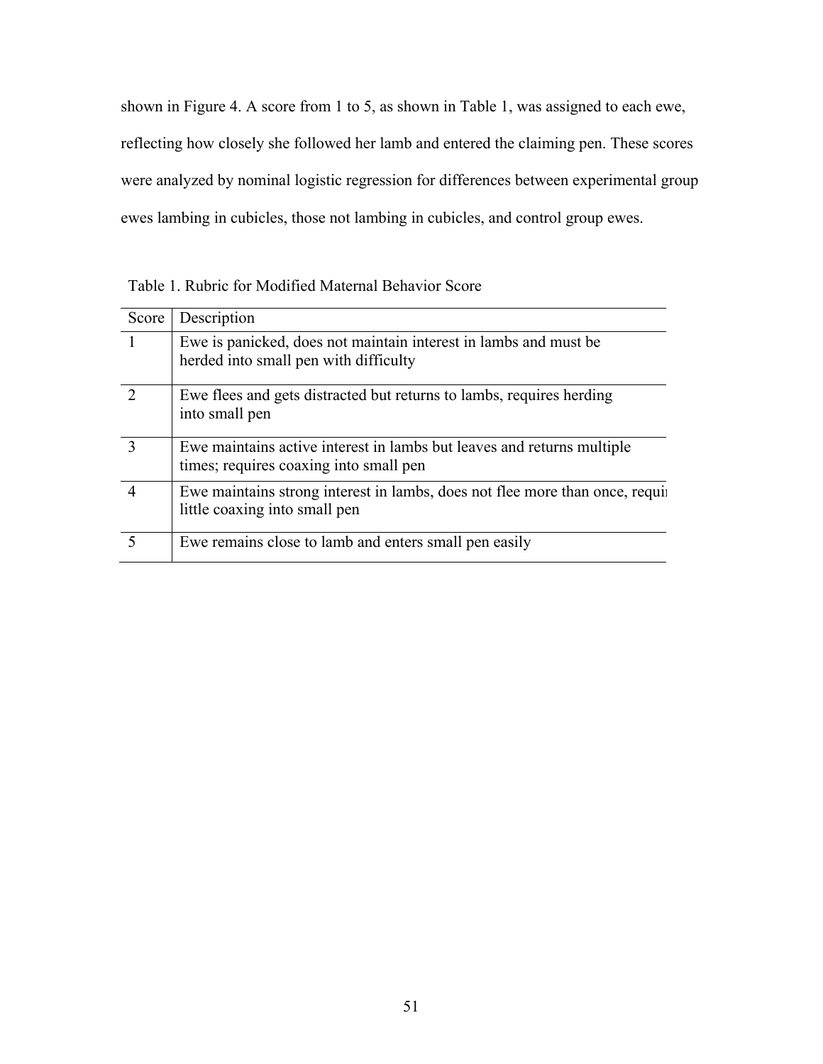shown in Figure 4. A score from 1 to 5, as shown in Table 1, was assigned to each ewe, reflecting how closely she followed her lamb and entered the claiming pen. These scores were analyzed by nominal logistic regression for differences between experimental group ewes lambing in cubicles, those not lambing in cubicles, and control group ewes.

Table 1. Rubric for Modified Maternal Behavior Score

| Score | Description |
|---|---|
| 1 | Ewe is panicked, does not maintain interest in lambs and must be herded into small pen with difficulty |
| 2 | Ewe flees and gets distracted but returns to lambs, requires herding into small pen |
| 3 | Ewe maintains active interest in lambs but leaves and returns multiple times; requires coaxing into small pen |
| 4 | Ewe maintains strong interest in lambs, does not flee more than once, requi little coaxing into small pen |
| 5 | Ewe remains close to lamb and enters small pen easily |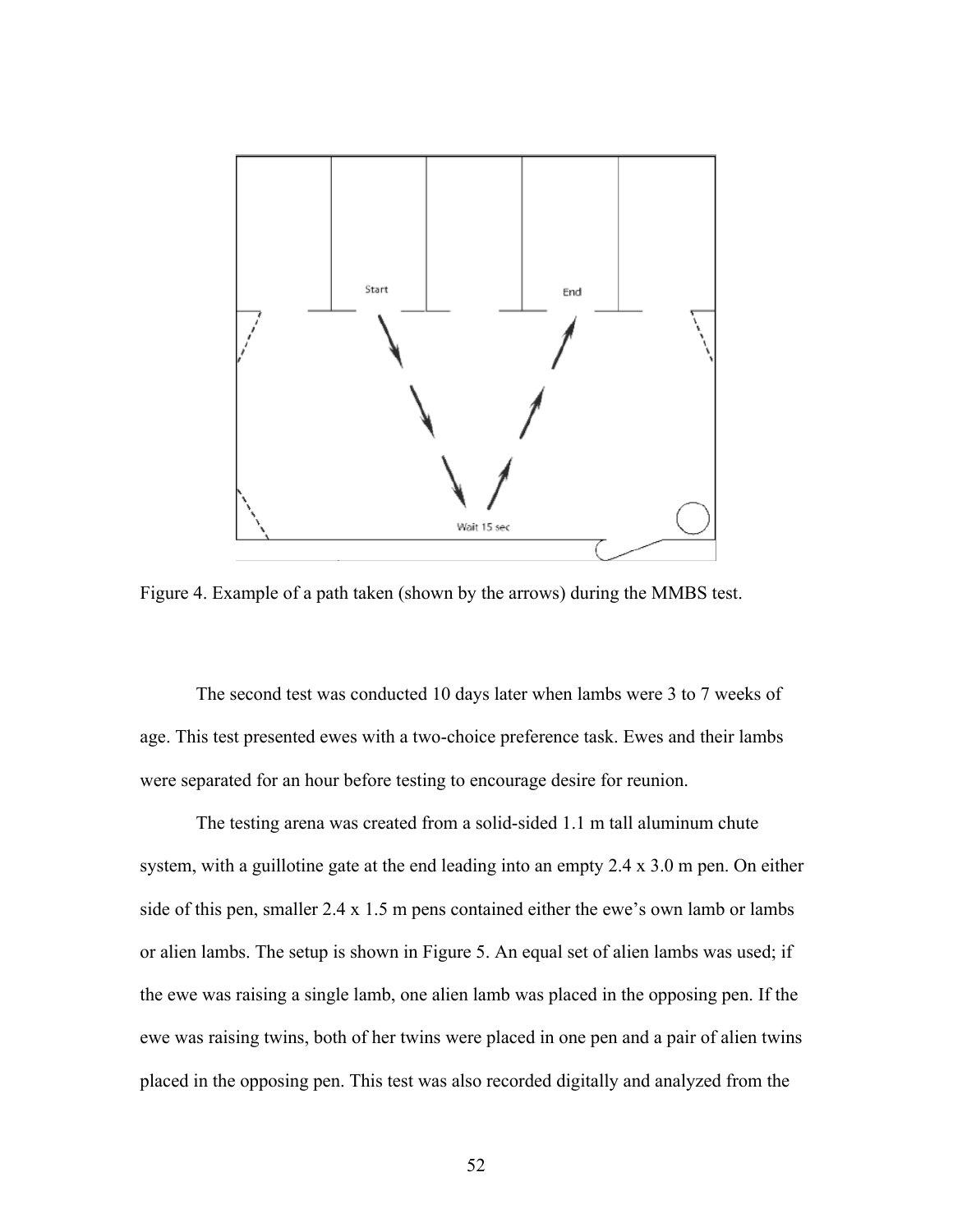Figure 4. Example of a path taken (shown by the arrows) during the MMBS test.

The second test was conducted 10 days later when lambs were 3 to 7 weeks of age. This test presented ewes with a two-choice preference task. Ewes and their lambs were separated for an hour before testing to encourage desire for reunion.

The testing arena was created from a solid-sided 1.1 m tall aluminum chute system, with a guillotine gate at the end leading into an empty 2.4 x 3.0 m pen. On either side of this pen, smaller 2.4 x 1.5 m pens contained either the ewe's own lamb or lambs or alien lambs. The setup is shown in Figure 5. An equal set of alien lambs was used; if the ewe was raising a single lamb, one alien lamb was placed in the opposing pen. If the ewe was raising twins, both of her twins were placed in one pen and a pair of alien twins placed in the opposing pen. This test was also recorded digitally and analyzed from the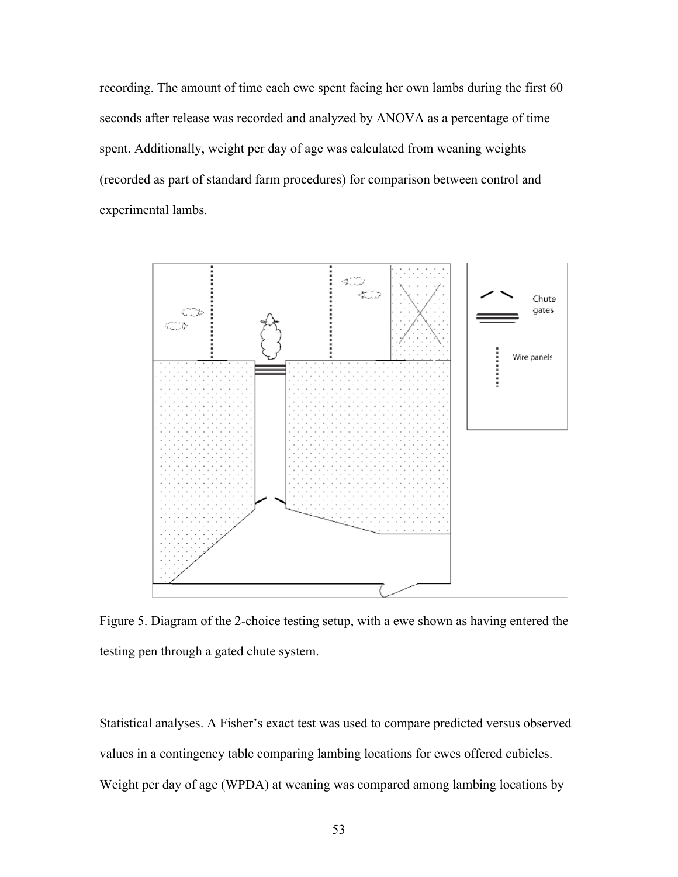recording. The amount of time each ewe spent facing her own lambs during the first 60 seconds after release was recorded and analyzed by ANOVA as a percentage of time spent. Additionally, weight per day of age was calculated from weaning weights (recorded as part of standard farm procedures) for comparison between control and experimental lambs.

Figure 5. Diagram of the 2-choice testing setup, with a ewe shown as having entered the testing pen through a gated chute system.

Statistical analyses. A Fisher's exact test was used to compare predicted versus observed values in a contingency table comparing lambing locations for ewes offered cubicles. Weight per day of age (WPDA) at weaning was compared among lambing locations by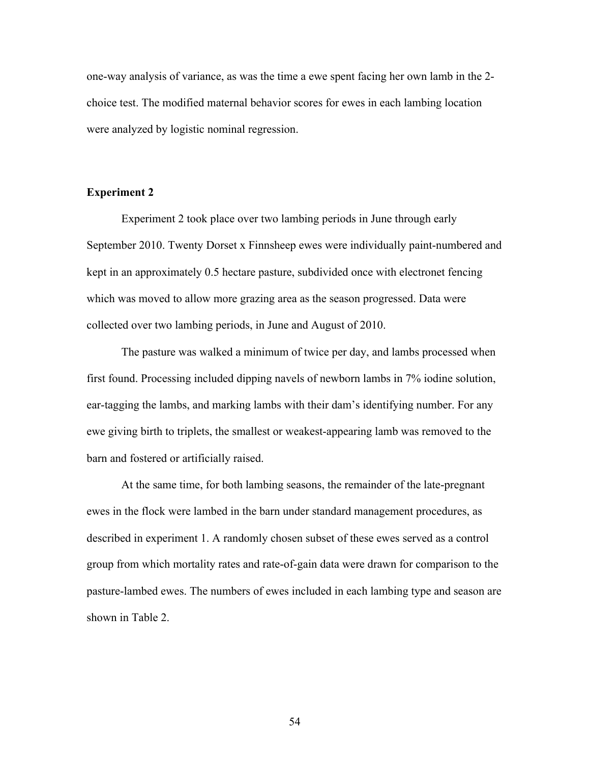one-way analysis of variance, as was the time a ewe spent facing her own lamb in the 2-choice test. The modified maternal behavior scores for ewes in each lambing location were analyzed by logistic nominal regression.

### Experiment 2

Experiment 2 took place over two lambing periods in June through early September 2010. Twenty Dorset x Finnsheep ewes were individually paint-numbered and kept in an approximately 0.5 hectare pasture, subdivided once with electronet fencing which was moved to allow more grazing area as the season progressed. Data were collected over two lambing periods, in June and August of 2010.

The pasture was walked a minimum of twice per day, and lambs processed when first found. Processing included dipping navels of newborn lambs in 7% iodine solution, ear-tagging the lambs, and marking lambs with their dam's identifying number. For any ewe giving birth to triplets, the smallest or weakest-appearing lamb was removed to the barn and fostered or artificially raised.

At the same time, for both lambing seasons, the remainder of the late-pregnant ewes in the flock were lambed in the barn under standard management procedures, as described in experiment 1. A randomly chosen subset of these ewes served as a control group from which mortality rates and rate-of-gain data were drawn for comparison to the pasture-lambed ewes. The numbers of ewes included in each lambing type and season are shown in Table 2.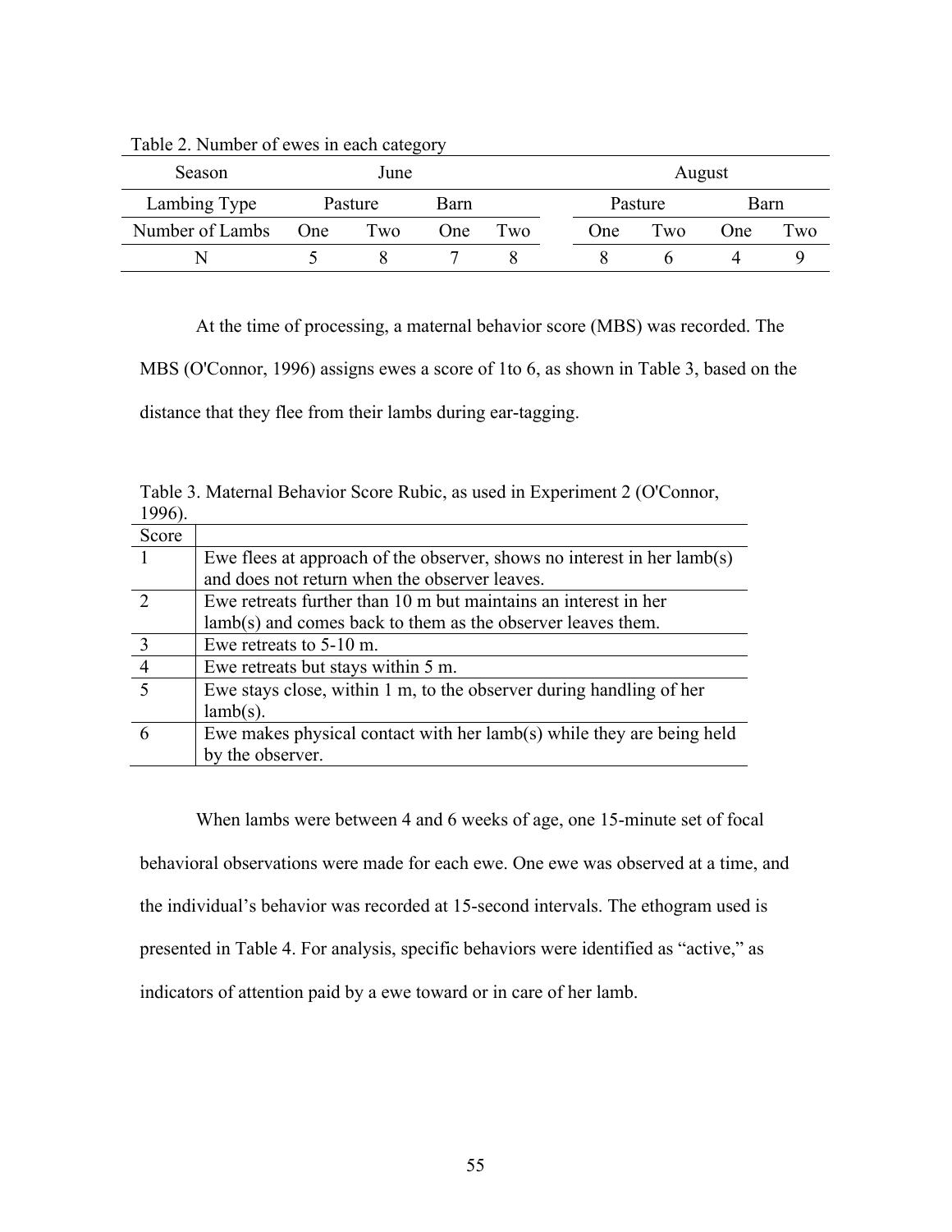Table 2. Number of ewes in each category

| Season | June | | | | August | | | |
|---|---|---|---|---|---|---|---|---|
| Lambing Type | Pasture | | Barn | | Pasture | | Barn | |
| Number of Lambs | One | Two | One | Two | One | Two | One | Two |
| N | 5 | 8 | 7 | 8 | 8 | 6 | 4 | 9 |

At the time of processing, a maternal behavior score (MBS) was recorded. The MBS (O'Connor, 1996) assigns ewes a score of 1to 6, as shown in Table 3, based on the distance that they flee from their lambs during ear-tagging.

Table 3. Maternal Behavior Score Rubic, as used in Experiment 2 (O'Connor, 1996).

| Score | |
|---|---|
| 1 | Ewe flees at approach of the observer, shows no interest in her lamb(s) and does not return when the observer leaves. |
| 2 | Ewe retreats further than 10 m but maintains an interest in her lamb(s) and comes back to them as the observer leaves them. |
| 3 | Ewe retreats to 5-10 m. |
| 4 | Ewe retreats but stays within 5 m. |
| 5 | Ewe stays close, within 1 m, to the observer during handling of her lamb(s). |
| 6 | Ewe makes physical contact with her lamb(s) while they are being held by the observer. |

When lambs were between 4 and 6 weeks of age, one 15-minute set of focal behavioral observations were made for each ewe. One ewe was observed at a time, and the individual's behavior was recorded at 15-second intervals. The ethogram used is presented in Table 4. For analysis, specific behaviors were identified as "active," as indicators of attention paid by a ewe toward or in care of her lamb.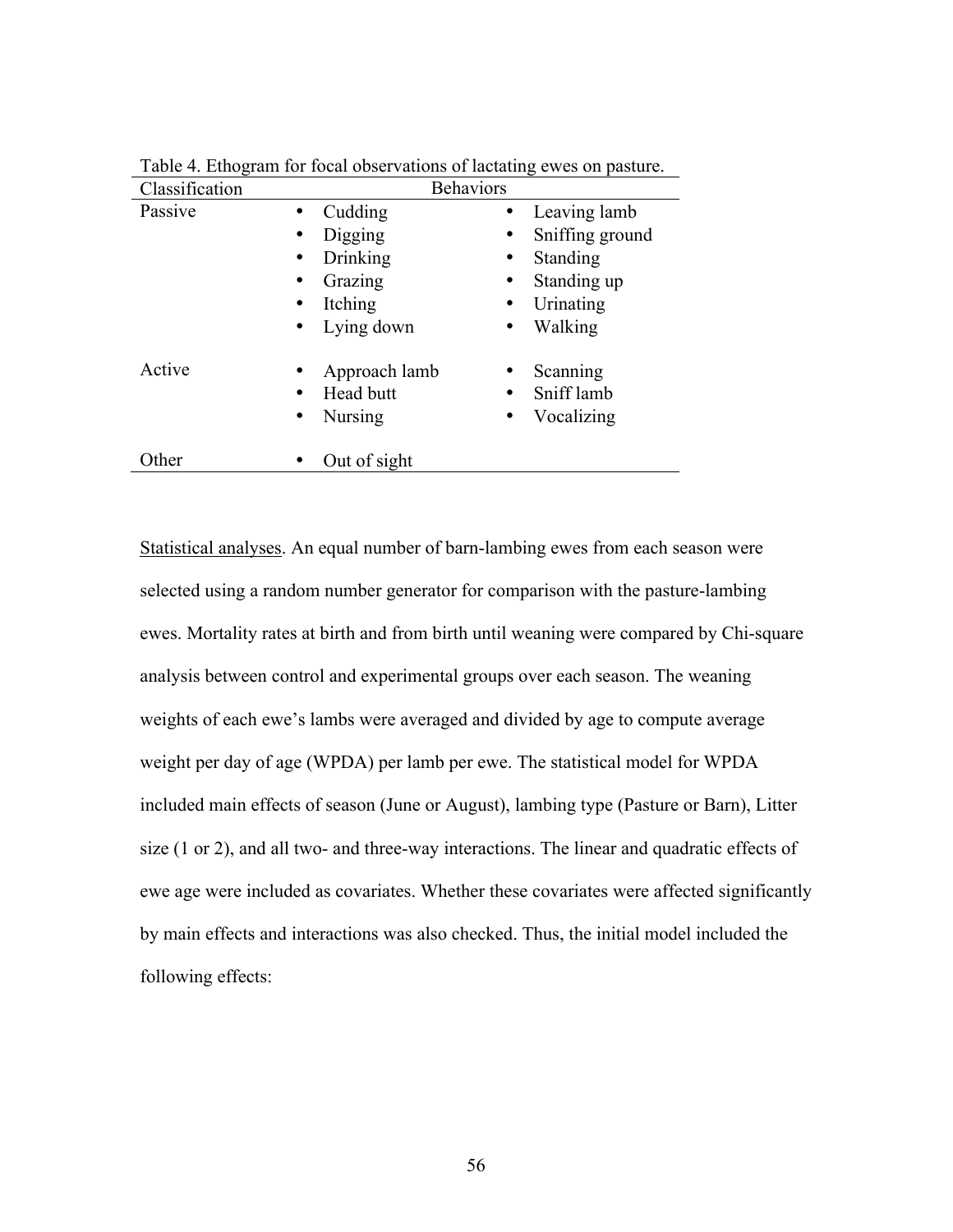Table 4. Ethogram for focal observations of lactating ewes on pasture.

| Classification | Behaviors | |
|---|---|---|
| Passive | • Cudding<br>• Digging<br>• Drinking<br>• Grazing<br>• Itching<br>• Lying down | • Leaving lamb<br>• Sniffing ground<br>• Standing<br>• Standing up<br>• Urinating<br>• Walking |
| Active | • Approach lamb<br>• Head butt<br>• Nursing | • Scanning<br>• Sniff lamb<br>• Vocalizing |
| Other | • Out of sight | |

<u>Statistical analyses</u>. An equal number of barn-lambing ewes from each season were selected using a random number generator for comparison with the pasture-lambing ewes. Mortality rates at birth and from birth until weaning were compared by Chi-square analysis between control and experimental groups over each season. The weaning weights of each ewe's lambs were averaged and divided by age to compute average weight per day of age (WPDA) per lamb per ewe. The statistical model for WPDA included main effects of season (June or August), lambing type (Pasture or Barn), Litter size (1 or 2), and all two- and three-way interactions. The linear and quadratic effects of ewe age were included as covariates. Whether these covariates were affected significantly by main effects and interactions was also checked. Thus, the initial model included the following effects: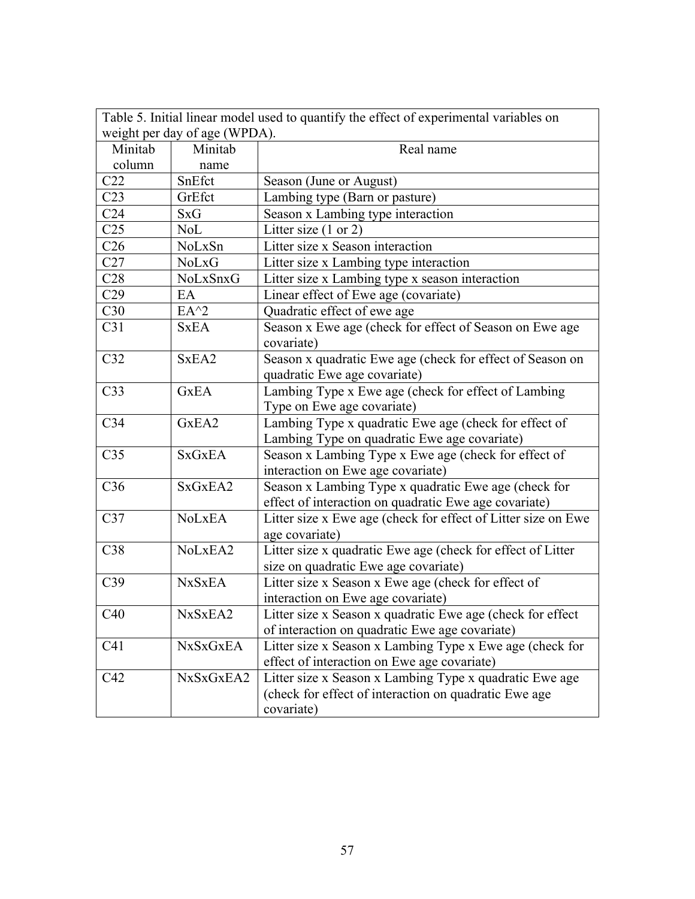Table 5. Initial linear model used to quantify the effect of experimental variables on weight per day of age (WPDA).

| Minitab column | Minitab name | Real name |
|---|---|---|
| C22 | SnEfct | Season (June or August) |
| C23 | GrEfct | Lambing type (Barn or pasture) |
| C24 | SxG | Season x Lambing type interaction |
| C25 | NoL | Litter size (1 or 2) |
| C26 | NoLxSn | Litter size x Season interaction |
| C27 | NoLxG | Litter size x Lambing type interaction |
| C28 | NoLxSnxG | Litter size x Lambing type x season interaction |
| C29 | EA | Linear effect of Ewe age (covariate) |
| C30 | EA^2 | Quadratic effect of ewe age |
| C31 | SxEA | Season x Ewe age (check for effect of Season on Ewe age covariate) |
| C32 | SxEA2 | Season x quadratic Ewe age (check for effect of Season on quadratic Ewe age covariate) |
| C33 | GxEA | Lambing Type x Ewe age (check for effect of Lambing Type on Ewe age covariate) |
| C34 | GxEA2 | Lambing Type x quadratic Ewe age (check for effect of Lambing Type on quadratic Ewe age covariate) |
| C35 | SxGxEA | Season x Lambing Type x Ewe age (check for effect of interaction on Ewe age covariate) |
| C36 | SxGxEA2 | Season x Lambing Type x quadratic Ewe age (check for effect of interaction on quadratic Ewe age covariate) |
| C37 | NoLxEA | Litter size x Ewe age (check for effect of Litter size on Ewe age covariate) |
| C38 | NoLxEA2 | Litter size x quadratic Ewe age (check for effect of Litter size on quadratic Ewe age covariate) |
| C39 | NxSxEA | Litter size x Season x Ewe age (check for effect of interaction on Ewe age covariate) |
| C40 | NxSxEA2 | Litter size x Season x quadratic Ewe age (check for effect of interaction on quadratic Ewe age covariate) |
| C41 | NxSxGxEA | Litter size x Season x Lambing Type x Ewe age (check for effect of interaction on Ewe age covariate) |
| C42 | NxSxGxEA2 | Litter size x Season x Lambing Type x quadratic Ewe age (check for effect of interaction on quadratic Ewe age covariate) |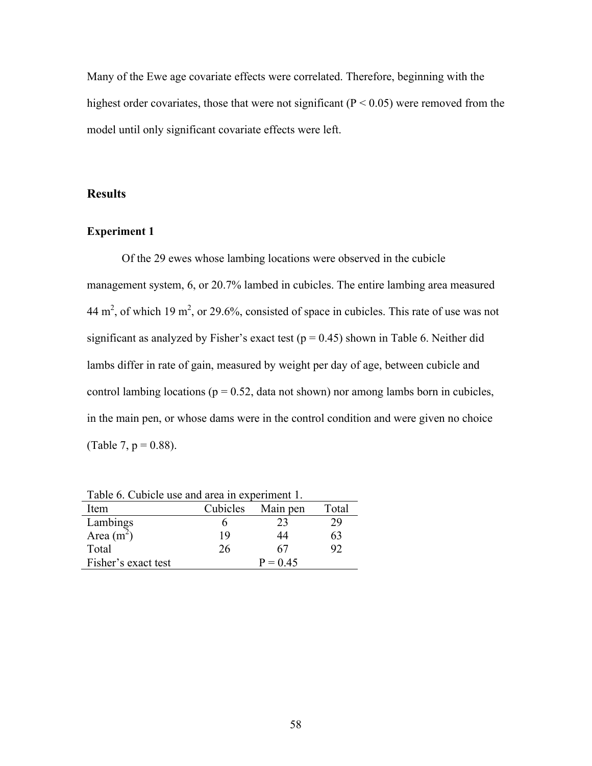Many of the Ewe age covariate effects were correlated. Therefore, beginning with the highest order covariates, those that were not significant ($P < 0.05$) were removed from the model until only significant covariate effects were left.

## Results

### Experiment 1

Of the 29 ewes whose lambing locations were observed in the cubicle management system, 6, or 20.7% lambed in cubicles. The entire lambing area measured 44 $m^2$, of which 19 $m^2$, or 29.6%, consisted of space in cubicles. This rate of use was not significant as analyzed by Fisher's exact test ($p = 0.45$) shown in Table 6. Neither did lambs differ in rate of gain, measured by weight per day of age, between cubicle and control lambing locations ($p = 0.52$, data not shown) nor among lambs born in cubicles, in the main pen, or whose dams were in the control condition and were given no choice (Table 7, $p = 0.88$).

Table 6. Cubicle use and area in experiment 1.

| Item | Cubicles | Main pen | Total |
|---|---|---|---|
| Lambings | 6 | 23 | 29 |
| Area ($m^2$) | 19 | 44 | 63 |
| Total | 26 | 67 | 92 |
| Fisher's exact test | | $P = 0.45$ | |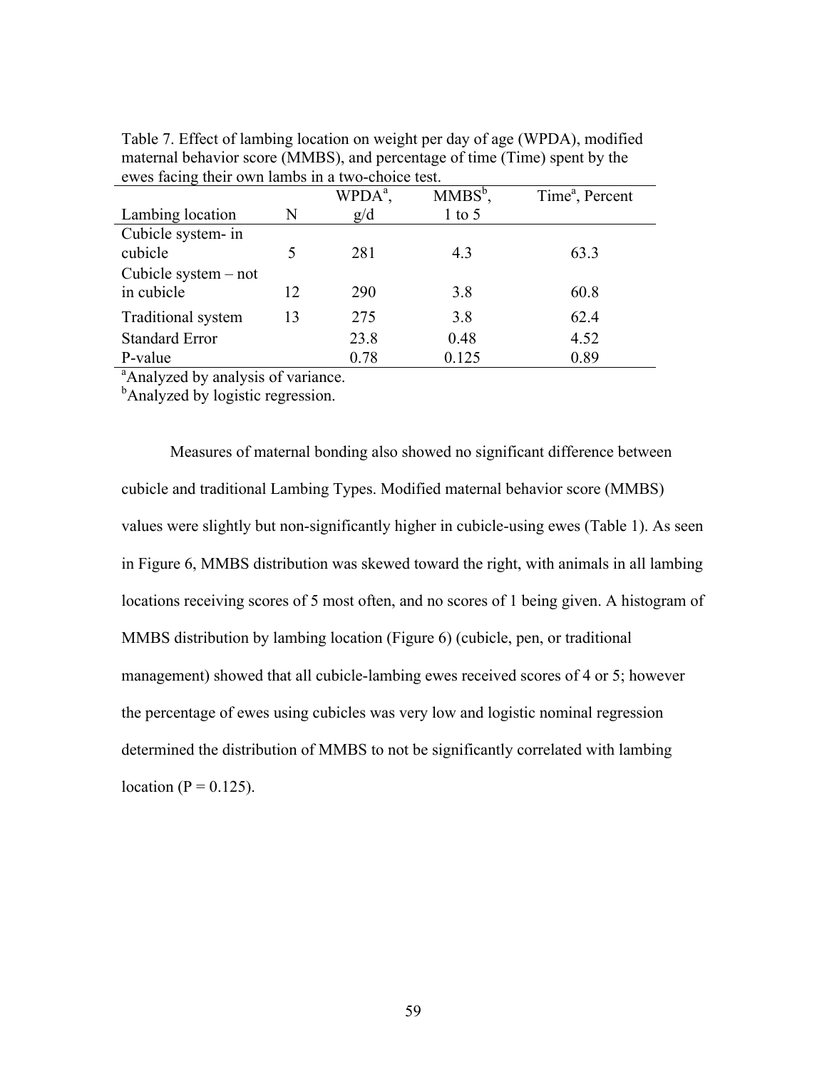Table 7. Effect of lambing location on weight per day of age (WPDA), modified maternal behavior score (MMBS), and percentage of time (Time) spent by the ewes facing their own lambs in a two-choice test.

| Lambing location | N | WPDA[a], g/d | MMBS[b], 1 to 5 | Time[a], Percent |
|---|---|---|---|---|
| Cubicle system- in cubicle | 5 | 281 | 4.3 | 63.3 |
| Cubicle system – not in cubicle | 12 | 290 | 3.8 | 60.8 |
| Traditional system | 13 | 275 | 3.8 | 62.4 |
| Standard Error | | 23.8 | 0.48 | 4.52 |
| P-value | | 0.78 | 0.125 | 0.89 |

[a]Analyzed by analysis of variance.
[b]Analyzed by logistic regression.

Measures of maternal bonding also showed no significant difference between cubicle and traditional Lambing Types. Modified maternal behavior score (MMBS) values were slightly but non-significantly higher in cubicle-using ewes (Table 1). As seen in Figure 6, MMBS distribution was skewed toward the right, with animals in all lambing locations receiving scores of 5 most often, and no scores of 1 being given. A histogram of MMBS distribution by lambing location (Figure 6) (cubicle, pen, or traditional management) showed that all cubicle-lambing ewes received scores of 4 or 5; however the percentage of ewes using cubicles was very low and logistic nominal regression determined the distribution of MMBS to not be significantly correlated with lambing location ($P = 0.125$).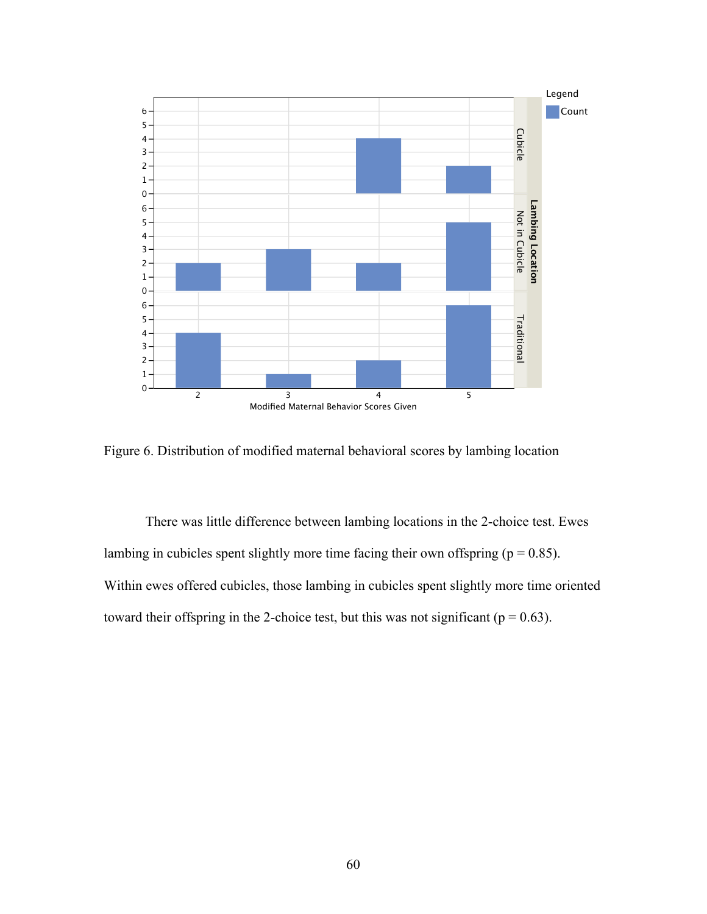Figure 6. Distribution of modified maternal behavioral scores by lambing location

There was little difference between lambing locations in the 2-choice test. Ewes lambing in cubicles spent slightly more time facing their own offspring ($p = 0.85$). Within ewes offered cubicles, those lambing in cubicles spent slightly more time oriented toward their offspring in the 2-choice test, but this was not significant ($p = 0.63$).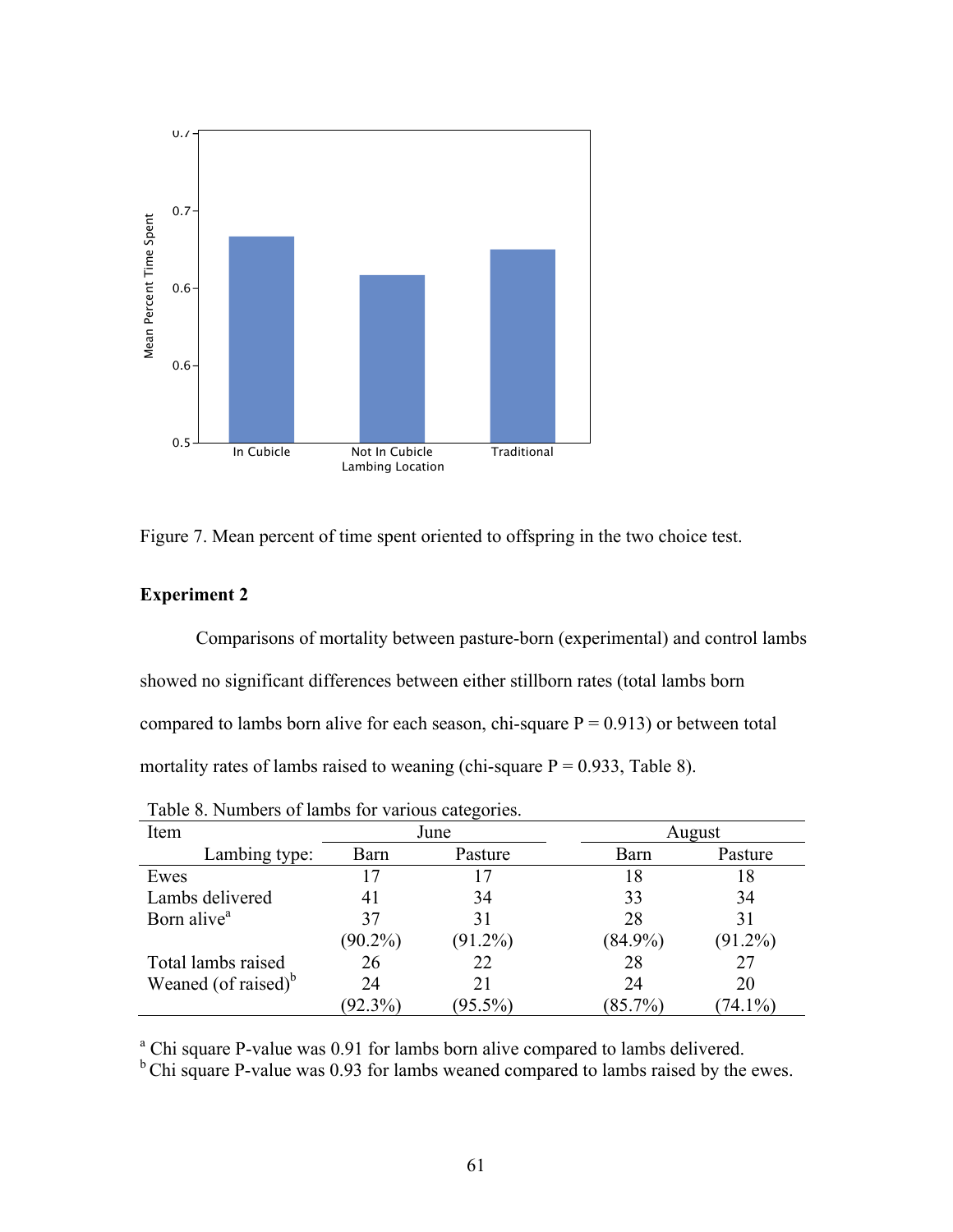Figure 7. Mean percent of time spent oriented to offspring in the two choice test.

### Experiment 2

Comparisons of mortality between pasture-born (experimental) and control lambs showed no significant differences between either stillborn rates (total lambs born compared to lambs born alive for each season, chi-square P = 0.913) or between total mortality rates of lambs raised to weaning (chi-square P = 0.933, Table 8).

Table 8. Numbers of lambs for various categories.

| Item | June | | August | |
|---|---|---|---|---|
| Lambing type: | Barn | Pasture | Barn | Pasture |
| Ewes | 17 | 17 | 18 | 18 |
| Lambs delivered | 41 | 34 | 33 | 34 |
| Born alive[a] | 37 | 31 | 28 | 31 |
| | (90.2%) | (91.2%) | (84.9%) | (91.2%) |
| Total lambs raised | 26 | 22 | 28 | 27 |
| Weaned (of raised)[b] | 24 | 21 | 24 | 20 |
| | (92.3%) | (95.5%) | (85.7%) | (74.1%) |

[a] Chi square P-value was 0.91 for lambs born alive compared to lambs delivered.
[b] Chi square P-value was 0.93 for lambs weaned compared to lambs raised by the ewes.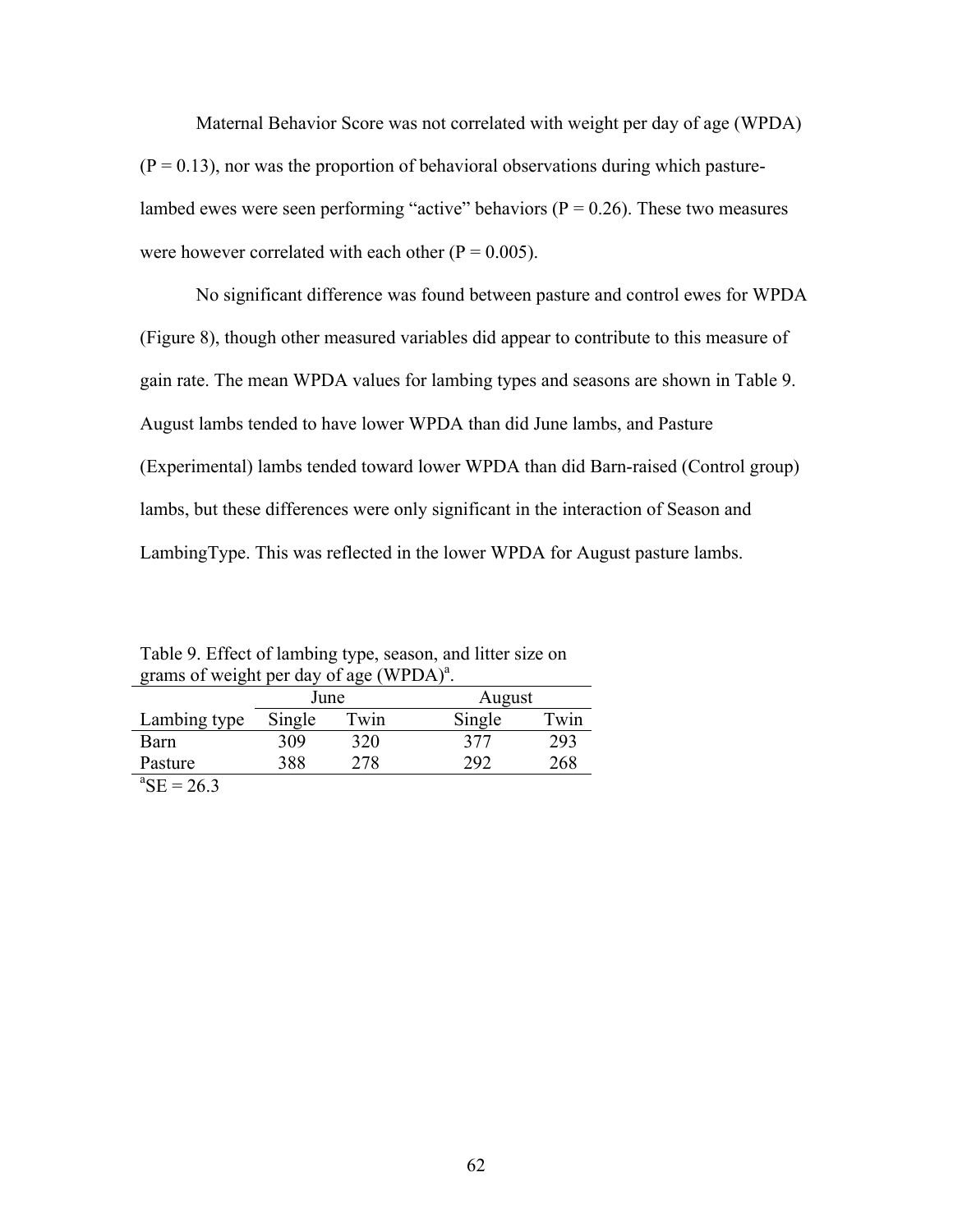Maternal Behavior Score was not correlated with weight per day of age (WPDA) ($P = 0.13$), nor was the proportion of behavioral observations during which pasture-lambed ewes were seen performing "active" behaviors ($P = 0.26$). These two measures were however correlated with each other ($P = 0.005$).

No significant difference was found between pasture and control ewes for WPDA (Figure 8), though other measured variables did appear to contribute to this measure of gain rate. The mean WPDA values for lambing types and seasons are shown in Table 9. August lambs tended to have lower WPDA than did June lambs, and Pasture (Experimental) lambs tended toward lower WPDA than did Barn-raised (Control group) lambs, but these differences were only significant in the interaction of Season and LambingType. This was reflected in the lower WPDA for August pasture lambs.

Table 9. Effect of lambing type, season, and litter size on grams of weight per day of age (WPDA)[a].

| | June | | August | |
|---|---|---|---|---|
| Lambing type | Single | Twin | Single | Twin |
| Barn | 309 | 320 | 377 | 293 |
| Pasture | 388 | 278 | 292 | 268 |

[a]SE = 26.3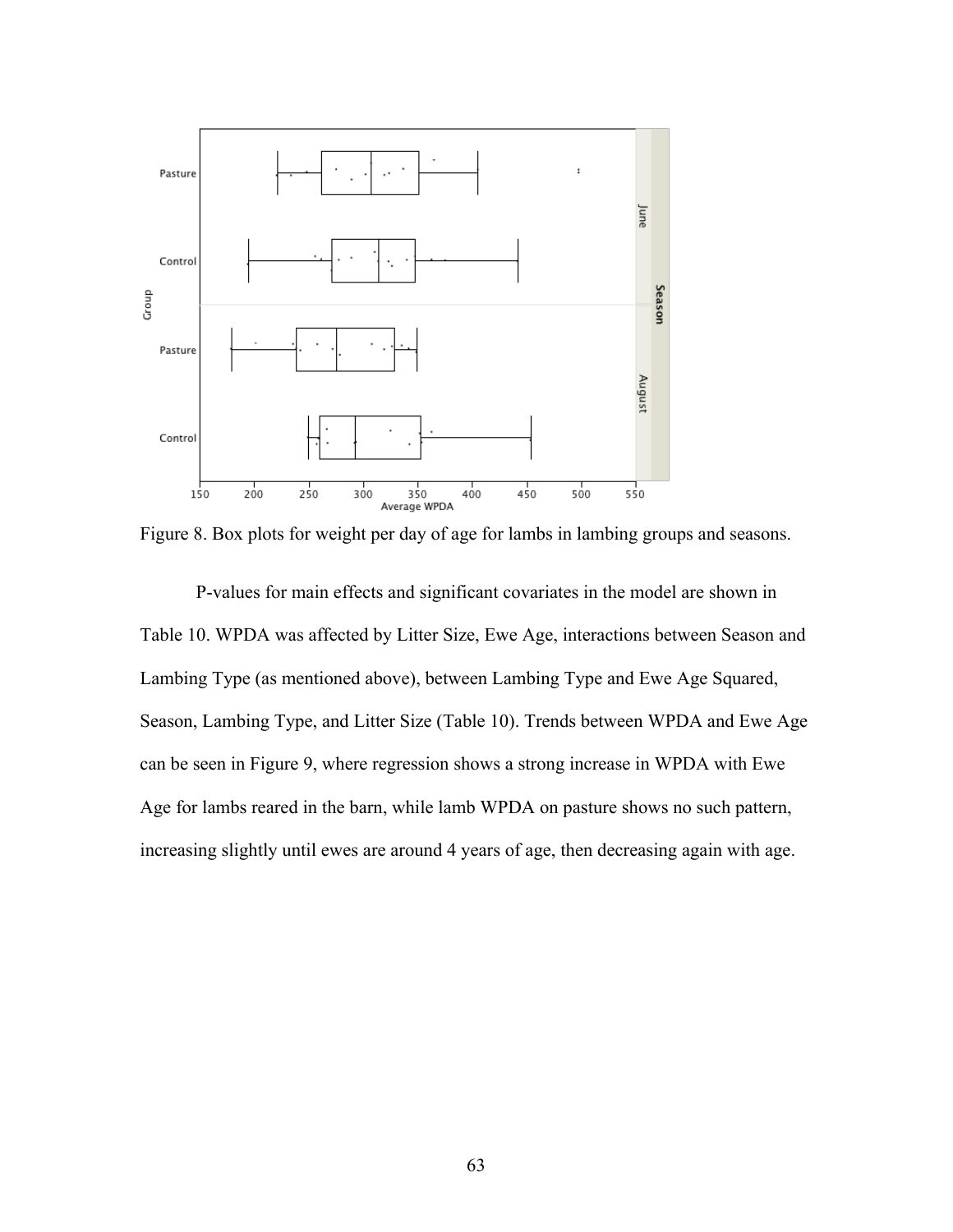Figure 8. Box plots for weight per day of age for lambs in lambing groups and seasons.

P-values for main effects and significant covariates in the model are shown in Table 10. WPDA was affected by Litter Size, Ewe Age, interactions between Season and Lambing Type (as mentioned above), between Lambing Type and Ewe Age Squared, Season, Lambing Type, and Litter Size (Table 10). Trends between WPDA and Ewe Age can be seen in Figure 9, where regression shows a strong increase in WPDA with Ewe Age for lambs reared in the barn, while lamb WPDA on pasture shows no such pattern, increasing slightly until ewes are around 4 years of age, then decreasing again with age.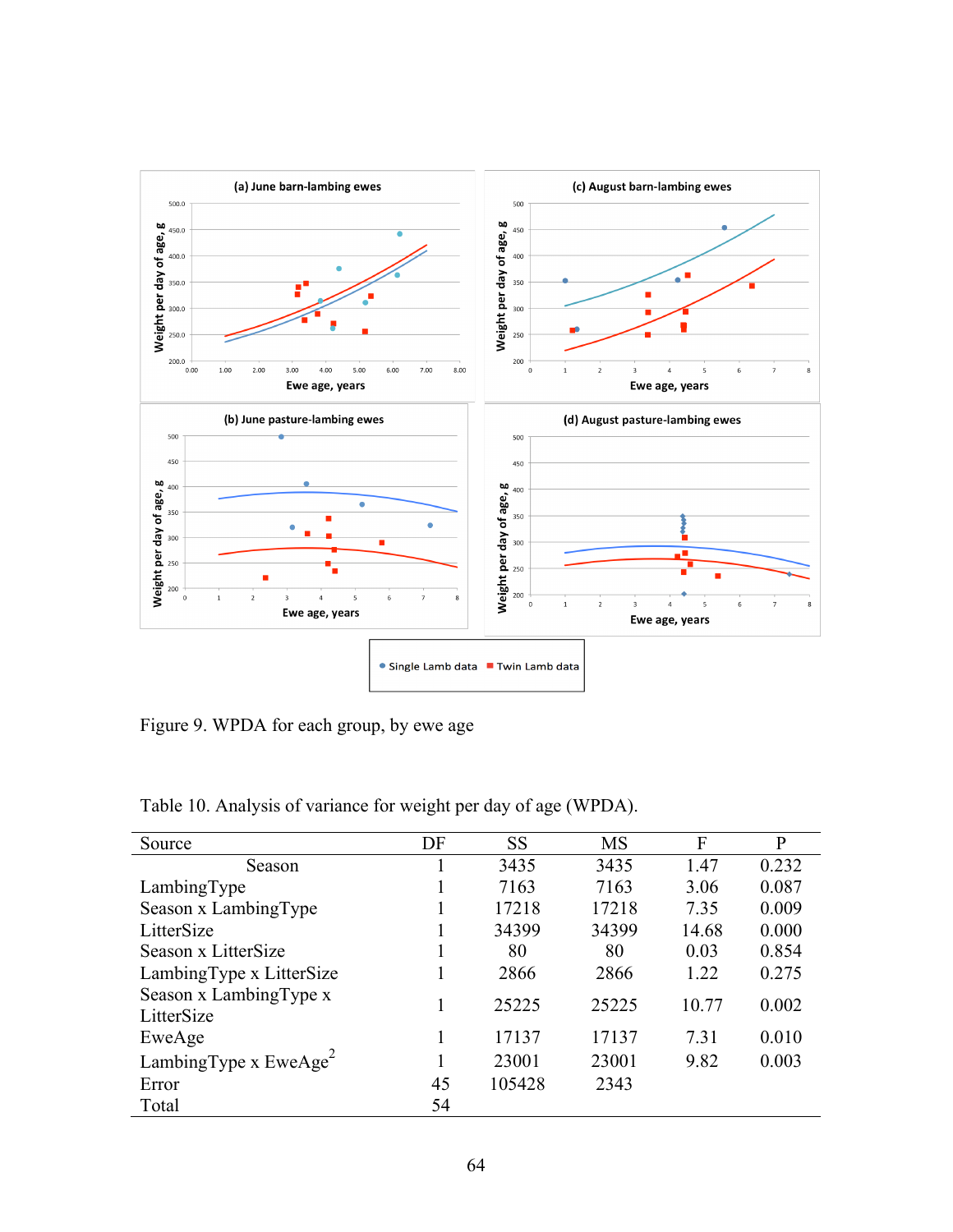Figure 9. WPDA for each group, by ewe age

Table 10. Analysis of variance for weight per day of age (WPDA).

| Source | DF | SS | MS | F | P |
|---|---|---|---|---|---|
| Season | 1 | 3435 | 3435 | 1.47 | 0.232 |
| LambingType | 1 | 7163 | 7163 | 3.06 | 0.087 |
| Season x LambingType | 1 | 17218 | 17218 | 7.35 | 0.009 |
| LitterSize | 1 | 34399 | 34399 | 14.68 | 0.000 |
| Season x LitterSize | 1 | 80 | 80 | 0.03 | 0.854 |
| LambingType x LitterSize | 1 | 2866 | 2866 | 1.22 | 0.275 |
| Season x LambingType x LitterSize | 1 | 25225 | 25225 | 10.77 | 0.002 |
| EweAge | 1 | 17137 | 17137 | 7.31 | 0.010 |
| LambingType x EweAge$^2$ | 1 | 23001 | 23001 | 9.82 | 0.003 |
| Error | 45 | 105428 | 2343 | | |
| Total | 54 | | | | |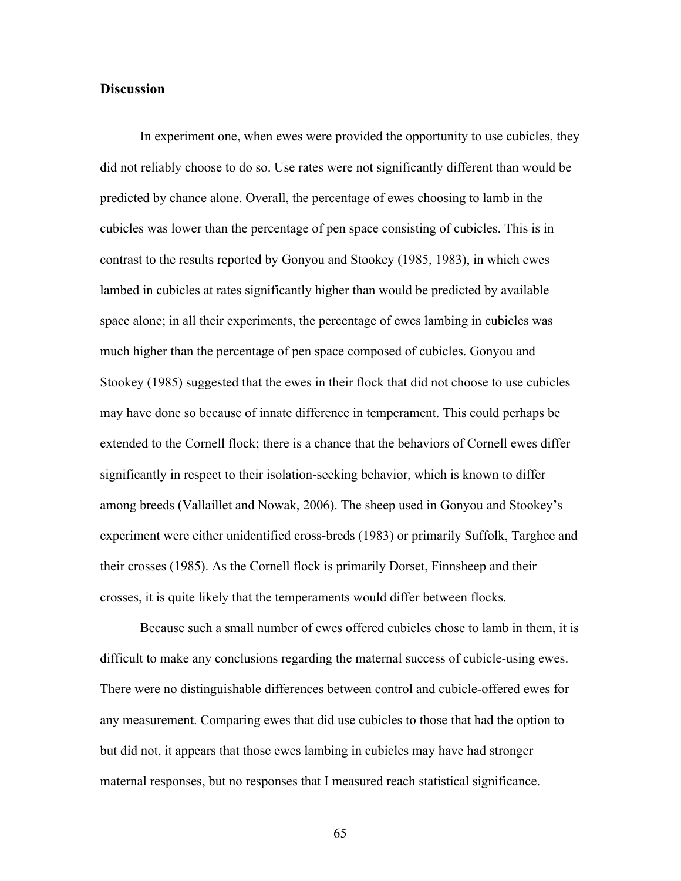## Discussion

In experiment one, when ewes were provided the opportunity to use cubicles, they did not reliably choose to do so. Use rates were not significantly different than would be predicted by chance alone. Overall, the percentage of ewes choosing to lamb in the cubicles was lower than the percentage of pen space consisting of cubicles. This is in contrast to the results reported by Gonyou and Stookey (1985, 1983), in which ewes lambed in cubicles at rates significantly higher than would be predicted by available space alone; in all their experiments, the percentage of ewes lambing in cubicles was much higher than the percentage of pen space composed of cubicles. Gonyou and Stookey (1985) suggested that the ewes in their flock that did not choose to use cubicles may have done so because of innate difference in temperament. This could perhaps be extended to the Cornell flock; there is a chance that the behaviors of Cornell ewes differ significantly in respect to their isolation-seeking behavior, which is known to differ among breeds (Vallaillet and Nowak, 2006). The sheep used in Gonyou and Stookey's experiment were either unidentified cross-breds (1983) or primarily Suffolk, Targhee and their crosses (1985). As the Cornell flock is primarily Dorset, Finnsheep and their crosses, it is quite likely that the temperaments would differ between flocks.

Because such a small number of ewes offered cubicles chose to lamb in them, it is difficult to make any conclusions regarding the maternal success of cubicle-using ewes. There were no distinguishable differences between control and cubicle-offered ewes for any measurement. Comparing ewes that did use cubicles to those that had the option to but did not, it appears that those ewes lambing in cubicles may have had stronger maternal responses, but no responses that I measured reach statistical significance.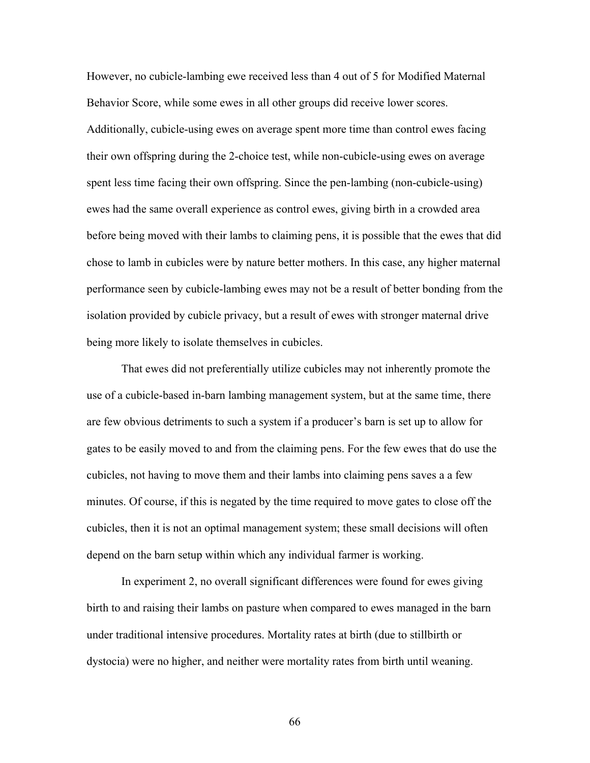However, no cubicle-lambing ewe received less than 4 out of 5 for Modified Maternal Behavior Score, while some ewes in all other groups did receive lower scores. Additionally, cubicle-using ewes on average spent more time than control ewes facing their own offspring during the 2-choice test, while non-cubicle-using ewes on average spent less time facing their own offspring. Since the pen-lambing (non-cubicle-using) ewes had the same overall experience as control ewes, giving birth in a crowded area before being moved with their lambs to claiming pens, it is possible that the ewes that did chose to lamb in cubicles were by nature better mothers. In this case, any higher maternal performance seen by cubicle-lambing ewes may not be a result of better bonding from the isolation provided by cubicle privacy, but a result of ewes with stronger maternal drive being more likely to isolate themselves in cubicles.

That ewes did not preferentially utilize cubicles may not inherently promote the use of a cubicle-based in-barn lambing management system, but at the same time, there are few obvious detriments to such a system if a producer's barn is set up to allow for gates to be easily moved to and from the claiming pens. For the few ewes that do use the cubicles, not having to move them and their lambs into claiming pens saves a a few minutes. Of course, if this is negated by the time required to move gates to close off the cubicles, then it is not an optimal management system; these small decisions will often depend on the barn setup within which any individual farmer is working.

In experiment 2, no overall significant differences were found for ewes giving birth to and raising their lambs on pasture when compared to ewes managed in the barn under traditional intensive procedures. Mortality rates at birth (due to stillbirth or dystocia) were no higher, and neither were mortality rates from birth until weaning.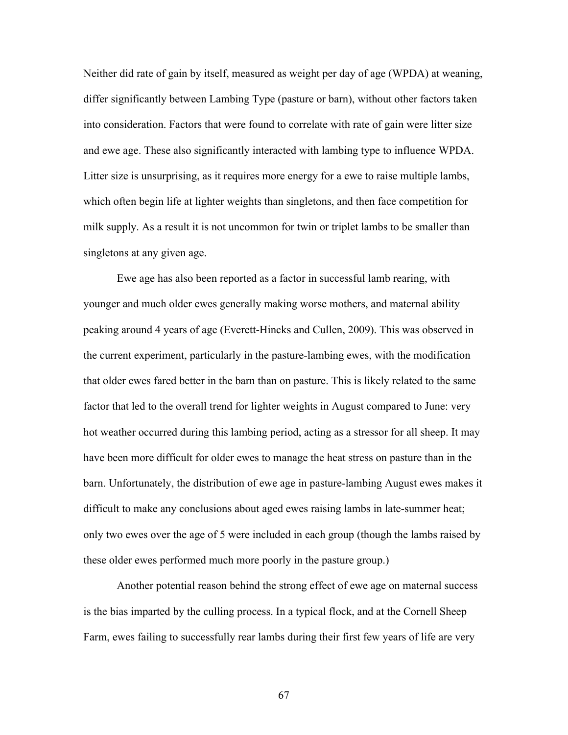Neither did rate of gain by itself, measured as weight per day of age (WPDA) at weaning, differ significantly between Lambing Type (pasture or barn), without other factors taken into consideration. Factors that were found to correlate with rate of gain were litter size and ewe age. These also significantly interacted with lambing type to influence WPDA. Litter size is unsurprising, as it requires more energy for a ewe to raise multiple lambs, which often begin life at lighter weights than singletons, and then face competition for milk supply. As a result it is not uncommon for twin or triplet lambs to be smaller than singletons at any given age.

Ewe age has also been reported as a factor in successful lamb rearing, with younger and much older ewes generally making worse mothers, and maternal ability peaking around 4 years of age (Everett-Hincks and Cullen, 2009). This was observed in the current experiment, particularly in the pasture-lambing ewes, with the modification that older ewes fared better in the barn than on pasture. This is likely related to the same factor that led to the overall trend for lighter weights in August compared to June: very hot weather occurred during this lambing period, acting as a stressor for all sheep. It may have been more difficult for older ewes to manage the heat stress on pasture than in the barn. Unfortunately, the distribution of ewe age in pasture-lambing August ewes makes it difficult to make any conclusions about aged ewes raising lambs in late-summer heat; only two ewes over the age of 5 were included in each group (though the lambs raised by these older ewes performed much more poorly in the pasture group.)

Another potential reason behind the strong effect of ewe age on maternal success is the bias imparted by the culling process. In a typical flock, and at the Cornell Sheep Farm, ewes failing to successfully rear lambs during their first few years of life are very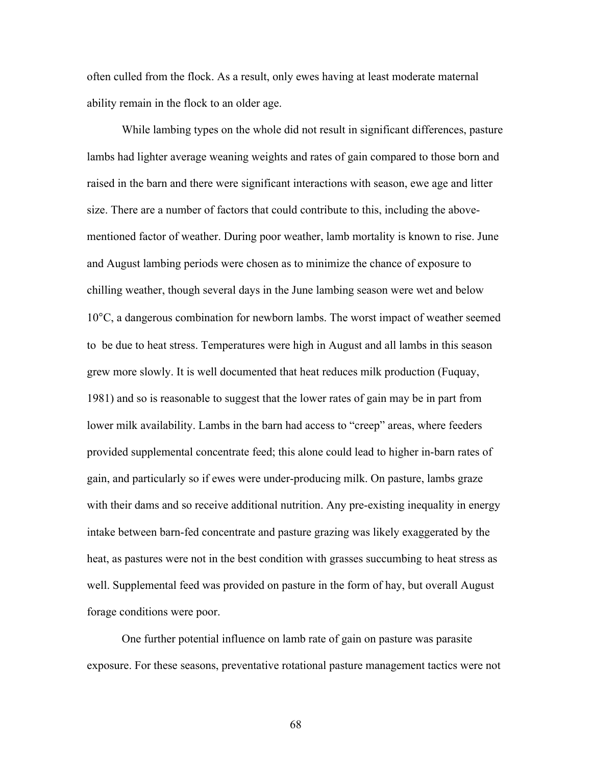often culled from the flock. As a result, only ewes having at least moderate maternal ability remain in the flock to an older age.

While lambing types on the whole did not result in significant differences, pasture lambs had lighter average weaning weights and rates of gain compared to those born and raised in the barn and there were significant interactions with season, ewe age and litter size. There are a number of factors that could contribute to this, including the above-mentioned factor of weather. During poor weather, lamb mortality is known to rise. June and August lambing periods were chosen as to minimize the chance of exposure to chilling weather, though several days in the June lambing season were wet and below 10°C, a dangerous combination for newborn lambs. The worst impact of weather seemed to be due to heat stress. Temperatures were high in August and all lambs in this season grew more slowly. It is well documented that heat reduces milk production (Fuquay, 1981) and so is reasonable to suggest that the lower rates of gain may be in part from lower milk availability. Lambs in the barn had access to "creep" areas, where feeders provided supplemental concentrate feed; this alone could lead to higher in-barn rates of gain, and particularly so if ewes were under-producing milk. On pasture, lambs graze with their dams and so receive additional nutrition. Any pre-existing inequality in energy intake between barn-fed concentrate and pasture grazing was likely exaggerated by the heat, as pastures were not in the best condition with grasses succumbing to heat stress as well. Supplemental feed was provided on pasture in the form of hay, but overall August forage conditions were poor.

One further potential influence on lamb rate of gain on pasture was parasite exposure. For these seasons, preventative rotational pasture management tactics were not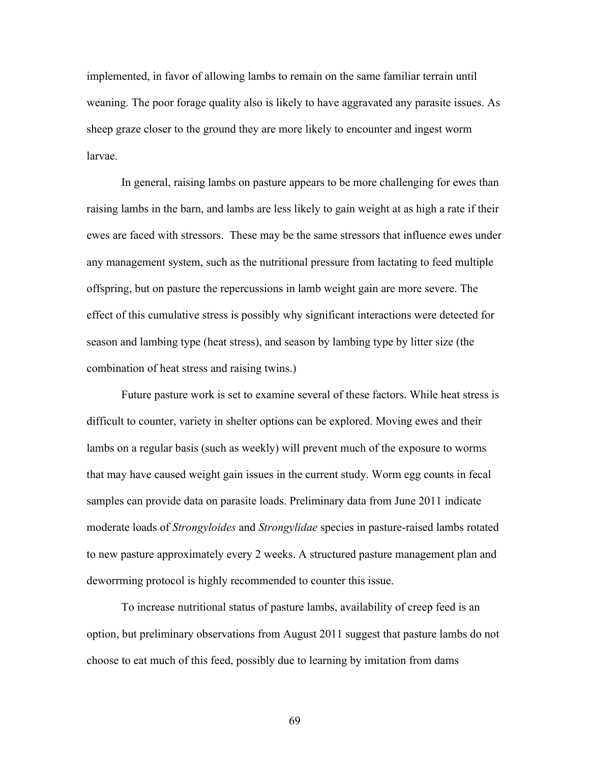implemented, in favor of allowing lambs to remain on the same familiar terrain until weaning. The poor forage quality also is likely to have aggravated any parasite issues. As sheep graze closer to the ground they are more likely to encounter and ingest worm larvae.

In general, raising lambs on pasture appears to be more challenging for ewes than raising lambs in the barn, and lambs are less likely to gain weight at as high a rate if their ewes are faced with stressors. These may be the same stressors that influence ewes under any management system, such as the nutritional pressure from lactating to feed multiple offspring, but on pasture the repercussions in lamb weight gain are more severe. The effect of this cumulative stress is possibly why significant interactions were detected for season and lambing type (heat stress), and season by lambing type by litter size (the combination of heat stress and raising twins.)

Future pasture work is set to examine several of these factors. While heat stress is difficult to counter, variety in shelter options can be explored. Moving ewes and their lambs on a regular basis (such as weekly) will prevent much of the exposure to worms that may have caused weight gain issues in the current study. Worm egg counts in fecal samples can provide data on parasite loads. Preliminary data from June 2011 indicate moderate loads of *Strongyloides* and *Strongylidae* species in pasture-raised lambs rotated to new pasture approximately every 2 weeks. A structured pasture management plan and deworrming protocol is highly recommended to counter this issue.

To increase nutritional status of pasture lambs, availability of creep feed is an option, but preliminary observations from August 2011 suggest that pasture lambs do not choose to eat much of this feed, possibly due to learning by imitation from dams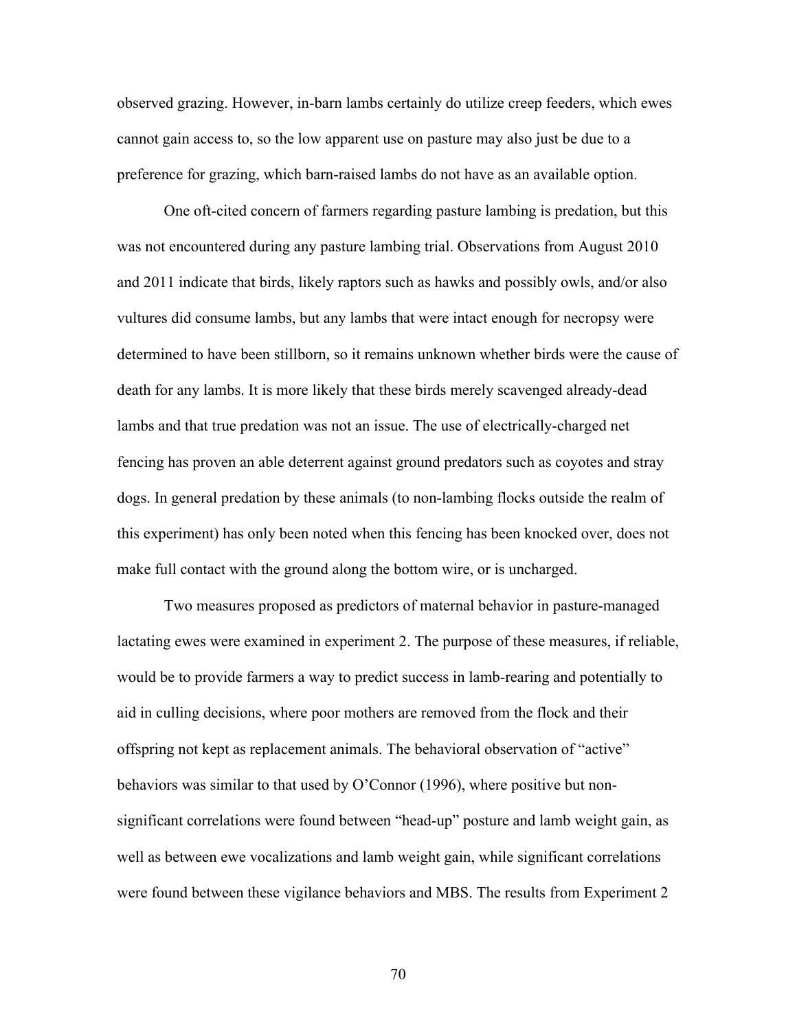observed grazing. However, in-barn lambs certainly do utilize creep feeders, which ewes cannot gain access to, so the low apparent use on pasture may also just be due to a preference for grazing, which barn-raised lambs do not have as an available option.

One oft-cited concern of farmers regarding pasture lambing is predation, but this was not encountered during any pasture lambing trial. Observations from August 2010 and 2011 indicate that birds, likely raptors such as hawks and possibly owls, and/or also vultures did consume lambs, but any lambs that were intact enough for necropsy were determined to have been stillborn, so it remains unknown whether birds were the cause of death for any lambs. It is more likely that these birds merely scavenged already-dead lambs and that true predation was not an issue. The use of electrically-charged net fencing has proven an able deterrent against ground predators such as coyotes and stray dogs. In general predation by these animals (to non-lambing flocks outside the realm of this experiment) has only been noted when this fencing has been knocked over, does not make full contact with the ground along the bottom wire, or is uncharged.

Two measures proposed as predictors of maternal behavior in pasture-managed lactating ewes were examined in experiment 2. The purpose of these measures, if reliable, would be to provide farmers a way to predict success in lamb-rearing and potentially to aid in culling decisions, where poor mothers are removed from the flock and their offspring not kept as replacement animals. The behavioral observation of "active" behaviors was similar to that used by O'Connor (1996), where positive but non-significant correlations were found between "head-up" posture and lamb weight gain, as well as between ewe vocalizations and lamb weight gain, while significant correlations were found between these vigilance behaviors and MBS. The results from Experiment 2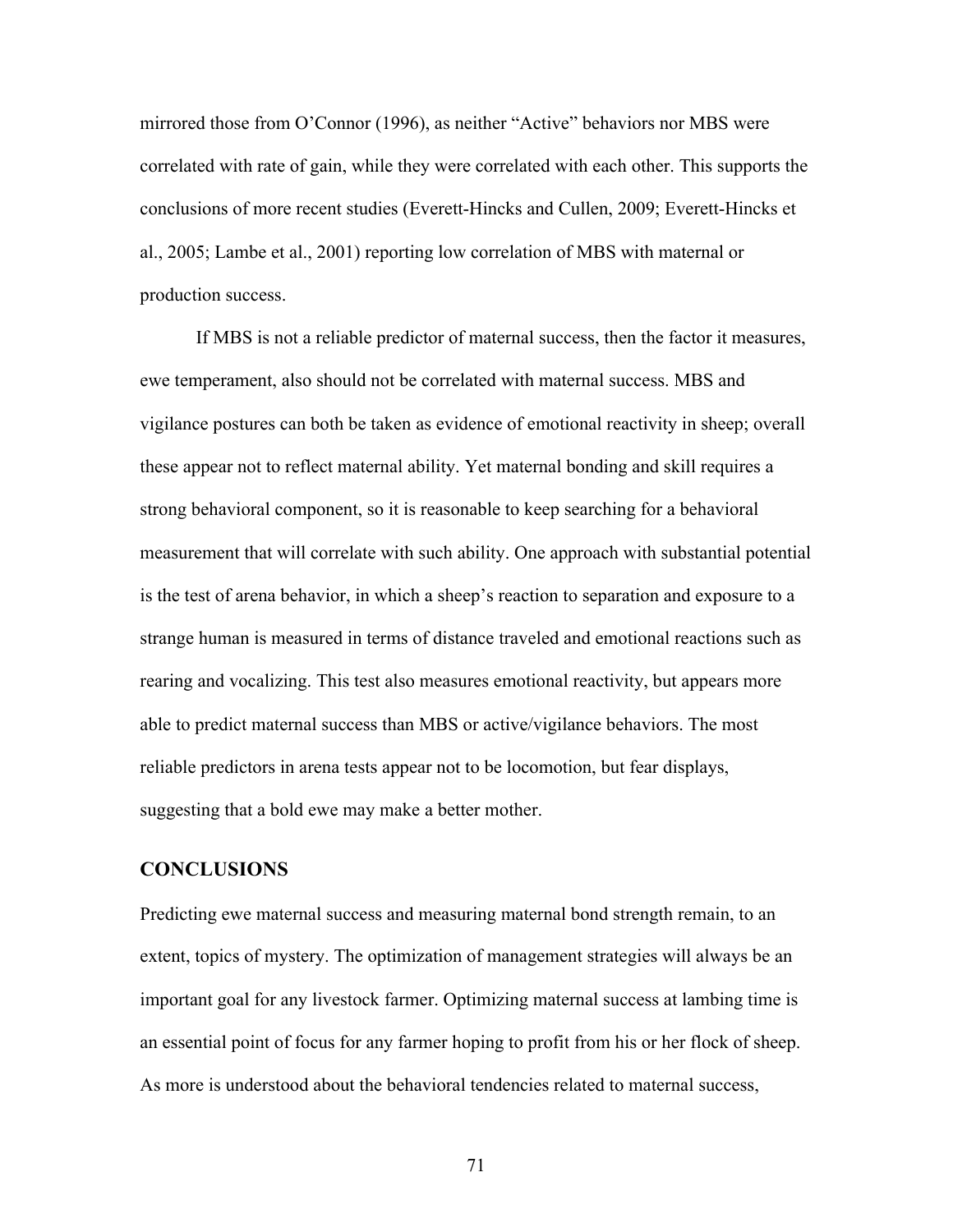mirrored those from O'Connor (1996), as neither "Active" behaviors nor MBS were correlated with rate of gain, while they were correlated with each other. This supports the conclusions of more recent studies (Everett-Hincks and Cullen, 2009; Everett-Hincks et al., 2005; Lambe et al., 2001) reporting low correlation of MBS with maternal or production success.

If MBS is not a reliable predictor of maternal success, then the factor it measures, ewe temperament, also should not be correlated with maternal success. MBS and vigilance postures can both be taken as evidence of emotional reactivity in sheep; overall these appear not to reflect maternal ability. Yet maternal bonding and skill requires a strong behavioral component, so it is reasonable to keep searching for a behavioral measurement that will correlate with such ability. One approach with substantial potential is the test of arena behavior, in which a sheep's reaction to separation and exposure to a strange human is measured in terms of distance traveled and emotional reactions such as rearing and vocalizing. This test also measures emotional reactivity, but appears more able to predict maternal success than MBS or active/vigilance behaviors. The most reliable predictors in arena tests appear not to be locomotion, but fear displays, suggesting that a bold ewe may make a better mother.

## CONCLUSIONS

Predicting ewe maternal success and measuring maternal bond strength remain, to an extent, topics of mystery. The optimization of management strategies will always be an important goal for any livestock farmer. Optimizing maternal success at lambing time is an essential point of focus for any farmer hoping to profit from his or her flock of sheep. As more is understood about the behavioral tendencies related to maternal success,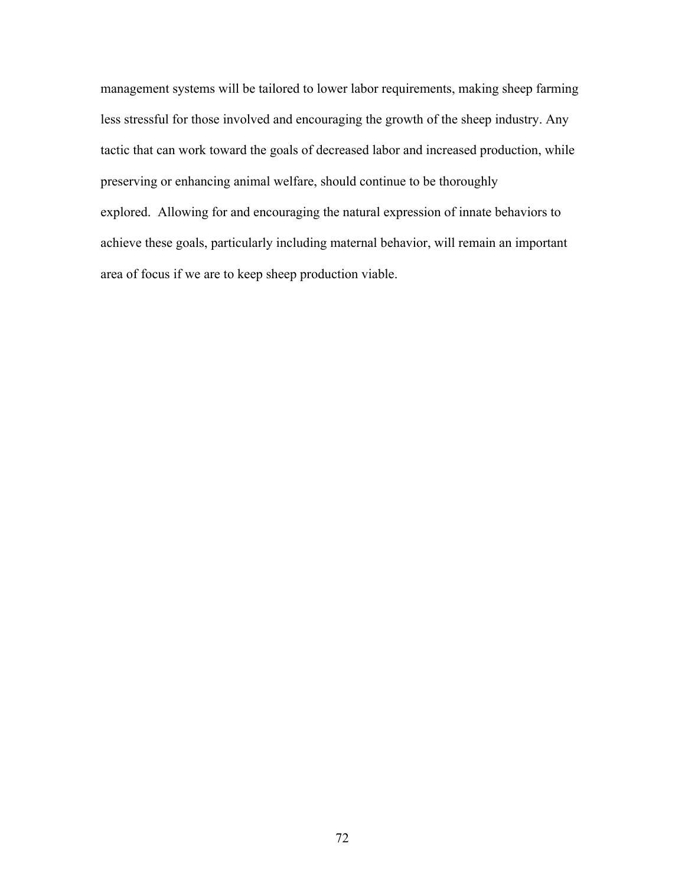management systems will be tailored to lower labor requirements, making sheep farming less stressful for those involved and encouraging the growth of the sheep industry. Any tactic that can work toward the goals of decreased labor and increased production, while preserving or enhancing animal welfare, should continue to be thoroughly explored. Allowing for and encouraging the natural expression of innate behaviors to achieve these goals, particularly including maternal behavior, will remain an important area of focus if we are to keep sheep production viable.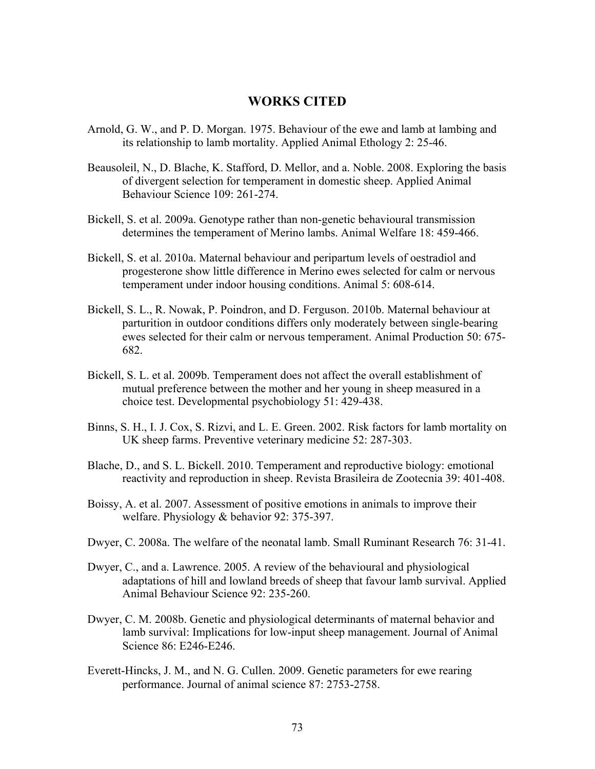# WORKS CITED

Arnold, G. W., and P. D. Morgan. 1975. Behaviour of the ewe and lamb at lambing and its relationship to lamb mortality. Applied Animal Ethology 2: 25-46.

Beausoleil, N., D. Blache, K. Stafford, D. Mellor, and a. Noble. 2008. Exploring the basis of divergent selection for temperament in domestic sheep. Applied Animal Behaviour Science 109: 261-274.

Bickell, S. et al. 2009a. Genotype rather than non-genetic behavioural transmission determines the temperament of Merino lambs. Animal Welfare 18: 459-466.

Bickell, S. et al. 2010a. Maternal behaviour and peripartum levels of oestradiol and progesterone show little difference in Merino ewes selected for calm or nervous temperament under indoor housing conditions. Animal 5: 608-614.

Bickell, S. L., R. Nowak, P. Poindron, and D. Ferguson. 2010b. Maternal behaviour at parturition in outdoor conditions differs only moderately between single-bearing ewes selected for their calm or nervous temperament. Animal Production 50: 675-682.

Bickell, S. L. et al. 2009b. Temperament does not affect the overall establishment of mutual preference between the mother and her young in sheep measured in a choice test. Developmental psychobiology 51: 429-438.

Binns, S. H., I. J. Cox, S. Rizvi, and L. E. Green. 2002. Risk factors for lamb mortality on UK sheep farms. Preventive veterinary medicine 52: 287-303.

Blache, D., and S. L. Bickell. 2010. Temperament and reproductive biology: emotional reactivity and reproduction in sheep. Revista Brasileira de Zootecnia 39: 401-408.

Boissy, A. et al. 2007. Assessment of positive emotions in animals to improve their welfare. Physiology & behavior 92: 375-397.

Dwyer, C. 2008a. The welfare of the neonatal lamb. Small Ruminant Research 76: 31-41.

Dwyer, C., and a. Lawrence. 2005. A review of the behavioural and physiological adaptations of hill and lowland breeds of sheep that favour lamb survival. Applied Animal Behaviour Science 92: 235-260.

Dwyer, C. M. 2008b. Genetic and physiological determinants of maternal behavior and lamb survival: Implications for low-input sheep management. Journal of Animal Science 86: E246-E246.

Everett-Hincks, J. M., and N. G. Cullen. 2009. Genetic parameters for ewe rearing performance. Journal of animal science 87: 2753-2758.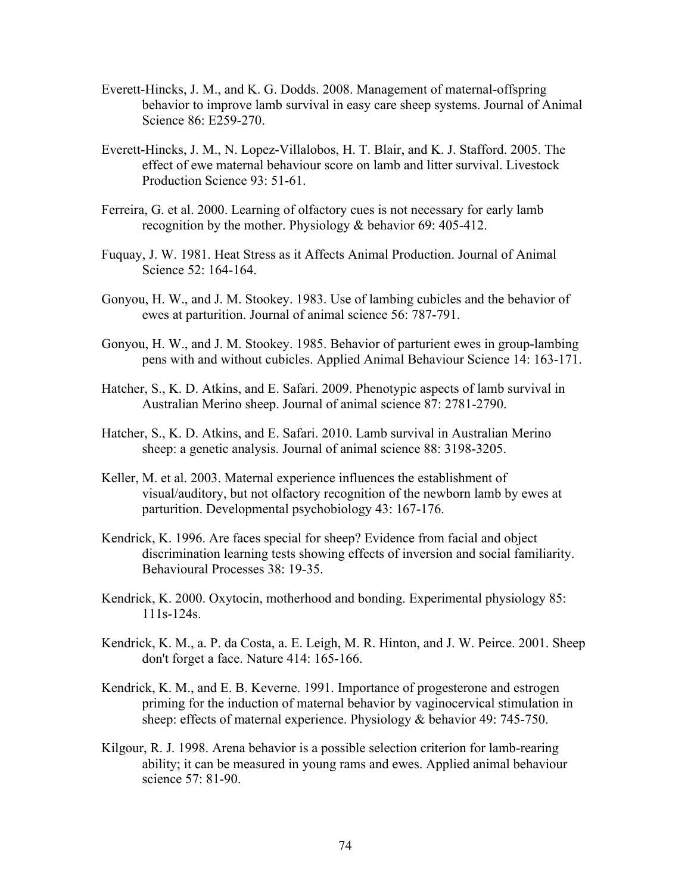Everett-Hincks, J. M., and K. G. Dodds. 2008. Management of maternal-offspring behavior to improve lamb survival in easy care sheep systems. Journal of Animal Science 86: E259-270.

Everett-Hincks, J. M., N. Lopez-Villalobos, H. T. Blair, and K. J. Stafford. 2005. The effect of ewe maternal behaviour score on lamb and litter survival. Livestock Production Science 93: 51-61.

Ferreira, G. et al. 2000. Learning of olfactory cues is not necessary for early lamb recognition by the mother. Physiology & behavior 69: 405-412.

Fuquay, J. W. 1981. Heat Stress as it Affects Animal Production. Journal of Animal Science 52: 164-164.

Gonyou, H. W., and J. M. Stookey. 1983. Use of lambing cubicles and the behavior of ewes at parturition. Journal of animal science 56: 787-791.

Gonyou, H. W., and J. M. Stookey. 1985. Behavior of parturient ewes in group-lambing pens with and without cubicles. Applied Animal Behaviour Science 14: 163-171.

Hatcher, S., K. D. Atkins, and E. Safari. 2009. Phenotypic aspects of lamb survival in Australian Merino sheep. Journal of animal science 87: 2781-2790.

Hatcher, S., K. D. Atkins, and E. Safari. 2010. Lamb survival in Australian Merino sheep: a genetic analysis. Journal of animal science 88: 3198-3205.

Keller, M. et al. 2003. Maternal experience influences the establishment of visual/auditory, but not olfactory recognition of the newborn lamb by ewes at parturition. Developmental psychobiology 43: 167-176.

Kendrick, K. 1996. Are faces special for sheep? Evidence from facial and object discrimination learning tests showing effects of inversion and social familiarity. Behavioural Processes 38: 19-35.

Kendrick, K. 2000. Oxytocin, motherhood and bonding. Experimental physiology 85: 111s-124s.

Kendrick, K. M., a. P. da Costa, a. E. Leigh, M. R. Hinton, and J. W. Peirce. 2001. Sheep don't forget a face. Nature 414: 165-166.

Kendrick, K. M., and E. B. Keverne. 1991. Importance of progesterone and estrogen priming for the induction of maternal behavior by vaginocervical stimulation in sheep: effects of maternal experience. Physiology & behavior 49: 745-750.

Kilgour, R. J. 1998. Arena behavior is a possible selection criterion for lamb-rearing ability; it can be measured in young rams and ewes. Applied animal behaviour science 57: 81-90.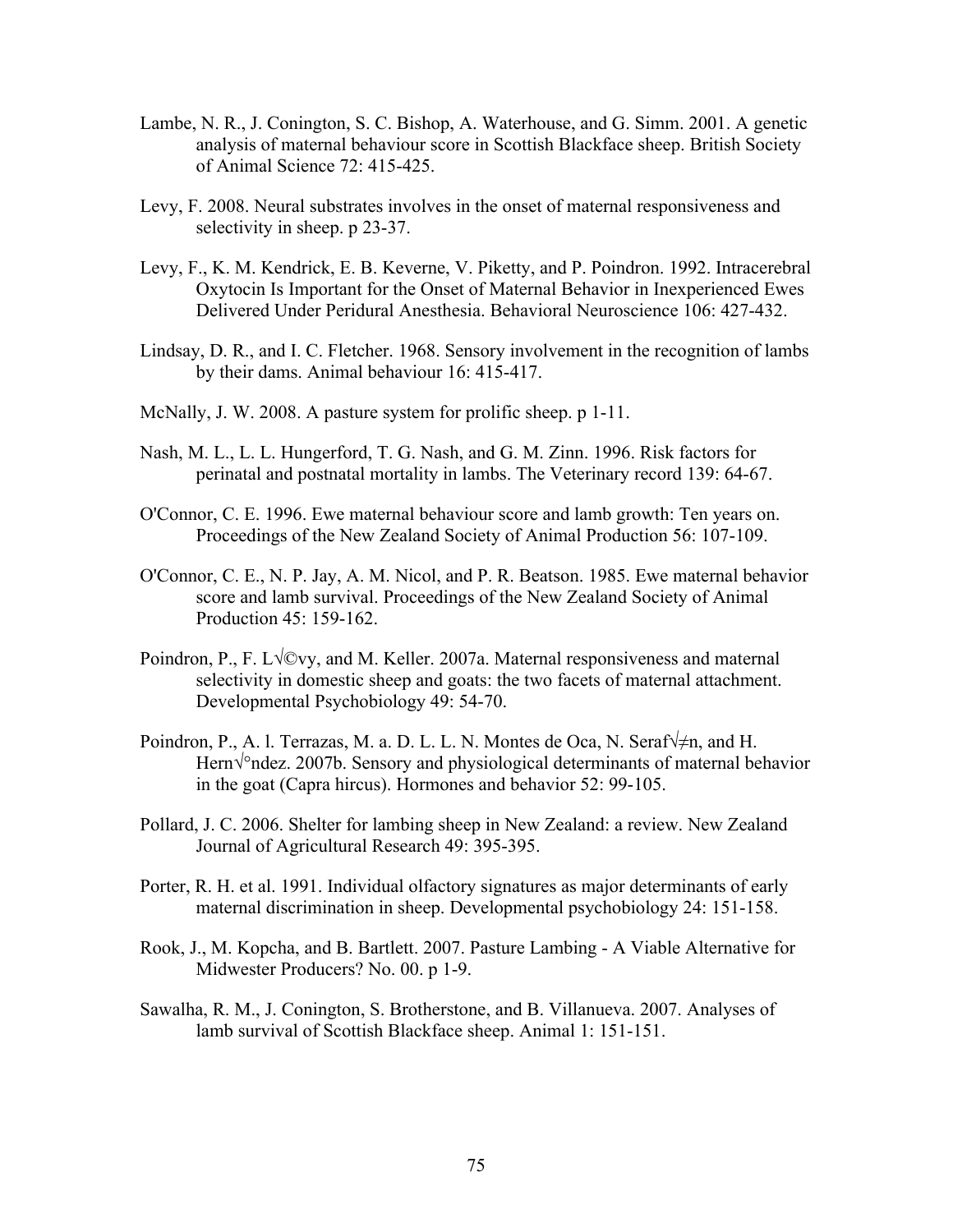Lambe, N. R., J. Conington, S. C. Bishop, A. Waterhouse, and G. Simm. 2001. A genetic analysis of maternal behaviour score in Scottish Blackface sheep. British Society of Animal Science 72: 415-425.

Levy, F. 2008. Neural substrates involves in the onset of maternal responsiveness and selectivity in sheep. p 23-37.

Levy, F., K. M. Kendrick, E. B. Keverne, V. Piketty, and P. Poindron. 1992. Intracerebral Oxytocin Is Important for the Onset of Maternal Behavior in Inexperienced Ewes Delivered Under Peridural Anesthesia. Behavioral Neuroscience 106: 427-432.

Lindsay, D. R., and I. C. Fletcher. 1968. Sensory involvement in the recognition of lambs by their dams. Animal behaviour 16: 415-417.

McNally, J. W. 2008. A pasture system for prolific sheep. p 1-11.

Nash, M. L., L. L. Hungerford, T. G. Nash, and G. M. Zinn. 1996. Risk factors for perinatal and postnatal mortality in lambs. The Veterinary record 139: 64-67.

O'Connor, C. E. 1996. Ewe maternal behaviour score and lamb growth: Ten years on. Proceedings of the New Zealand Society of Animal Production 56: 107-109.

O'Connor, C. E., N. P. Jay, A. M. Nicol, and P. R. Beatson. 1985. Ewe maternal behavior score and lamb survival. Proceedings of the New Zealand Society of Animal Production 45: 159-162.

Poindron, P., F. L√©vy, and M. Keller. 2007a. Maternal responsiveness and maternal selectivity in domestic sheep and goats: the two facets of maternal attachment. Developmental Psychobiology 49: 54-70.

Poindron, P., A. l. Terrazas, M. a. D. L. L. N. Montes de Oca, N. Seraf√≠n, and H. Hern√°ndez. 2007b. Sensory and physiological determinants of maternal behavior in the goat (Capra hircus). Hormones and behavior 52: 99-105.

Pollard, J. C. 2006. Shelter for lambing sheep in New Zealand: a review. New Zealand Journal of Agricultural Research 49: 395-395.

Porter, R. H. et al. 1991. Individual olfactory signatures as major determinants of early maternal discrimination in sheep. Developmental psychobiology 24: 151-158.

Rook, J., M. Kopcha, and B. Bartlett. 2007. Pasture Lambing - A Viable Alternative for Midwester Producers? No. 00. p 1-9.

Sawalha, R. M., J. Conington, S. Brotherstone, and B. Villanueva. 2007. Analyses of lamb survival of Scottish Blackface sheep. Animal 1: 151-151.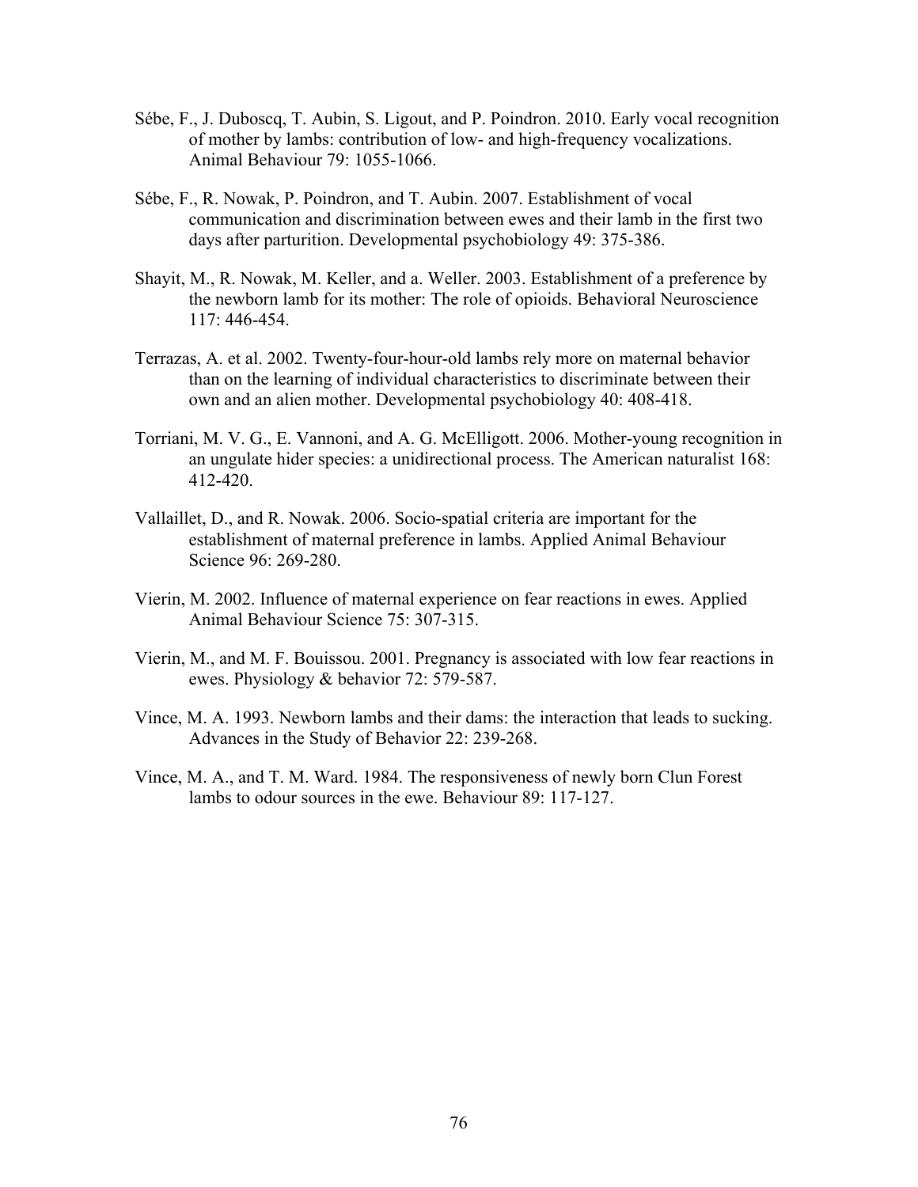Sébe, F., J. Duboscq, T. Aubin, S. Ligout, and P. Poindron. 2010. Early vocal recognition of mother by lambs: contribution of low- and high-frequency vocalizations. Animal Behaviour 79: 1055-1066.

Sébe, F., R. Nowak, P. Poindron, and T. Aubin. 2007. Establishment of vocal communication and discrimination between ewes and their lamb in the first two days after parturition. Developmental psychobiology 49: 375-386.

Shayit, M., R. Nowak, M. Keller, and a. Weller. 2003. Establishment of a preference by the newborn lamb for its mother: The role of opioids. Behavioral Neuroscience 117: 446-454.

Terrazas, A. et al. 2002. Twenty-four-hour-old lambs rely more on maternal behavior than on the learning of individual characteristics to discriminate between their own and an alien mother. Developmental psychobiology 40: 408-418.

Torriani, M. V. G., E. Vannoni, and A. G. McElligott. 2006. Mother-young recognition in an ungulate hider species: a unidirectional process. The American naturalist 168: 412-420.

Vallaillet, D., and R. Nowak. 2006. Socio-spatial criteria are important for the establishment of maternal preference in lambs. Applied Animal Behaviour Science 96: 269-280.

Vierin, M. 2002. Influence of maternal experience on fear reactions in ewes. Applied Animal Behaviour Science 75: 307-315.

Vierin, M., and M. F. Bouissou. 2001. Pregnancy is associated with low fear reactions in ewes. Physiology & behavior 72: 579-587.

Vince, M. A. 1993. Newborn lambs and their dams: the interaction that leads to sucking. Advances in the Study of Behavior 22: 239-268.

Vince, M. A., and T. M. Ward. 1984. The responsiveness of newly born Clun Forest lambs to odour sources in the ewe. Behaviour 89: 117-127.